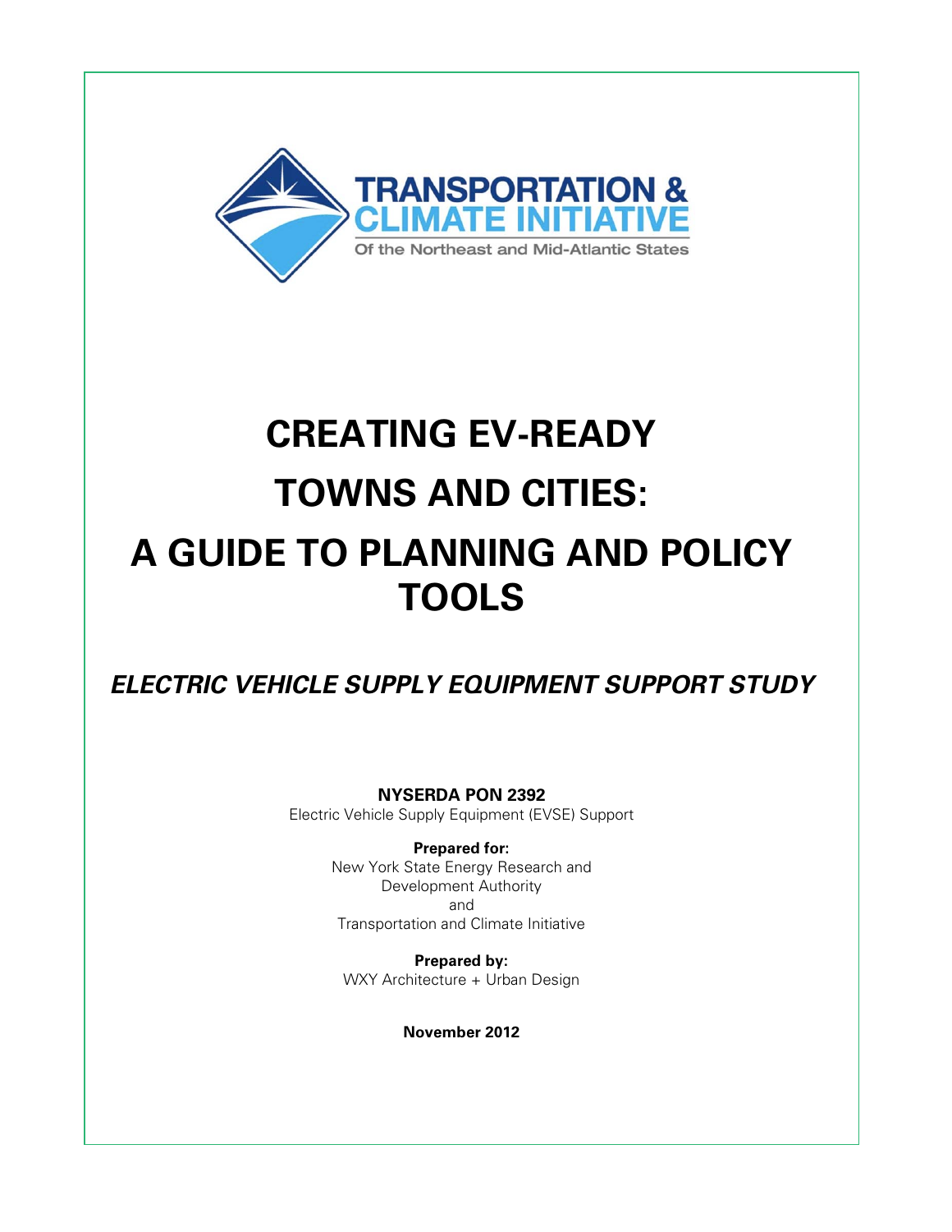TRANSPORTATION & CLIMATE INITIATIVE

Of the Northeast and Mid-Atlantic States

# CREATING EV-READY TOWNS AND CITIES: A GUIDE TO PLANNING AND POLICY TOOLS

## *ELECTRIC VEHICLE SUPPLY EQUIPMENT SUPPORT STUDY*

**NYSERDA PON 2392**

Electric Vehicle Supply Equipment (EVSE) Support

**Prepared for:**

New York State Energy Research and Development Authority

and

Transportation and Climate Initiative

**Prepared by:**

WXY Architecture + Urban Design

**November 2012**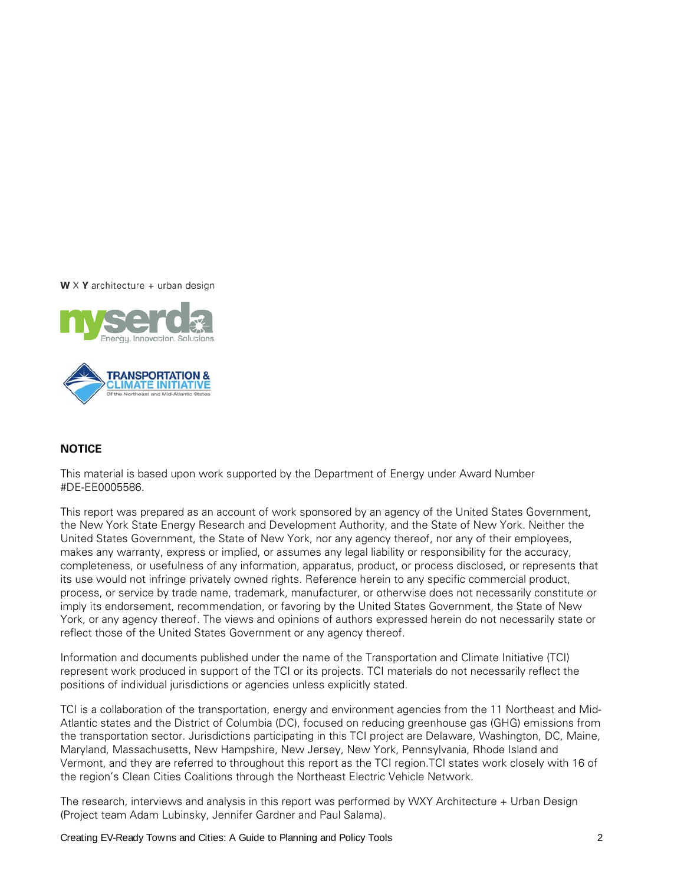W X Y architecture + urban design

## NOTICE

This material is based upon work supported by the Department of Energy under Award Number #DE-EE0005586.

This report was prepared as an account of work sponsored by an agency of the United States Government, the New York State Energy Research and Development Authority, and the State of New York. Neither the United States Government, the State of New York, nor any agency thereof, nor any of their employees, makes any warranty, express or implied, or assumes any legal liability or responsibility for the accuracy, completeness, or usefulness of any information, apparatus, product, or process disclosed, or represents that its use would not infringe privately owned rights. Reference herein to any specific commercial product, process, or service by trade name, trademark, manufacturer, or otherwise does not necessarily constitute or imply its endorsement, recommendation, or favoring by the United States Government, the State of New York, or any agency thereof. The views and opinions of authors expressed herein do not necessarily state or reflect those of the United States Government or any agency thereof.

Information and documents published under the name of the Transportation and Climate Initiative (TCI) represent work produced in support of the TCI or its projects. TCI materials do not necessarily reflect the positions of individual jurisdictions or agencies unless explicitly stated.

TCI is a collaboration of the transportation, energy and environment agencies from the 11 Northeast and Mid-Atlantic states and the District of Columbia (DC), focused on reducing greenhouse gas (GHG) emissions from the transportation sector. Jurisdictions participating in this TCI project are Delaware, Washington, DC, Maine, Maryland, Massachusetts, New Hampshire, New Jersey, New York, Pennsylvania, Rhode Island and Vermont, and they are referred to throughout this report as the TCI region.TCI states work closely with 16 of the region's Clean Cities Coalitions through the Northeast Electric Vehicle Network.

The research, interviews and analysis in this report was performed by WXY Architecture + Urban Design (Project team Adam Lubinsky, Jennifer Gardner and Paul Salama).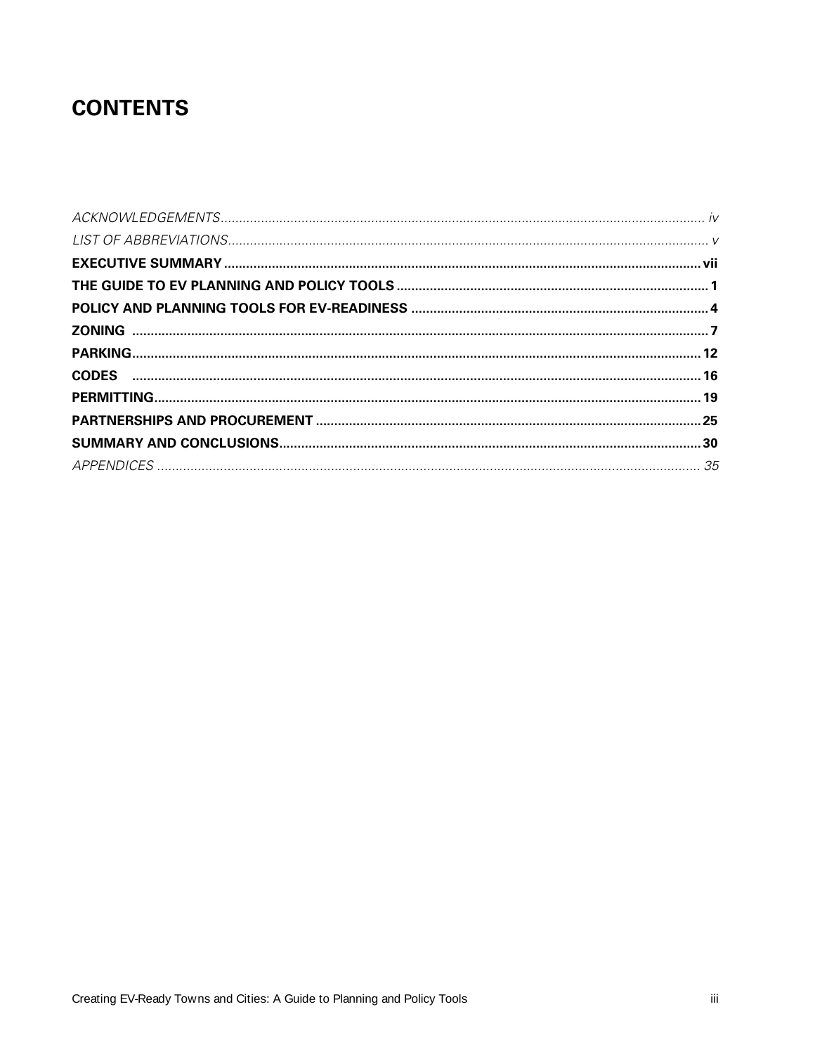# CONTENTS

*ACKNOWLEDGEMENTS* ..... *iv*
*LIST OF ABBREVIATIONS* ..... *v*
**EXECUTIVE SUMMARY ..... vii**
**THE GUIDE TO EV PLANNING AND POLICY TOOLS ..... 1**
**POLICY AND PLANNING TOOLS FOR EV-READINESS ..... 4**
**ZONING ..... 7**
**PARKING ..... 12**
**CODES ..... 16**
**PERMITTING ..... 19**
**PARTNERSHIPS AND PROCUREMENT ..... 25**
**SUMMARY AND CONCLUSIONS ..... 30**
*APPENDICES* ..... *35*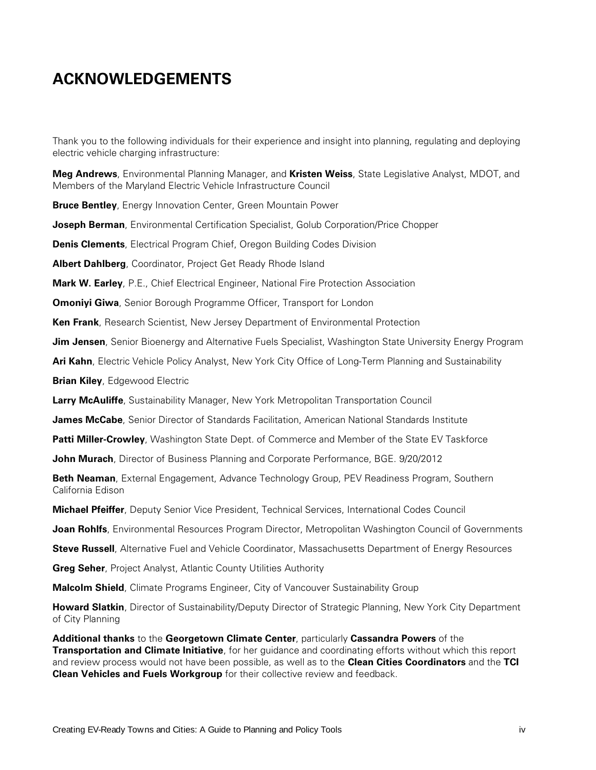# ACKNOWLEDGEMENTS

Thank you to the following individuals for their experience and insight into planning, regulating and deploying electric vehicle charging infrastructure:

**Meg Andrews**, Environmental Planning Manager, and **Kristen Weiss**, State Legislative Analyst, MDOT, and Members of the Maryland Electric Vehicle Infrastructure Council

**Bruce Bentley**, Energy Innovation Center, Green Mountain Power

**Joseph Berman**, Environmental Certification Specialist, Golub Corporation/Price Chopper

**Denis Clements**, Electrical Program Chief, Oregon Building Codes Division

**Albert Dahlberg**, Coordinator, Project Get Ready Rhode Island

**Mark W. Earley**, P.E., Chief Electrical Engineer, National Fire Protection Association

**Omoniyi Giwa**, Senior Borough Programme Officer, Transport for London

**Ken Frank**, Research Scientist, New Jersey Department of Environmental Protection

**Jim Jensen**, Senior Bioenergy and Alternative Fuels Specialist, Washington State University Energy Program

**Ari Kahn**, Electric Vehicle Policy Analyst, New York City Office of Long-Term Planning and Sustainability

**Brian Kiley**, Edgewood Electric

**Larry McAuliffe**, Sustainability Manager, New York Metropolitan Transportation Council

**James McCabe**, Senior Director of Standards Facilitation, American National Standards Institute

**Patti Miller-Crowley**, Washington State Dept. of Commerce and Member of the State EV Taskforce

**John Murach**, Director of Business Planning and Corporate Performance, BGE. 9/20/2012

**Beth Neaman**, External Engagement, Advance Technology Group, PEV Readiness Program, Southern California Edison

**Michael Pfeiffer**, Deputy Senior Vice President, Technical Services, International Codes Council

**Joan Rohlfs**, Environmental Resources Program Director, Metropolitan Washington Council of Governments

**Steve Russell**, Alternative Fuel and Vehicle Coordinator, Massachusetts Department of Energy Resources

**Greg Seher**, Project Analyst, Atlantic County Utilities Authority

**Malcolm Shield**, Climate Programs Engineer, City of Vancouver Sustainability Group

**Howard Slatkin**, Director of Sustainability/Deputy Director of Strategic Planning, New York City Department of City Planning

**Additional thanks** to the **Georgetown Climate Center**, particularly **Cassandra Powers** of the **Transportation and Climate Initiative**, for her guidance and coordinating efforts without which this report and review process would not have been possible, as well as to the **Clean Cities Coordinators** and the **TCI Clean Vehicles and Fuels Workgroup** for their collective review and feedback.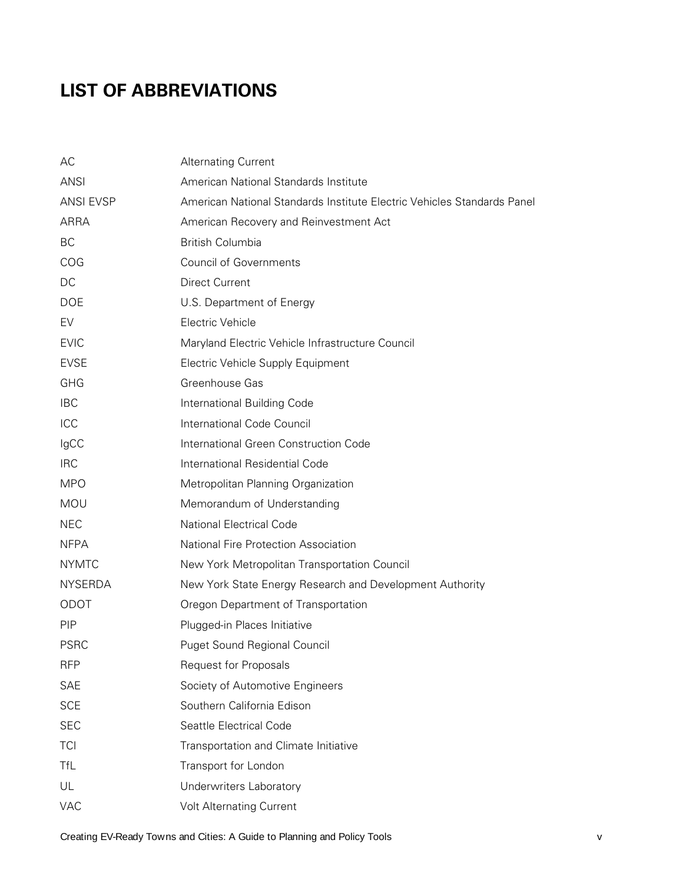# LIST OF ABBREVIATIONS

| | |
|---|---|
| AC | Alternating Current |
| ANSI | American National Standards Institute |
| ANSI EVSP | American National Standards Institute Electric Vehicles Standards Panel |
| ARRA | American Recovery and Reinvestment Act |
| BC | British Columbia |
| COG | Council of Governments |
| DC | Direct Current |
| DOE | U.S. Department of Energy |
| EV | Electric Vehicle |
| EVIC | Maryland Electric Vehicle Infrastructure Council |
| EVSE | Electric Vehicle Supply Equipment |
| GHG | Greenhouse Gas |
| IBC | International Building Code |
| ICC | International Code Council |
| IgCC | International Green Construction Code |
| IRC | International Residential Code |
| MPO | Metropolitan Planning Organization |
| MOU | Memorandum of Understanding |
| NEC | National Electrical Code |
| NFPA | National Fire Protection Association |
| NYMTC | New York Metropolitan Transportation Council |
| NYSERDA | New York State Energy Research and Development Authority |
| ODOT | Oregon Department of Transportation |
| PIP | Plugged-in Places Initiative |
| PSRC | Puget Sound Regional Council |
| RFP | Request for Proposals |
| SAE | Society of Automotive Engineers |
| SCE | Southern California Edison |
| SEC | Seattle Electrical Code |
| TCI | Transportation and Climate Initiative |
| TfL | Transport for London |
| UL | Underwriters Laboratory |
| VAC | Volt Alternating Current |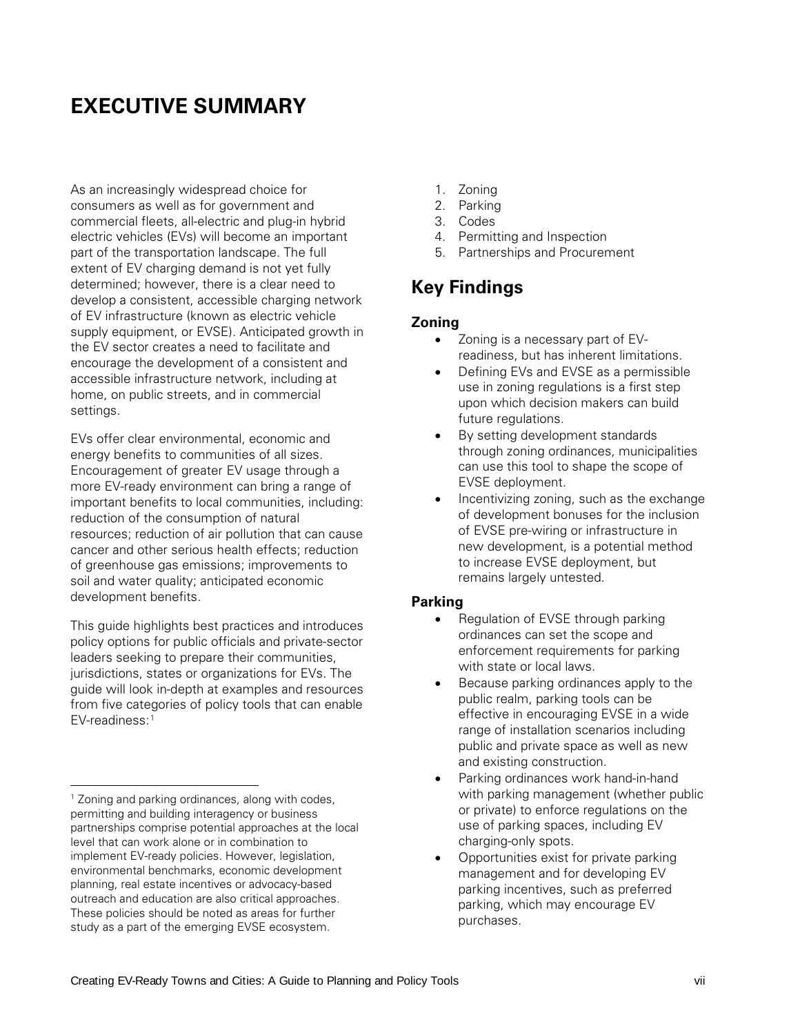# EXECUTIVE SUMMARY

As an increasingly widespread choice for consumers as well as for government and commercial fleets, all-electric and plug-in hybrid electric vehicles (EVs) will become an important part of the transportation landscape. The full extent of EV charging demand is not yet fully determined; however, there is a clear need to develop a consistent, accessible charging network of EV infrastructure (known as electric vehicle supply equipment, or EVSE). Anticipated growth in the EV sector creates a need to facilitate and encourage the development of a consistent and accessible infrastructure network, including at home, on public streets, and in commercial settings.

EVs offer clear environmental, economic and energy benefits to communities of all sizes. Encouragement of greater EV usage through a more EV-ready environment can bring a range of important benefits to local communities, including: reduction of the consumption of natural resources; reduction of air pollution that can cause cancer and other serious health effects; reduction of greenhouse gas emissions; improvements to soil and water quality; anticipated economic development benefits.

This guide highlights best practices and introduces policy options for public officials and private-sector leaders seeking to prepare their communities, jurisdictions, states or organizations for EVs. The guide will look in-depth at examples and resources from five categories of policy tools that can enable EV-readiness:[1]

1. Zoning
2. Parking
3. Codes
4. Permitting and Inspection
5. Partnerships and Procurement

## Key Findings

### Zoning

- Zoning is a necessary part of EV-readiness, but has inherent limitations.
- Defining EVs and EVSE as a permissible use in zoning regulations is a first step upon which decision makers can build future regulations.
- By setting development standards through zoning ordinances, municipalities can use this tool to shape the scope of EVSE deployment.
- Incentivizing zoning, such as the exchange of development bonuses for the inclusion of EVSE pre-wiring or infrastructure in new development, is a potential method to increase EVSE deployment, but remains largely untested.

### Parking

- Regulation of EVSE through parking ordinances can set the scope and enforcement requirements for parking with state or local laws.
- Because parking ordinances apply to the public realm, parking tools can be effective in encouraging EVSE in a wide range of installation scenarios including public and private space as well as new and existing construction.
- Parking ordinances work hand-in-hand with parking management (whether public or private) to enforce regulations on the use of parking spaces, including EV charging-only spots.
- Opportunities exist for private parking management and for developing EV parking incentives, such as preferred parking, which may encourage EV purchases.

[1] Zoning and parking ordinances, along with codes, permitting and building interagency or business partnerships comprise potential approaches at the local level that can work alone or in combination to implement EV-ready policies. However, legislation, environmental benchmarks, economic development planning, real estate incentives or advocacy-based outreach and education are also critical approaches. These policies should be noted as areas for further study as a part of the emerging EVSE ecosystem.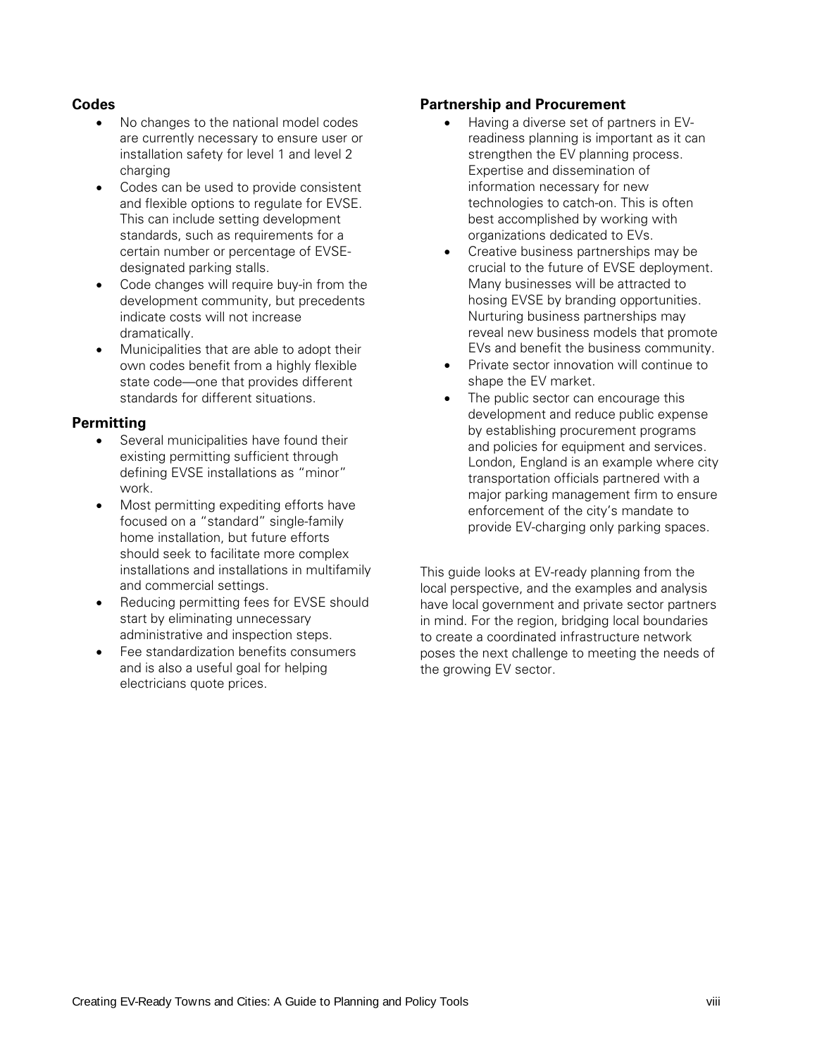### Codes

- No changes to the national model codes are currently necessary to ensure user or installation safety for level 1 and level 2 charging
- Codes can be used to provide consistent and flexible options to regulate for EVSE. This can include setting development standards, such as requirements for a certain number or percentage of EVSE-designated parking stalls.
- Code changes will require buy-in from the development community, but precedents indicate costs will not increase dramatically.
- Municipalities that are able to adopt their own codes benefit from a highly flexible state code—one that provides different standards for different situations.

### Permitting

- Several municipalities have found their existing permitting sufficient through defining EVSE installations as "minor" work.
- Most permitting expediting efforts have focused on a "standard" single-family home installation, but future efforts should seek to facilitate more complex installations and installations in multifamily and commercial settings.
- Reducing permitting fees for EVSE should start by eliminating unnecessary administrative and inspection steps.
- Fee standardization benefits consumers and is also a useful goal for helping electricians quote prices.

### Partnership and Procurement

- Having a diverse set of partners in EV-readiness planning is important as it can strengthen the EV planning process. Expertise and dissemination of information necessary for new technologies to catch-on. This is often best accomplished by working with organizations dedicated to EVs.
- Creative business partnerships may be crucial to the future of EVSE deployment. Many businesses will be attracted to hosing EVSE by branding opportunities. Nurturing business partnerships may reveal new business models that promote EVs and benefit the business community.
- Private sector innovation will continue to shape the EV market.
- The public sector can encourage this development and reduce public expense by establishing procurement programs and policies for equipment and services. London, England is an example where city transportation officials partnered with a major parking management firm to ensure enforcement of the city's mandate to provide EV-charging only parking spaces.

This guide looks at EV-ready planning from the local perspective, and the examples and analysis have local government and private sector partners in mind. For the region, bridging local boundaries to create a coordinated infrastructure network poses the next challenge to meeting the needs of the growing EV sector.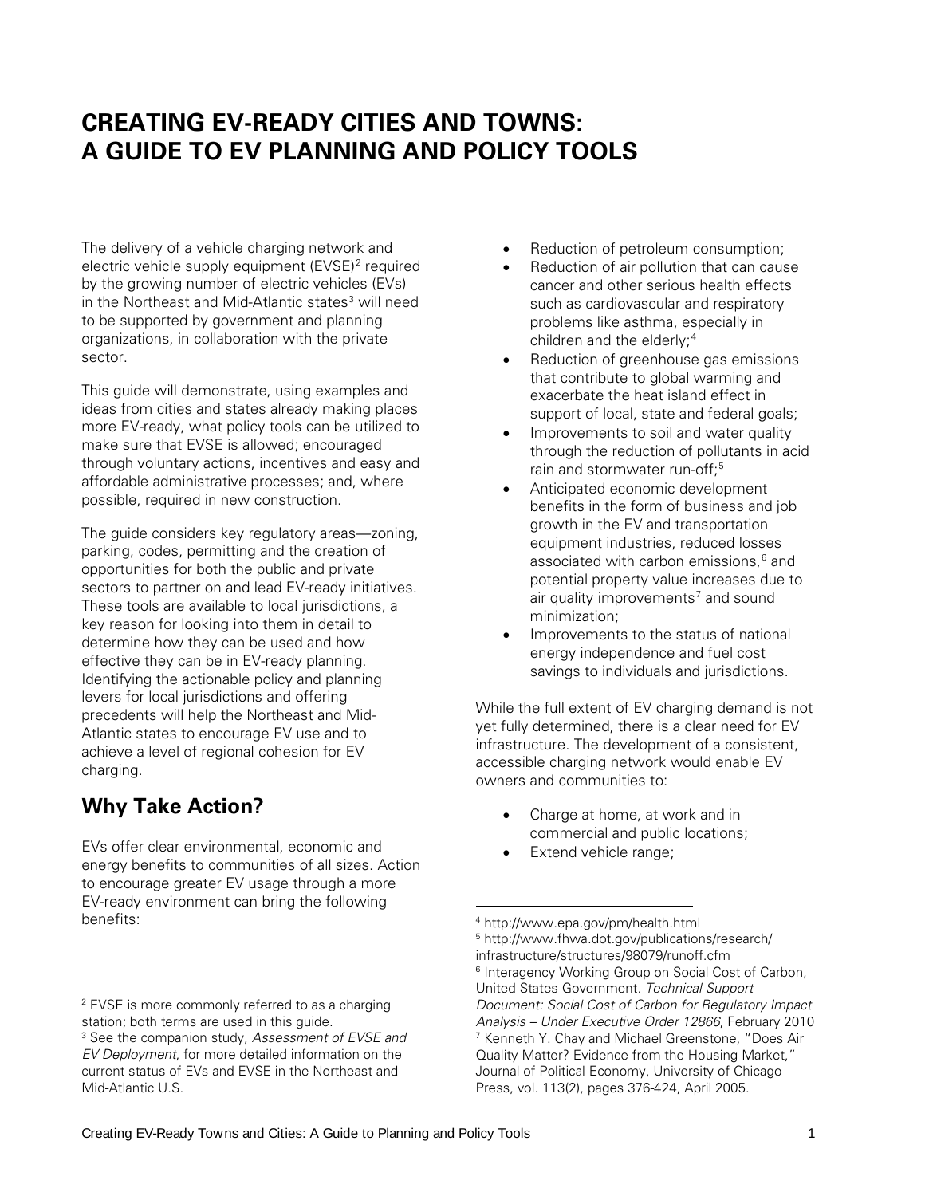# CREATING EV-READY CITIES AND TOWNS: A GUIDE TO EV PLANNING AND POLICY TOOLS

The delivery of a vehicle charging network and electric vehicle supply equipment (EVSE)[2] required by the growing number of electric vehicles (EVs) in the Northeast and Mid-Atlantic states[3] will need to be supported by government and planning organizations, in collaboration with the private sector.

This guide will demonstrate, using examples and ideas from cities and states already making places more EV-ready, what policy tools can be utilized to make sure that EVSE is allowed; encouraged through voluntary actions, incentives and easy and affordable administrative processes; and, where possible, required in new construction.

The guide considers key regulatory areas—zoning, parking, codes, permitting and the creation of opportunities for both the public and private sectors to partner on and lead EV-ready initiatives. These tools are available to local jurisdictions, a key reason for looking into them in detail to determine how they can be used and how effective they can be in EV-ready planning. Identifying the actionable policy and planning levers for local jurisdictions and offering precedents will help the Northeast and Mid-Atlantic states to encourage EV use and to achieve a level of regional cohesion for EV charging.

## Why Take Action?

EVs offer clear environmental, economic and energy benefits to communities of all sizes. Action to encourage greater EV usage through a more EV-ready environment can bring the following benefits:

- Reduction of petroleum consumption;
- Reduction of air pollution that can cause cancer and other serious health effects such as cardiovascular and respiratory problems like asthma, especially in children and the elderly;[4]
- Reduction of greenhouse gas emissions that contribute to global warming and exacerbate the heat island effect in support of local, state and federal goals;
- Improvements to soil and water quality through the reduction of pollutants in acid rain and stormwater run-off;[5]
- Anticipated economic development benefits in the form of business and job growth in the EV and transportation equipment industries, reduced losses associated with carbon emissions,[6] and potential property value increases due to air quality improvements[7] and sound minimization;
- Improvements to the status of national energy independence and fuel cost savings to individuals and jurisdictions.

While the full extent of EV charging demand is not yet fully determined, there is a clear need for EV infrastructure. The development of a consistent, accessible charging network would enable EV owners and communities to:

- Charge at home, at work and in commercial and public locations;
- Extend vehicle range;

---

[2] EVSE is more commonly referred to as a charging station; both terms are used in this guide.

[3] See the companion study, *Assessment of EVSE and EV Deployment*, for more detailed information on the current status of EVs and EVSE in the Northeast and Mid-Atlantic U.S.

[4] http://www.epa.gov/pm/health.html

[5] http://www.fhwa.dot.gov/publications/research/infrastructure/structures/98079/runoff.cfm

[6] Interagency Working Group on Social Cost of Carbon, United States Government. *Technical Support Document: Social Cost of Carbon for Regulatory Impact Analysis – Under Executive Order 12866*, February 2010

[7] Kenneth Y. Chay and Michael Greenstone, "Does Air Quality Matter? Evidence from the Housing Market," Journal of Political Economy, University of Chicago Press, vol. 113(2), pages 376-424, April 2005.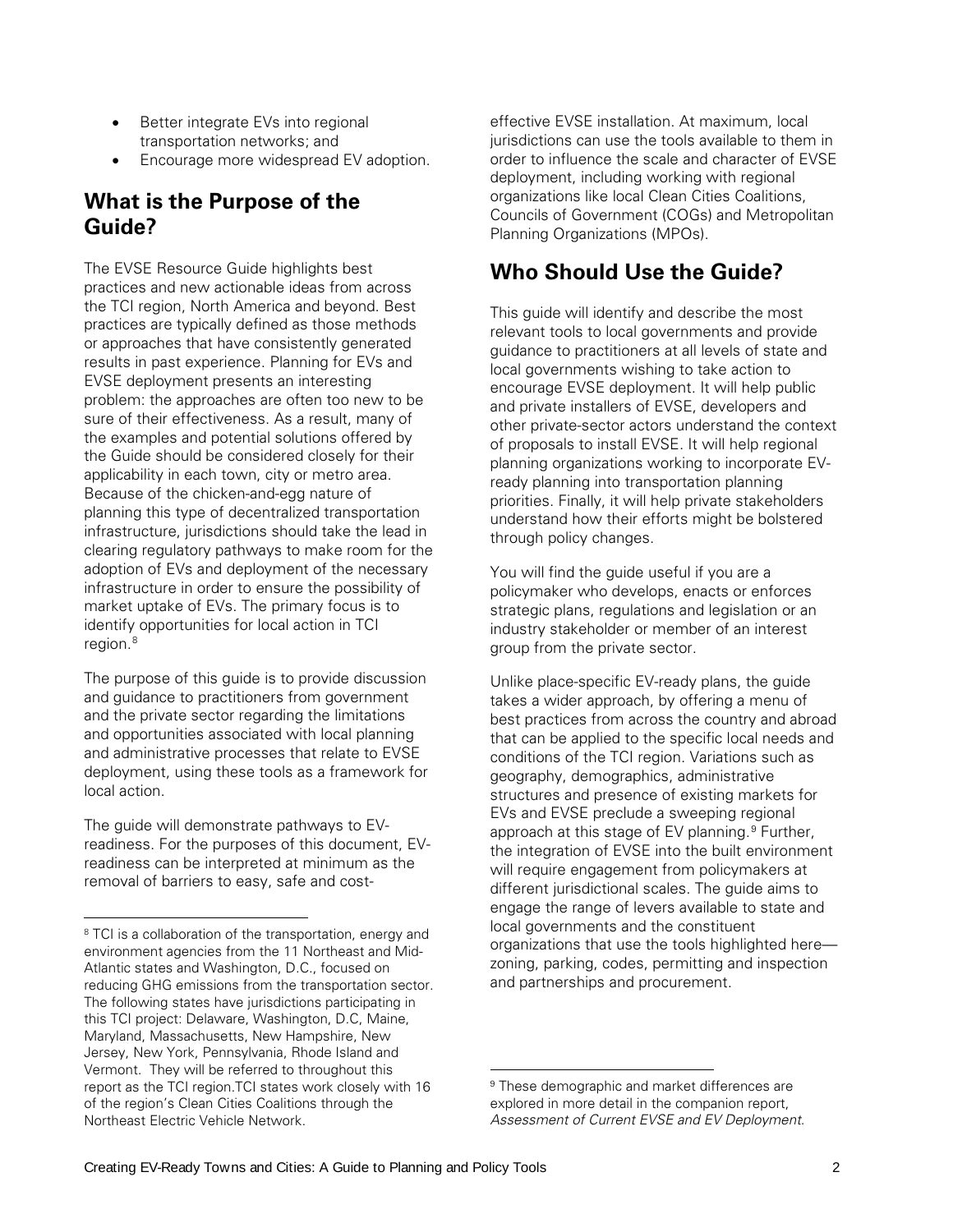- Better integrate EVs into regional transportation networks; and
- Encourage more widespread EV adoption.

## What is the Purpose of the Guide?

The EVSE Resource Guide highlights best practices and new actionable ideas from across the TCI region, North America and beyond. Best practices are typically defined as those methods or approaches that have consistently generated results in past experience. Planning for EVs and EVSE deployment presents an interesting problem: the approaches are often too new to be sure of their effectiveness. As a result, many of the examples and potential solutions offered by the Guide should be considered closely for their applicability in each town, city or metro area. Because of the chicken-and-egg nature of planning this type of decentralized transportation infrastructure, jurisdictions should take the lead in clearing regulatory pathways to make room for the adoption of EVs and deployment of the necessary infrastructure in order to ensure the possibility of market uptake of EVs. The primary focus is to identify opportunities for local action in TCI region.[8]

The purpose of this guide is to provide discussion and guidance to practitioners from government and the private sector regarding the limitations and opportunities associated with local planning and administrative processes that relate to EVSE deployment, using these tools as a framework for local action.

The guide will demonstrate pathways to EV-readiness. For the purposes of this document, EV-readiness can be interpreted at minimum as the removal of barriers to easy, safe and cost-effective EVSE installation. At maximum, local jurisdictions can use the tools available to them in order to influence the scale and character of EVSE deployment, including working with regional organizations like local Clean Cities Coalitions, Councils of Government (COGs) and Metropolitan Planning Organizations (MPOs).

## Who Should Use the Guide?

This guide will identify and describe the most relevant tools to local governments and provide guidance to practitioners at all levels of state and local governments wishing to take action to encourage EVSE deployment. It will help public and private installers of EVSE, developers and other private-sector actors understand the context of proposals to install EVSE. It will help regional planning organizations working to incorporate EV-ready planning into transportation planning priorities. Finally, it will help private stakeholders understand how their efforts might be bolstered through policy changes.

You will find the guide useful if you are a policymaker who develops, enacts or enforces strategic plans, regulations and legislation or an industry stakeholder or member of an interest group from the private sector.

Unlike place-specific EV-ready plans, the guide takes a wider approach, by offering a menu of best practices from across the country and abroad that can be applied to the specific local needs and conditions of the TCI region. Variations such as geography, demographics, administrative structures and presence of existing markets for EVs and EVSE preclude a sweeping regional approach at this stage of EV planning.[9] Further, the integration of EVSE into the built environment will require engagement from policymakers at different jurisdictional scales. The guide aims to engage the range of levers available to state and local governments and the constituent organizations that use the tools highlighted here—zoning, parking, codes, permitting and inspection and partnerships and procurement.

---

[8] TCI is a collaboration of the transportation, energy and environment agencies from the 11 Northeast and Mid-Atlantic states and Washington, D.C., focused on reducing GHG emissions from the transportation sector. The following states have jurisdictions participating in this TCI project: Delaware, Washington, D.C, Maine, Maryland, Massachusetts, New Hampshire, New Jersey, New York, Pennsylvania, Rhode Island and Vermont. They will be referred to throughout this report as the TCI region.TCI states work closely with 16 of the region's Clean Cities Coalitions through the Northeast Electric Vehicle Network.

[9] These demographic and market differences are explored in more detail in the companion report, *Assessment of Current EVSE and EV Deployment*.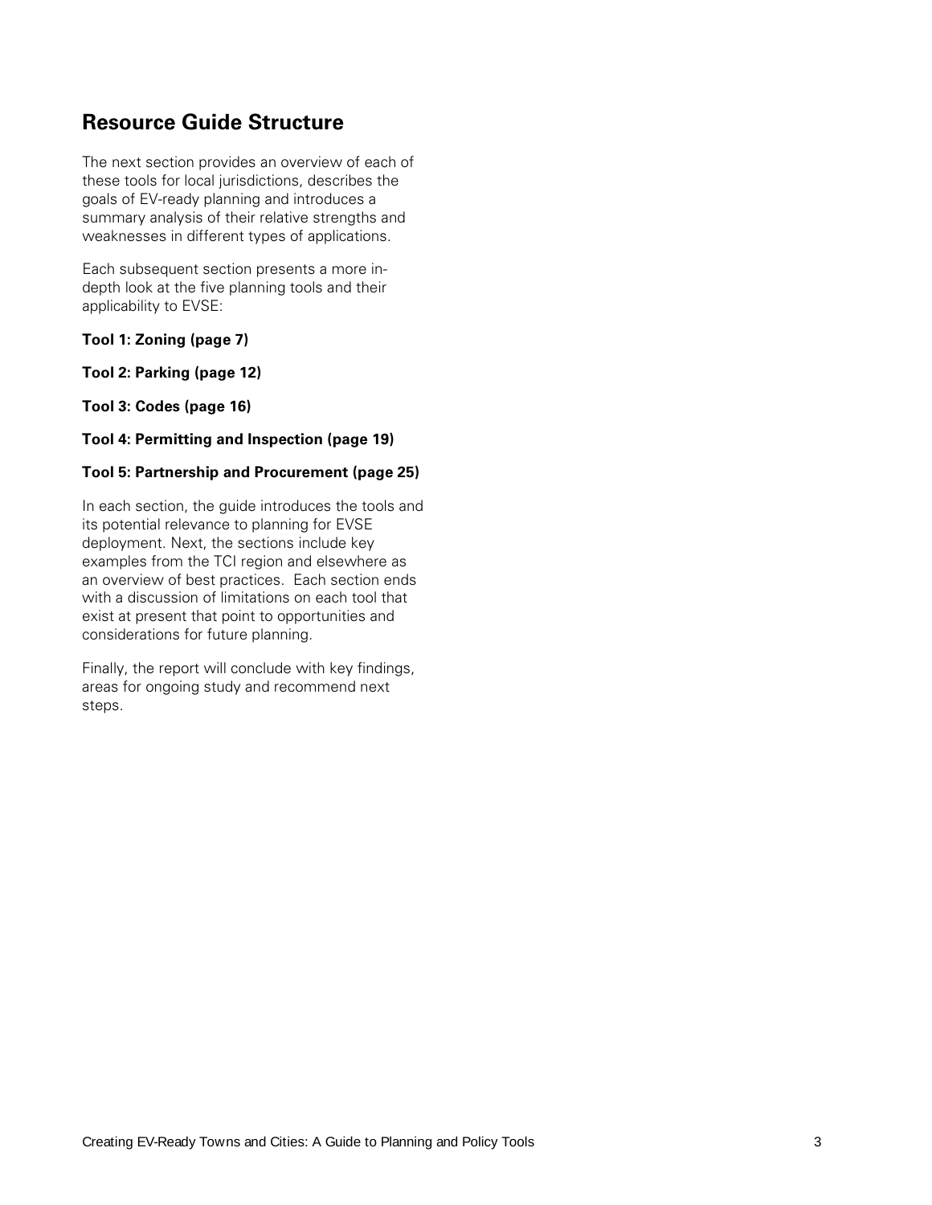## Resource Guide Structure

The next section provides an overview of each of these tools for local jurisdictions, describes the goals of EV-ready planning and introduces a summary analysis of their relative strengths and weaknesses in different types of applications.

Each subsequent section presents a more in-depth look at the five planning tools and their applicability to EVSE:

**Tool 1: Zoning (page 7)**

**Tool 2: Parking (page 12)**

**Tool 3: Codes (page 16)**

**Tool 4: Permitting and Inspection (page 19)**

**Tool 5: Partnership and Procurement (page 25)**

In each section, the guide introduces the tools and its potential relevance to planning for EVSE deployment. Next, the sections include key examples from the TCI region and elsewhere as an overview of best practices. Each section ends with a discussion of limitations on each tool that exist at present that point to opportunities and considerations for future planning.

Finally, the report will conclude with key findings, areas for ongoing study and recommend next steps.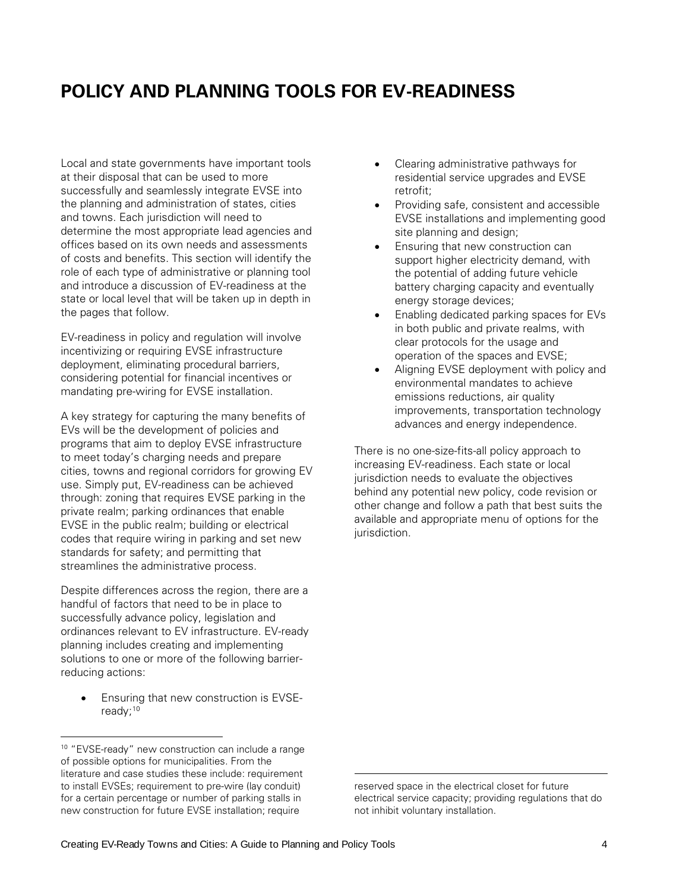# POLICY AND PLANNING TOOLS FOR EV-READINESS

Local and state governments have important tools at their disposal that can be used to more successfully and seamlessly integrate EVSE into the planning and administration of states, cities and towns. Each jurisdiction will need to determine the most appropriate lead agencies and offices based on its own needs and assessments of costs and benefits. This section will identify the role of each type of administrative or planning tool and introduce a discussion of EV-readiness at the state or local level that will be taken up in depth in the pages that follow.

EV-readiness in policy and regulation will involve incentivizing or requiring EVSE infrastructure deployment, eliminating procedural barriers, considering potential for financial incentives or mandating pre-wiring for EVSE installation.

A key strategy for capturing the many benefits of EVs will be the development of policies and programs that aim to deploy EVSE infrastructure to meet today's charging needs and prepare cities, towns and regional corridors for growing EV use. Simply put, EV-readiness can be achieved through: zoning that requires EVSE parking in the private realm; parking ordinances that enable EVSE in the public realm; building or electrical codes that require wiring in parking and set new standards for safety; and permitting that streamlines the administrative process.

Despite differences across the region, there are a handful of factors that need to be in place to successfully advance policy, legislation and ordinances relevant to EV infrastructure. EV-ready planning includes creating and implementing solutions to one or more of the following barrier-reducing actions:

- Ensuring that new construction is EVSE-ready;[10]
- Clearing administrative pathways for residential service upgrades and EVSE retrofit;
- Providing safe, consistent and accessible EVSE installations and implementing good site planning and design;
- Ensuring that new construction can support higher electricity demand, with the potential of adding future vehicle battery charging capacity and eventually energy storage devices;
- Enabling dedicated parking spaces for EVs in both public and private realms, with clear protocols for the usage and operation of the spaces and EVSE;
- Aligning EVSE deployment with policy and environmental mandates to achieve emissions reductions, air quality improvements, transportation technology advances and energy independence.

There is no one-size-fits-all policy approach to increasing EV-readiness. Each state or local jurisdiction needs to evaluate the objectives behind any potential new policy, code revision or other change and follow a path that best suits the available and appropriate menu of options for the jurisdiction.

---

[10] "EVSE-ready" new construction can include a range of possible options for municipalities. From the literature and case studies these include: requirement to install EVSEs; requirement to pre-wire (lay conduit) for a certain percentage or number of parking stalls in new construction for future EVSE installation; require reserved space in the electrical closet for future electrical service capacity; providing regulations that do not inhibit voluntary installation.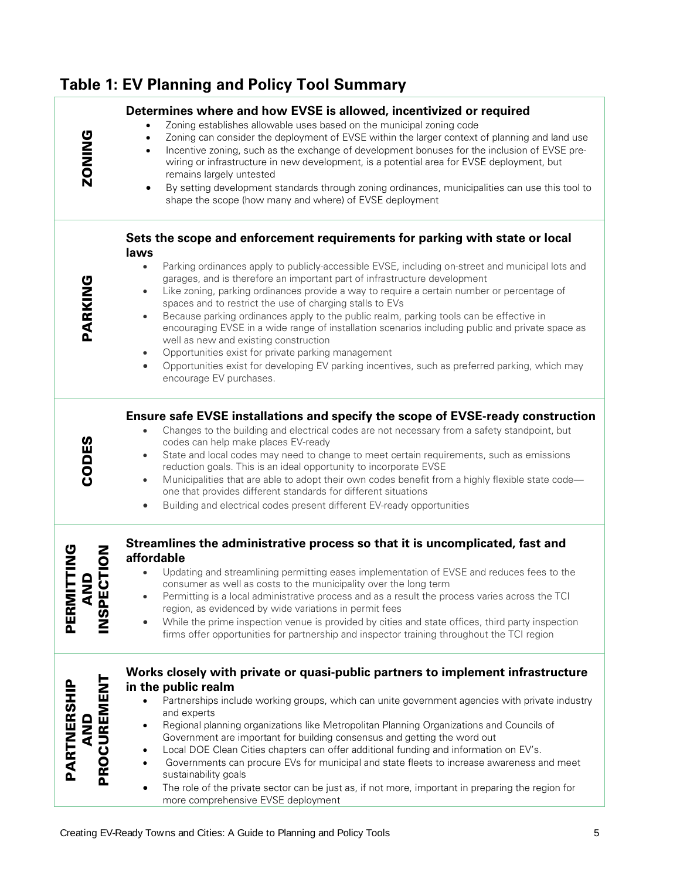## Table 1: EV Planning and Policy Tool Summary

| Tool | Summary |
|---|---|
| **ZONING** | **Determines where and how EVSE is allowed, incentivized or required**<br>• Zoning establishes allowable uses based on the municipal zoning code<br>• Zoning can consider the deployment of EVSE within the larger context of planning and land use<br>• Incentive zoning, such as the exchange of development bonuses for the inclusion of EVSE pre-wiring or infrastructure in new development, is a potential area for EVSE deployment, but remains largely untested<br>• By setting development standards through zoning ordinances, municipalities can use this tool to shape the scope (how many and where) of EVSE deployment |
| **PARKING** | **Sets the scope and enforcement requirements for parking with state or local laws**<br>• Parking ordinances apply to publicly-accessible EVSE, including on-street and municipal lots and garages, and is therefore an important part of infrastructure development<br>• Like zoning, parking ordinances provide a way to require a certain number or percentage of spaces and to restrict the use of charging stalls to EVs<br>• Because parking ordinances apply to the public realm, parking tools can be effective in encouraging EVSE in a wide range of installation scenarios including public and private space as well as new and existing construction<br>• Opportunities exist for private parking management<br>• Opportunities exist for developing EV parking incentives, such as preferred parking, which may encourage EV purchases. |
| **CODES** | **Ensure safe EVSE installations and specify the scope of EVSE-ready construction**<br>• Changes to the building and electrical codes are not necessary from a safety standpoint, but codes can help make places EV-ready<br>• State and local codes may need to change to meet certain requirements, such as emissions reduction goals. This is an ideal opportunity to incorporate EVSE<br>• Municipalities that are able to adopt their own codes benefit from a highly flexible state code—one that provides different standards for different situations<br>• Building and electrical codes present different EV-ready opportunities |
| **PERMITTING AND INSPECTION** | **Streamlines the administrative process so that it is uncomplicated, fast and affordable**<br>• Updating and streamlining permitting eases implementation of EVSE and reduces fees to the consumer as well as costs to the municipality over the long term<br>• Permitting is a local administrative process and as a result the process varies across the TCI region, as evidenced by wide variations in permit fees<br>• While the prime inspection venue is provided by cities and state offices, third party inspection firms offer opportunities for partnership and inspector training throughout the TCI region |
| **PARTNERSHIP AND PROCUREMENT** | **Works closely with private or quasi-public partners to implement infrastructure in the public realm**<br>• Partnerships include working groups, which can unite government agencies with private industry and experts<br>• Regional planning organizations like Metropolitan Planning Organizations and Councils of Government are important for building consensus and getting the word out<br>• Local DOE Clean Cities chapters can offer additional funding and information on EV's.<br>• Governments can procure EVs for municipal and state fleets to increase awareness and meet sustainability goals<br>• The role of the private sector can be just as, if not more, important in preparing the region for more comprehensive EVSE deployment |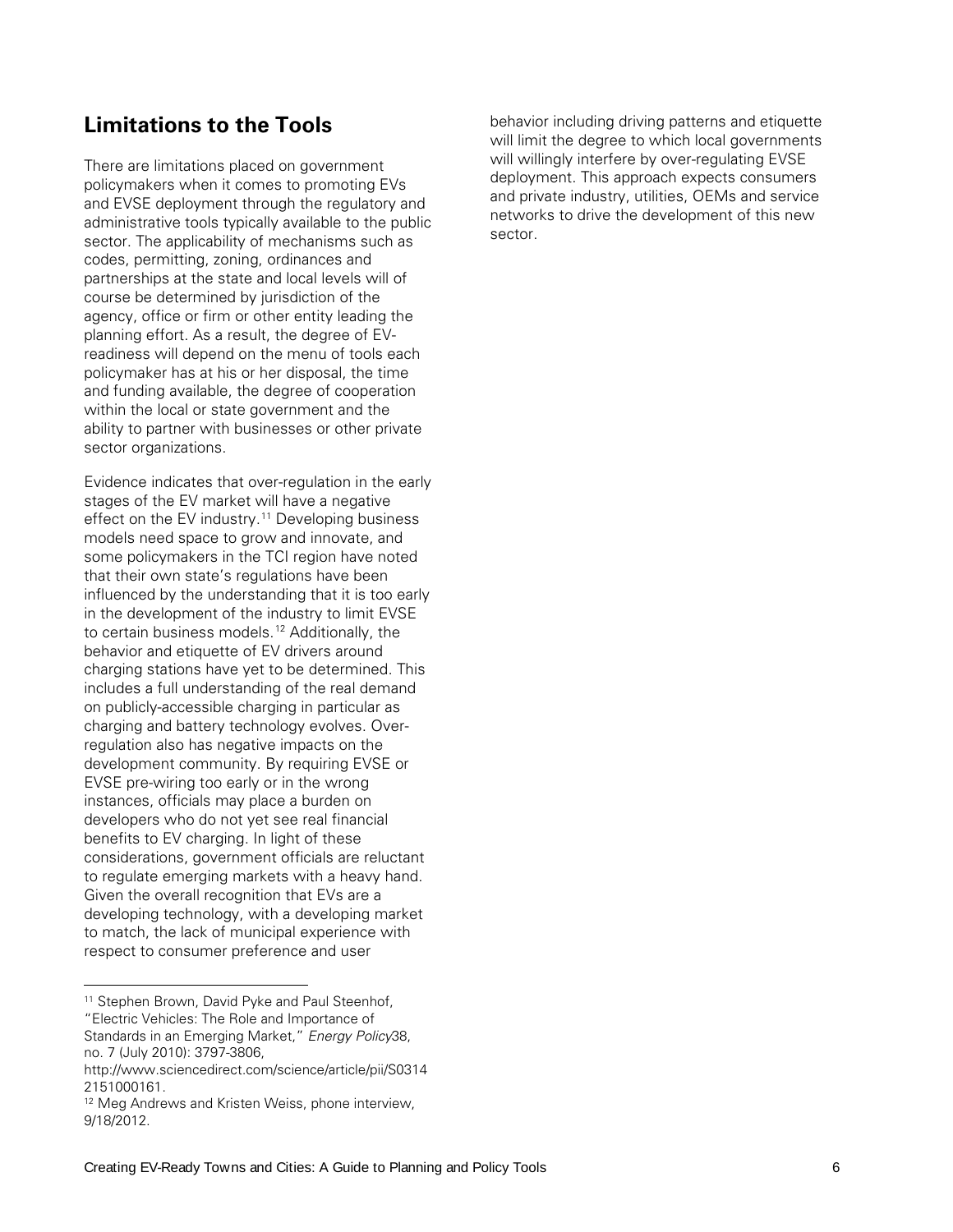## Limitations to the Tools

There are limitations placed on government policymakers when it comes to promoting EVs and EVSE deployment through the regulatory and administrative tools typically available to the public sector. The applicability of mechanisms such as codes, permitting, zoning, ordinances and partnerships at the state and local levels will of course be determined by jurisdiction of the agency, office or firm or other entity leading the planning effort. As a result, the degree of EV-readiness will depend on the menu of tools each policymaker has at his or her disposal, the time and funding available, the degree of cooperation within the local or state government and the ability to partner with businesses or other private sector organizations.

Evidence indicates that over-regulation in the early stages of the EV market will have a negative effect on the EV industry.[11] Developing business models need space to grow and innovate, and some policymakers in the TCI region have noted that their own state's regulations have been influenced by the understanding that it is too early in the development of the industry to limit EVSE to certain business models.[12] Additionally, the behavior and etiquette of EV drivers around charging stations have yet to be determined. This includes a full understanding of the real demand on publicly-accessible charging in particular as charging and battery technology evolves. Over-regulation also has negative impacts on the development community. By requiring EVSE or EVSE pre-wiring too early or in the wrong instances, officials may place a burden on developers who do not yet see real financial benefits to EV charging. In light of these considerations, government officials are reluctant to regulate emerging markets with a heavy hand. Given the overall recognition that EVs are a developing technology, with a developing market to match, the lack of municipal experience with respect to consumer preference and user behavior including driving patterns and etiquette will limit the degree to which local governments will willingly interfere by over-regulating EVSE deployment. This approach expects consumers and private industry, utilities, OEMs and service networks to drive the development of this new sector.

[11] Stephen Brown, David Pyke and Paul Steenhof, "Electric Vehicles: The Role and Importance of Standards in an Emerging Market," *Energy Policy* 38, no. 7 (July 2010): 3797-3806, http://www.sciencedirect.com/science/article/pii/S0314 2151000161.

[12] Meg Andrews and Kristen Weiss, phone interview, 9/18/2012.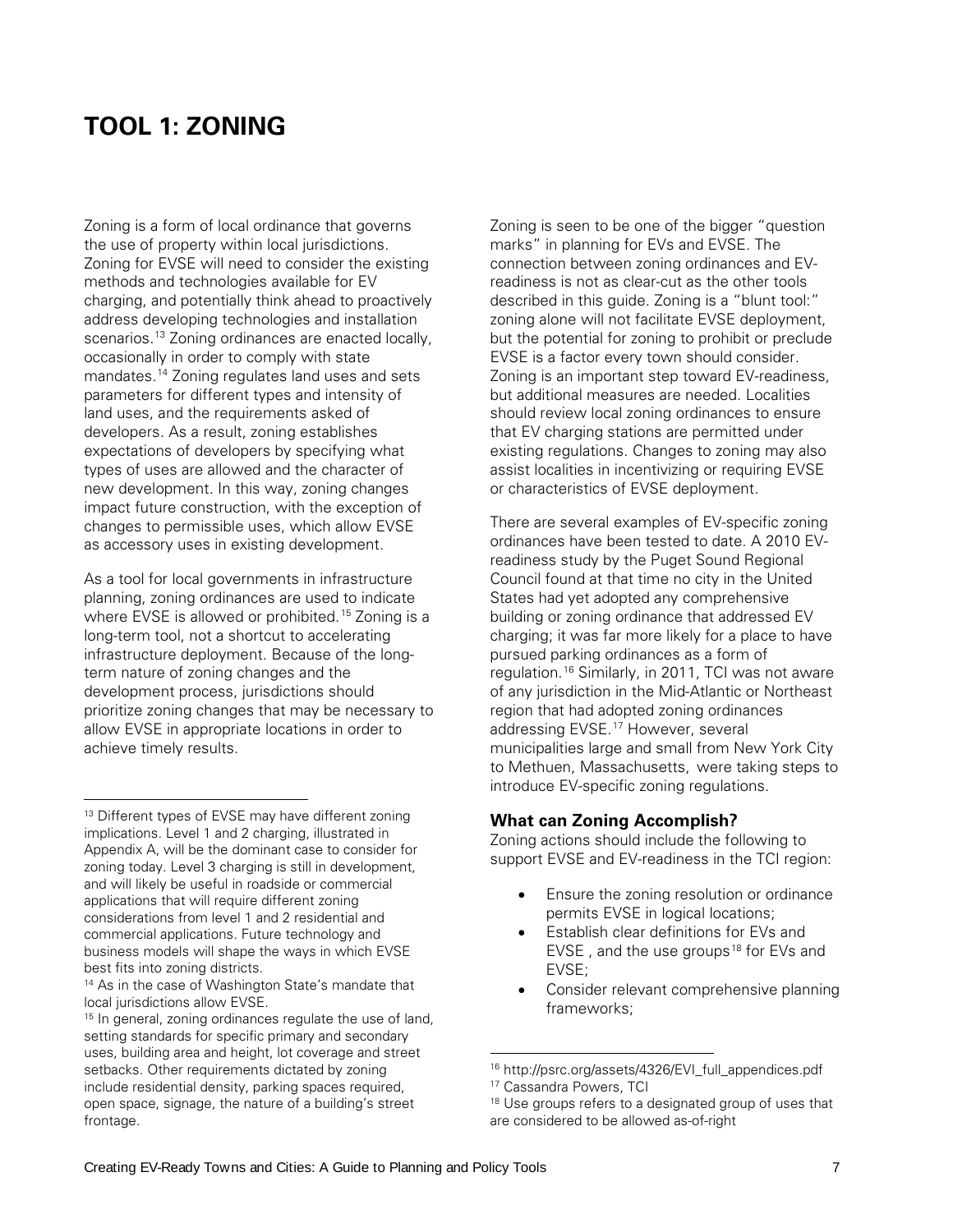# TOOL 1: ZONING

Zoning is a form of local ordinance that governs the use of property within local jurisdictions. Zoning for EVSE will need to consider the existing methods and technologies available for EV charging, and potentially think ahead to proactively address developing technologies and installation scenarios.[13] Zoning ordinances are enacted locally, occasionally in order to comply with state mandates.[14] Zoning regulates land uses and sets parameters for different types and intensity of land uses, and the requirements asked of developers. As a result, zoning establishes expectations of developers by specifying what types of uses are allowed and the character of new development. In this way, zoning changes impact future construction, with the exception of changes to permissible uses, which allow EVSE as accessory uses in existing development.

As a tool for local governments in infrastructure planning, zoning ordinances are used to indicate where EVSE is allowed or prohibited.[15] Zoning is a long-term tool, not a shortcut to accelerating infrastructure deployment. Because of the long-term nature of zoning changes and the development process, jurisdictions should prioritize zoning changes that may be necessary to allow EVSE in appropriate locations in order to achieve timely results.

Zoning is seen to be one of the bigger "question marks" in planning for EVs and EVSE. The connection between zoning ordinances and EV-readiness is not as clear-cut as the other tools described in this guide. Zoning is a "blunt tool:" zoning alone will not facilitate EVSE deployment, but the potential for zoning to prohibit or preclude EVSE is a factor every town should consider. Zoning is an important step toward EV-readiness, but additional measures are needed. Localities should review local zoning ordinances to ensure that EV charging stations are permitted under existing regulations. Changes to zoning may also assist localities in incentivizing or requiring EVSE or characteristics of EVSE deployment.

There are several examples of EV-specific zoning ordinances have been tested to date. A 2010 EV-readiness study by the Puget Sound Regional Council found at that time no city in the United States had yet adopted any comprehensive building or zoning ordinance that addressed EV charging; it was far more likely for a place to have pursued parking ordinances as a form of regulation.[16] Similarly, in 2011, TCI was not aware of any jurisdiction in the Mid-Atlantic or Northeast region that had adopted zoning ordinances addressing EVSE.[17] However, several municipalities large and small from New York City to Methuen, Massachusetts, were taking steps to introduce EV-specific zoning regulations.

### What can Zoning Accomplish?

Zoning actions should include the following to support EVSE and EV-readiness in the TCI region:

- Ensure the zoning resolution or ordinance permits EVSE in logical locations;
- Establish clear definitions for EVs and EVSE , and the use groups[18] for EVs and EVSE;
- Consider relevant comprehensive planning frameworks;

---

[13] Different types of EVSE may have different zoning implications. Level 1 and 2 charging, illustrated in Appendix A, will be the dominant case to consider for zoning today. Level 3 charging is still in development, and will likely be useful in roadside or commercial applications that will require different zoning considerations from level 1 and 2 residential and commercial applications. Future technology and business models will shape the ways in which EVSE best fits into zoning districts.

[14] As in the case of Washington State's mandate that local jurisdictions allow EVSE.

[15] In general, zoning ordinances regulate the use of land, setting standards for specific primary and secondary uses, building area and height, lot coverage and street setbacks. Other requirements dictated by zoning include residential density, parking spaces required, open space, signage, the nature of a building's street frontage.

[16] http://psrc.org/assets/4326/EVI_full_appendices.pdf

[17] Cassandra Powers, TCI

[18] Use groups refers to a designated group of uses that are considered to be allowed as-of-right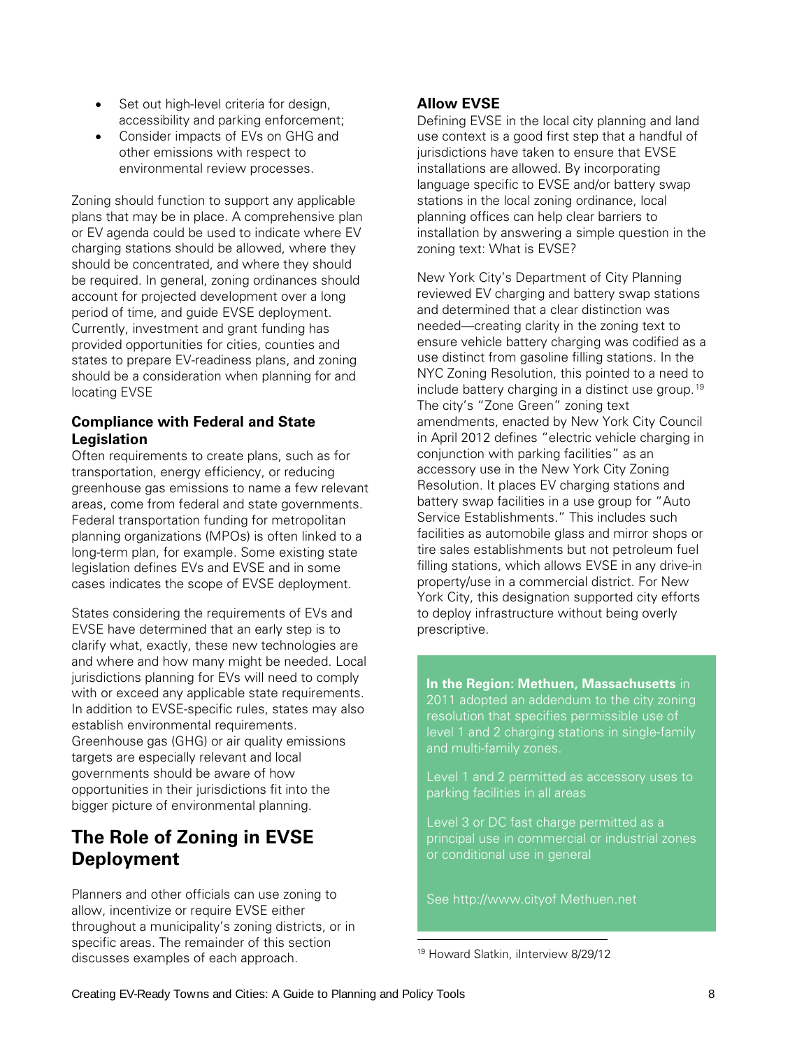- Set out high-level criteria for design, accessibility and parking enforcement;
- Consider impacts of EVs on GHG and other emissions with respect to environmental review processes.

Zoning should function to support any applicable plans that may be in place. A comprehensive plan or EV agenda could be used to indicate where EV charging stations should be allowed, where they should be concentrated, and where they should be required. In general, zoning ordinances should account for projected development over a long period of time, and guide EVSE deployment. Currently, investment and grant funding has provided opportunities for cities, counties and states to prepare EV-readiness plans, and zoning should be a consideration when planning for and locating EVSE

### Compliance with Federal and State Legislation

Often requirements to create plans, such as for transportation, energy efficiency, or reducing greenhouse gas emissions to name a few relevant areas, come from federal and state governments. Federal transportation funding for metropolitan planning organizations (MPOs) is often linked to a long-term plan, for example. Some existing state legislation defines EVs and EVSE and in some cases indicates the scope of EVSE deployment.

States considering the requirements of EVs and EVSE have determined that an early step is to clarify what, exactly, these new technologies are and where and how many might be needed. Local jurisdictions planning for EVs will need to comply with or exceed any applicable state requirements. In addition to EVSE-specific rules, states may also establish environmental requirements. Greenhouse gas (GHG) or air quality emissions targets are especially relevant and local governments should be aware of how opportunities in their jurisdictions fit into the bigger picture of environmental planning.

## The Role of Zoning in EVSE Deployment

Planners and other officials can use zoning to allow, incentivize or require EVSE either throughout a municipality's zoning districts, or in specific areas. The remainder of this section discusses examples of each approach.

### Allow EVSE

Defining EVSE in the local city planning and land use context is a good first step that a handful of jurisdictions have taken to ensure that EVSE installations are allowed. By incorporating language specific to EVSE and/or battery swap stations in the local zoning ordinance, local planning offices can help clear barriers to installation by answering a simple question in the zoning text: What is EVSE?

New York City's Department of City Planning reviewed EV charging and battery swap stations and determined that a clear distinction was needed—creating clarity in the zoning text to ensure vehicle battery charging was codified as a use distinct from gasoline filling stations. In the NYC Zoning Resolution, this pointed to a need to include battery charging in a distinct use group.[19] The city's "Zone Green" zoning text amendments, enacted by New York City Council in April 2012 defines "electric vehicle charging in conjunction with parking facilities" as an accessory use in the New York City Zoning Resolution. It places EV charging stations and battery swap facilities in a use group for "Auto Service Establishments." This includes such facilities as automobile glass and mirror shops or tire sales establishments but not petroleum fuel filling stations, which allows EVSE in any drive-in property/use in a commercial district. For New York City, this designation supported city efforts to deploy infrastructure without being overly prescriptive.

**In the Region: Methuen, Massachusetts** in 2011 adopted an addendum to the city zoning resolution that specifies permissible use of level 1 and 2 charging stations in single-family and multi-family zones.

Level 1 and 2 permitted as accessory uses to parking facilities in all areas

Level 3 or DC fast charge permitted as a principal use in commercial or industrial zones or conditional use in general

See http://www.cityof Methuen.net

[19] Howard Slatkin, iInterview 8/29/12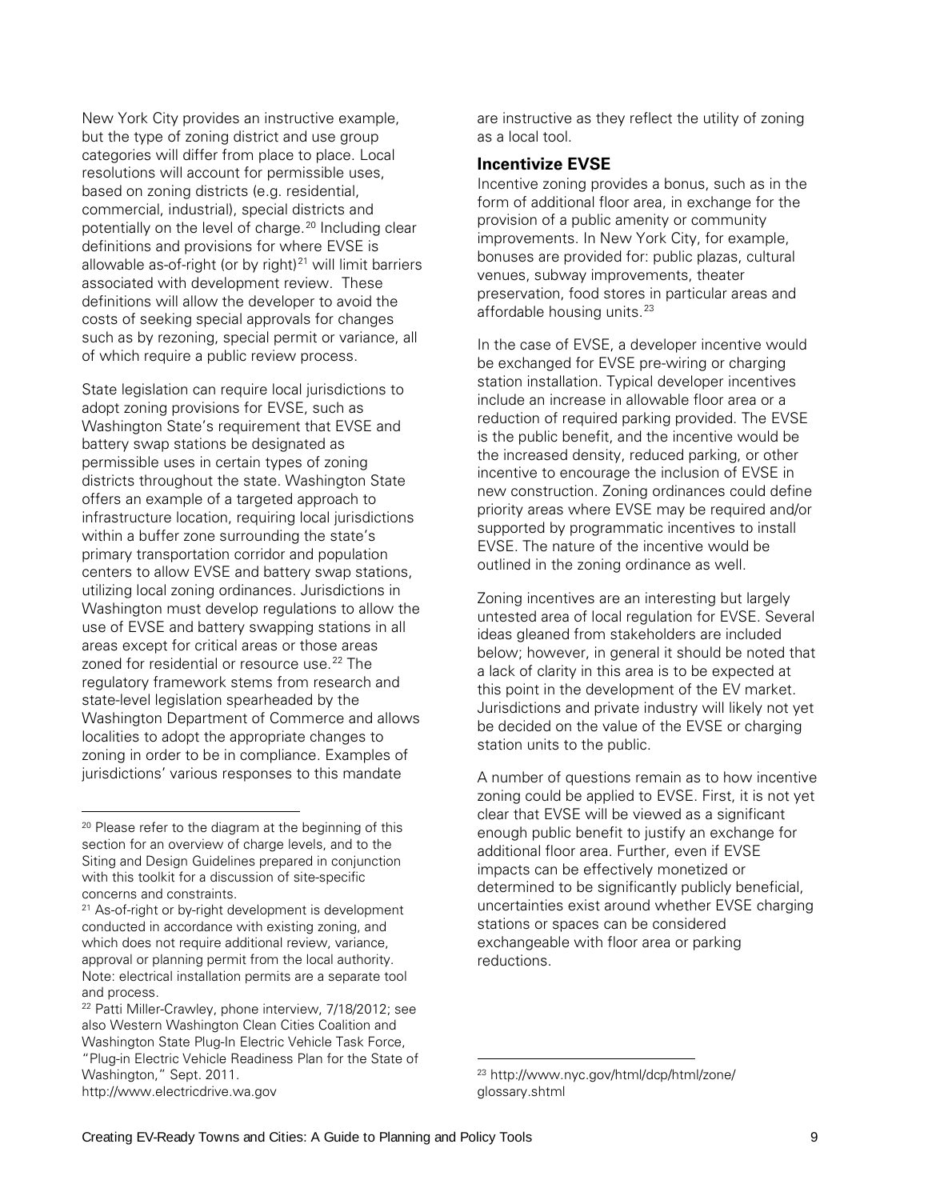New York City provides an instructive example, but the type of zoning district and use group categories will differ from place to place. Local resolutions will account for permissible uses, based on zoning districts (e.g. residential, commercial, industrial), special districts and potentially on the level of charge.[20] Including clear definitions and provisions for where EVSE is allowable as-of-right (or by right)[21] will limit barriers associated with development review. These definitions will allow the developer to avoid the costs of seeking special approvals for changes such as by rezoning, special permit or variance, all of which require a public review process.

State legislation can require local jurisdictions to adopt zoning provisions for EVSE, such as Washington State's requirement that EVSE and battery swap stations be designated as permissible uses in certain types of zoning districts throughout the state. Washington State offers an example of a targeted approach to infrastructure location, requiring local jurisdictions within a buffer zone surrounding the state's primary transportation corridor and population centers to allow EVSE and battery swap stations, utilizing local zoning ordinances. Jurisdictions in Washington must develop regulations to allow the use of EVSE and battery swapping stations in all areas except for critical areas or those areas zoned for residential or resource use.[22] The regulatory framework stems from research and state-level legislation spearheaded by the Washington Department of Commerce and allows localities to adopt the appropriate changes to zoning in order to be in compliance. Examples of jurisdictions' various responses to this mandate are instructive as they reflect the utility of zoning as a local tool.

### Incentivize EVSE

Incentive zoning provides a bonus, such as in the form of additional floor area, in exchange for the provision of a public amenity or community improvements. In New York City, for example, bonuses are provided for: public plazas, cultural venues, subway improvements, theater preservation, food stores in particular areas and affordable housing units.[23]

In the case of EVSE, a developer incentive would be exchanged for EVSE pre-wiring or charging station installation. Typical developer incentives include an increase in allowable floor area or a reduction of required parking provided. The EVSE is the public benefit, and the incentive would be the increased density, reduced parking, or other incentive to encourage the inclusion of EVSE in new construction. Zoning ordinances could define priority areas where EVSE may be required and/or supported by programmatic incentives to install EVSE. The nature of the incentive would be outlined in the zoning ordinance as well.

Zoning incentives are an interesting but largely untested area of local regulation for EVSE. Several ideas gleaned from stakeholders are included below; however, in general it should be noted that a lack of clarity in this area is to be expected at this point in the development of the EV market. Jurisdictions and private industry will likely not yet be decided on the value of the EVSE or charging station units to the public.

A number of questions remain as to how incentive zoning could be applied to EVSE. First, it is not yet clear that EVSE will be viewed as a significant enough public benefit to justify an exchange for additional floor area. Further, even if EVSE impacts can be effectively monetized or determined to be significantly publicly beneficial, uncertainties exist around whether EVSE charging stations or spaces can be considered exchangeable with floor area or parking reductions.

---

[20] Please refer to the diagram at the beginning of this section for an overview of charge levels, and to the Siting and Design Guidelines prepared in conjunction with this toolkit for a discussion of site-specific concerns and constraints.

[21] As-of-right or by-right development is development conducted in accordance with existing zoning, and which does not require additional review, variance, approval or planning permit from the local authority. Note: electrical installation permits are a separate tool and process.

[22] Patti Miller-Crawley, phone interview, 7/18/2012; see also Western Washington Clean Cities Coalition and Washington State Plug-In Electric Vehicle Task Force, "Plug-in Electric Vehicle Readiness Plan for the State of Washington," Sept. 2011. http://www.electricdrive.wa.gov

[23] http://www.nyc.gov/html/dcp/html/zone/glossary.shtml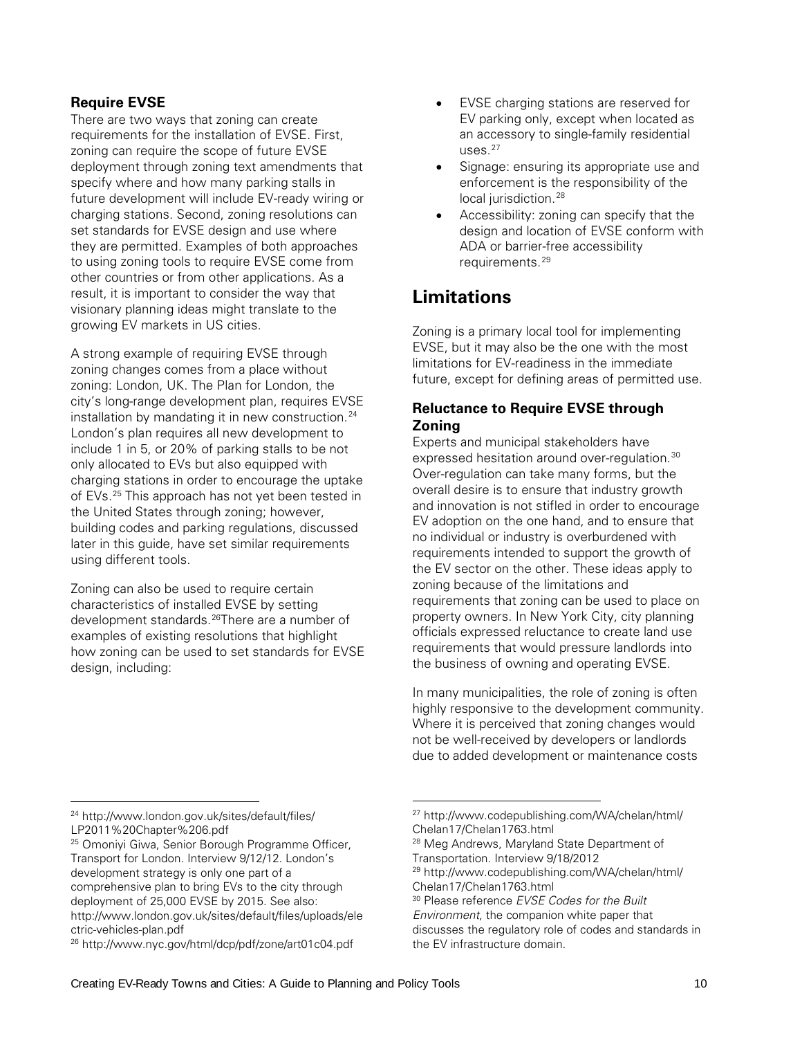### Require EVSE

There are two ways that zoning can create requirements for the installation of EVSE. First, zoning can require the scope of future EVSE deployment through zoning text amendments that specify where and how many parking stalls in future development will include EV-ready wiring or charging stations. Second, zoning resolutions can set standards for EVSE design and use where they are permitted. Examples of both approaches to using zoning tools to require EVSE come from other countries or from other applications. As a result, it is important to consider the way that visionary planning ideas might translate to the growing EV markets in US cities.

A strong example of requiring EVSE through zoning changes comes from a place without zoning: London, UK. The Plan for London, the city's long-range development plan, requires EVSE installation by mandating it in new construction.[24] London's plan requires all new development to include 1 in 5, or 20% of parking stalls to be not only allocated to EVs but also equipped with charging stations in order to encourage the uptake of EVs.[25] This approach has not yet been tested in the United States through zoning; however, building codes and parking regulations, discussed later in this guide, have set similar requirements using different tools.

Zoning can also be used to require certain characteristics of installed EVSE by setting development standards.[26] There are a number of examples of existing resolutions that highlight how zoning can be used to set standards for EVSE design, including:

- EVSE charging stations are reserved for EV parking only, except when located as an accessory to single-family residential uses.[27]
- Signage: ensuring its appropriate use and enforcement is the responsibility of the local jurisdiction.[28]
- Accessibility: zoning can specify that the design and location of EVSE conform with ADA or barrier-free accessibility requirements.[29]

## Limitations

Zoning is a primary local tool for implementing EVSE, but it may also be the one with the most limitations for EV-readiness in the immediate future, except for defining areas of permitted use.

### Reluctance to Require EVSE through Zoning

Experts and municipal stakeholders have expressed hesitation around over-regulation.[30] Over-regulation can take many forms, but the overall desire is to ensure that industry growth and innovation is not stifled in order to encourage EV adoption on the one hand, and to ensure that no individual or industry is overburdened with requirements intended to support the growth of the EV sector on the other. These ideas apply to zoning because of the limitations and requirements that zoning can be used to place on property owners. In New York City, city planning officials expressed reluctance to create land use requirements that would pressure landlords into the business of owning and operating EVSE.

In many municipalities, the role of zoning is often highly responsive to the development community. Where it is perceived that zoning changes would not be well-received by developers or landlords due to added development or maintenance costs

---

[24] http://www.london.gov.uk/sites/default/files/LP2011%20Chapter%206.pdf

[25] Omoniyi Giwa, Senior Borough Programme Officer, Transport for London. Interview 9/12/12. London's development strategy is only one part of a comprehensive plan to bring EVs to the city through deployment of 25,000 EVSE by 2015. See also: http://www.london.gov.uk/sites/default/files/uploads/electric-vehicles-plan.pdf

[26] http://www.nyc.gov/html/dcp/pdf/zone/art01c04.pdf

[27] http://www.codepublishing.com/WA/chelan/html/Chelan17/Chelan1763.html

[28] Meg Andrews, Maryland State Department of Transportation. Interview 9/18/2012

[29] http://www.codepublishing.com/WA/chelan/html/Chelan17/Chelan1763.html

[30] Please reference *EVSE Codes for the Built Environment*, the companion white paper that discusses the regulatory role of codes and standards in the EV infrastructure domain.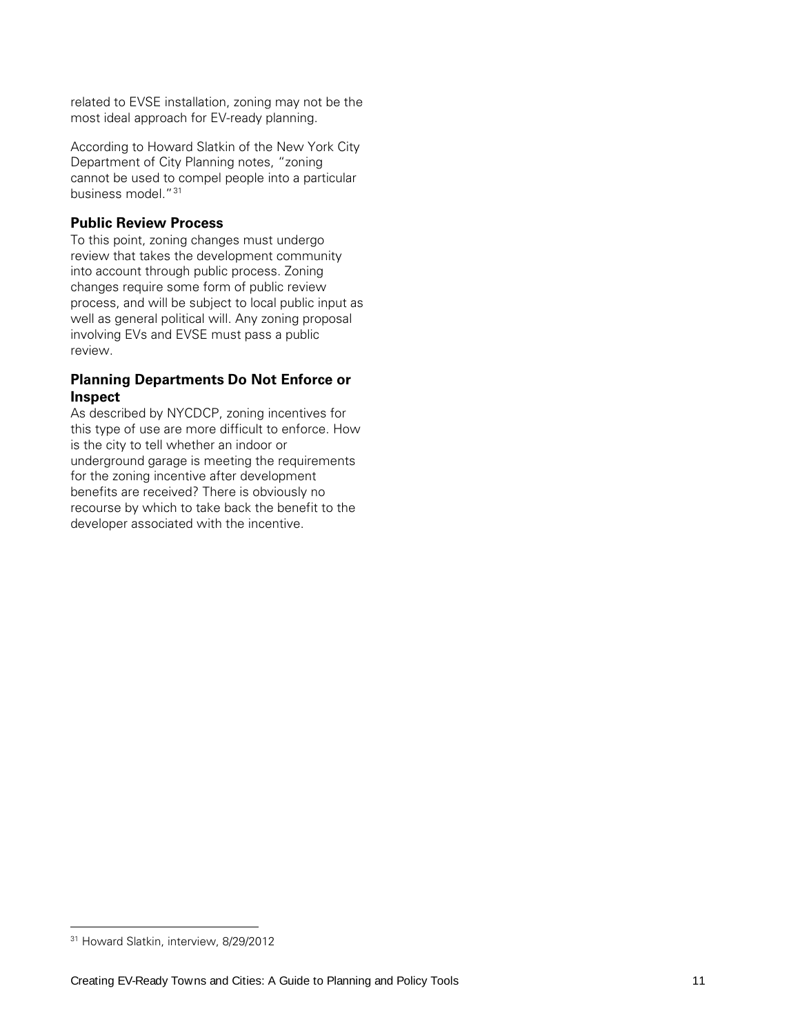related to EVSE installation, zoning may not be the most ideal approach for EV-ready planning.

According to Howard Slatkin of the New York City Department of City Planning notes, "zoning cannot be used to compel people into a particular business model."[31]

### Public Review Process

To this point, zoning changes must undergo review that takes the development community into account through public process. Zoning changes require some form of public review process, and will be subject to local public input as well as general political will. Any zoning proposal involving EVs and EVSE must pass a public review.

### Planning Departments Do Not Enforce or Inspect

As described by NYCDCP, zoning incentives for this type of use are more difficult to enforce. How is the city to tell whether an indoor or underground garage is meeting the requirements for the zoning incentive after development benefits are received? There is obviously no recourse by which to take back the benefit to the developer associated with the incentive.

[31] Howard Slatkin, interview, 8/29/2012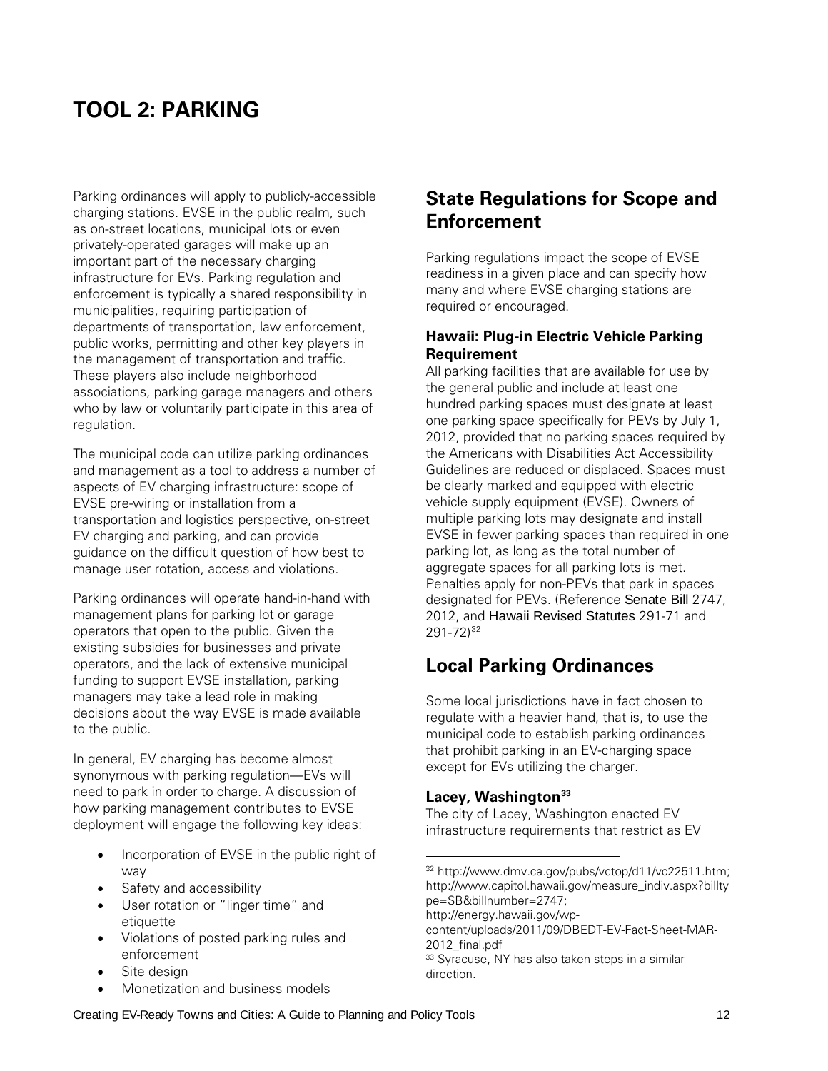# TOOL 2: PARKING

Parking ordinances will apply to publicly-accessible charging stations. EVSE in the public realm, such as on-street locations, municipal lots or even privately-operated garages will make up an important part of the necessary charging infrastructure for EVs. Parking regulation and enforcement is typically a shared responsibility in municipalities, requiring participation of departments of transportation, law enforcement, public works, permitting and other key players in the management of transportation and traffic. These players also include neighborhood associations, parking garage managers and others who by law or voluntarily participate in this area of regulation.

The municipal code can utilize parking ordinances and management as a tool to address a number of aspects of EV charging infrastructure: scope of EVSE pre-wiring or installation from a transportation and logistics perspective, on-street EV charging and parking, and can provide guidance on the difficult question of how best to manage user rotation, access and violations.

Parking ordinances will operate hand-in-hand with management plans for parking lot or garage operators that open to the public. Given the existing subsidies for businesses and private operators, and the lack of extensive municipal funding to support EVSE installation, parking managers may take a lead role in making decisions about the way EVSE is made available to the public.

In general, EV charging has become almost synonymous with parking regulation—EVs will need to park in order to charge. A discussion of how parking management contributes to EVSE deployment will engage the following key ideas:

- Incorporation of EVSE in the public right of way
- Safety and accessibility
- User rotation or "linger time" and etiquette
- Violations of posted parking rules and enforcement
- Site design
- Monetization and business models

## State Regulations for Scope and Enforcement

Parking regulations impact the scope of EVSE readiness in a given place and can specify how many and where EVSE charging stations are required or encouraged.

### Hawaii: Plug-in Electric Vehicle Parking Requirement

All parking facilities that are available for use by the general public and include at least one hundred parking spaces must designate at least one parking space specifically for PEVs by July 1, 2012, provided that no parking spaces required by the Americans with Disabilities Act Accessibility Guidelines are reduced or displaced. Spaces must be clearly marked and equipped with electric vehicle supply equipment (EVSE). Owners of multiple parking lots may designate and install EVSE in fewer parking spaces than required in one parking lot, as long as the total number of aggregate spaces for all parking lots is met. Penalties apply for non-PEVs that park in spaces designated for PEVs. (Reference Senate Bill 2747, 2012, and Hawaii Revised Statutes 291-71 and 291-72)[32]

## Local Parking Ordinances

Some local jurisdictions have in fact chosen to regulate with a heavier hand, that is, to use the municipal code to establish parking ordinances that prohibit parking in an EV-charging space except for EVs utilizing the charger.

### Lacey, Washington[33]

The city of Lacey, Washington enacted EV infrastructure requirements that restrict as EV

[32] http://www.dmv.ca.gov/pubs/vctop/d11/vc22511.htm; http://www.capitol.hawaii.gov/measure_indiv.aspx?billtype=SB&billnumber=2747; http://energy.hawaii.gov/wp-content/uploads/2011/09/DBEDT-EV-Fact-Sheet-MAR-2012_final.pdf

[33] Syracuse, NY has also taken steps in a similar direction.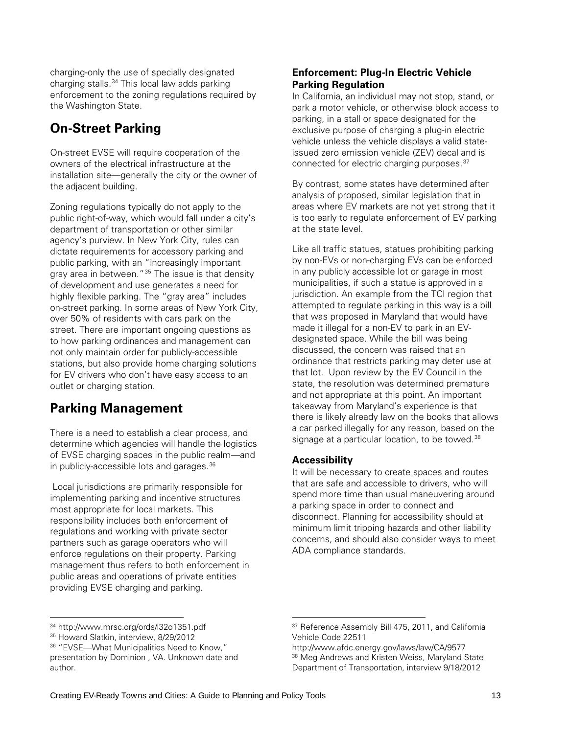charging-only the use of specially designated charging stalls.[34] This local law adds parking enforcement to the zoning regulations required by the Washington State.

## On-Street Parking

On-street EVSE will require cooperation of the owners of the electrical infrastructure at the installation site—generally the city or the owner of the adjacent building.

Zoning regulations typically do not apply to the public right-of-way, which would fall under a city's department of transportation or other similar agency's purview. In New York City, rules can dictate requirements for accessory parking and public parking, with an "increasingly important gray area in between."[35] The issue is that density of development and use generates a need for highly flexible parking. The "gray area" includes on-street parking. In some areas of New York City, over 50% of residents with cars park on the street. There are important ongoing questions as to how parking ordinances and management can not only maintain order for publicly-accessible stations, but also provide home charging solutions for EV drivers who don't have easy access to an outlet or charging station.

## Parking Management

There is a need to establish a clear process, and determine which agencies will handle the logistics of EVSE charging spaces in the public realm—and in publicly-accessible lots and garages.[36]

Local jurisdictions are primarily responsible for implementing parking and incentive structures most appropriate for local markets. This responsibility includes both enforcement of regulations and working with private sector partners such as garage operators who will enforce regulations on their property. Parking management thus refers to both enforcement in public areas and operations of private entities providing EVSE charging and parking.

### Enforcement: Plug-In Electric Vehicle Parking Regulation

In California, an individual may not stop, stand, or park a motor vehicle, or otherwise block access to parking, in a stall or space designated for the exclusive purpose of charging a plug-in electric vehicle unless the vehicle displays a valid state-issued zero emission vehicle (ZEV) decal and is connected for electric charging purposes.[37]

By contrast, some states have determined after analysis of proposed, similar legislation that in areas where EV markets are not yet strong that it is too early to regulate enforcement of EV parking at the state level.

Like all traffic statues, statues prohibiting parking by non-EVs or non-charging EVs can be enforced in any publicly accessible lot or garage in most municipalities, if such a statue is approved in a jurisdiction. An example from the TCI region that attempted to regulate parking in this way is a bill that was proposed in Maryland that would have made it illegal for a non-EV to park in an EV-designated space. While the bill was being discussed, the concern was raised that an ordinance that restricts parking may deter use at that lot. Upon review by the EV Council in the state, the resolution was determined premature and not appropriate at this point. An important takeaway from Maryland's experience is that there is likely already law on the books that allows a car parked illegally for any reason, based on the signage at a particular location, to be towed.[38]

### Accessibility

It will be necessary to create spaces and routes that are safe and accessible to drivers, who will spend more time than usual maneuvering around a parking space in order to connect and disconnect. Planning for accessibility should at minimum limit tripping hazards and other liability concerns, and should also consider ways to meet ADA compliance standards.

---

[34] http://www.mrsc.org/ords/l32o1351.pdf

[35] Howard Slatkin, interview, 8/29/2012

[36] "EVSE—What Municipalities Need to Know," presentation by Dominion , VA. Unknown date and author.

[37] Reference Assembly Bill 475, 2011, and California Vehicle Code 22511
http://www.afdc.energy.gov/laws/law/CA/9577

[38] Meg Andrews and Kristen Weiss, Maryland State Department of Transportation, interview 9/18/2012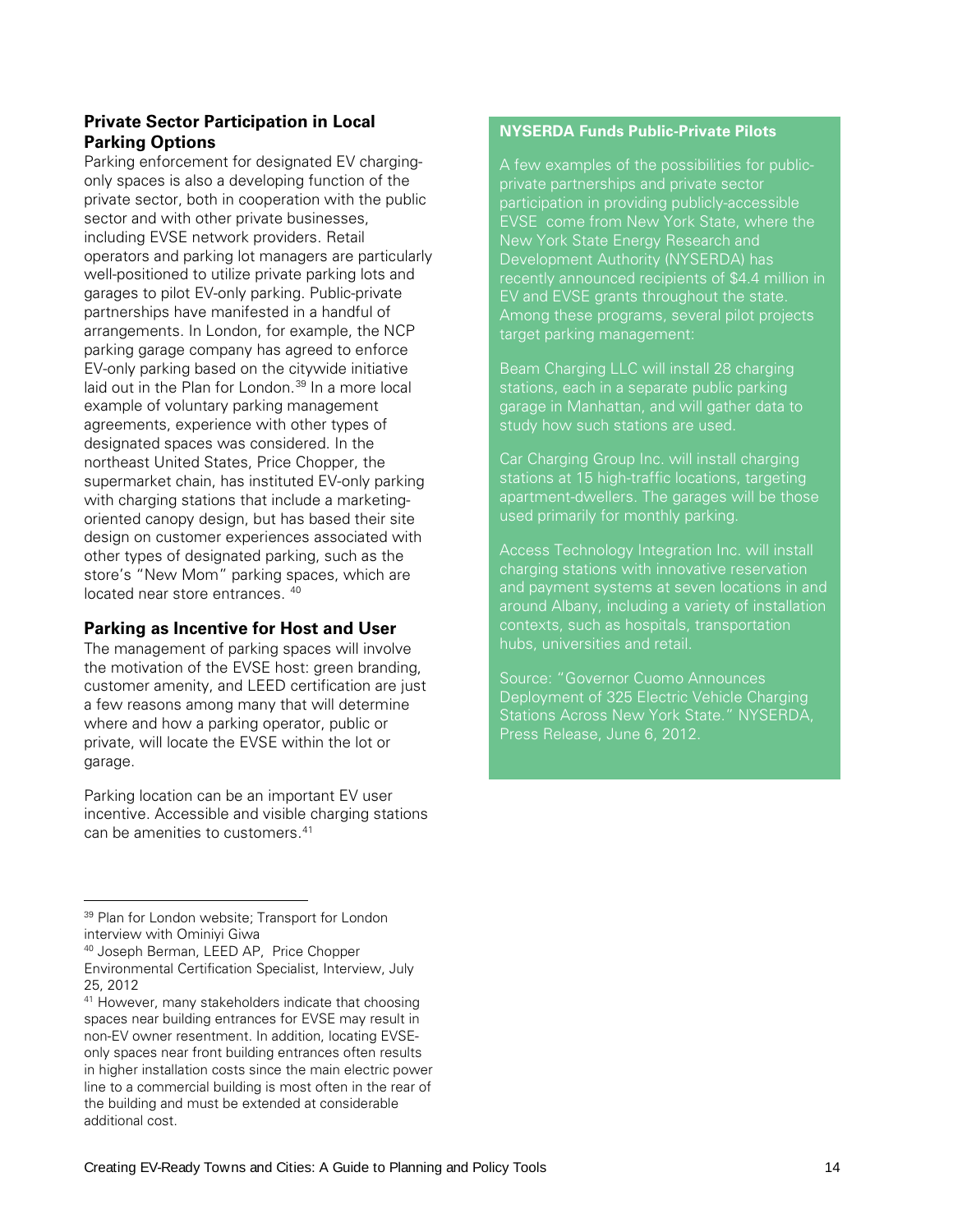### Private Sector Participation in Local Parking Options

Parking enforcement for designated EV charging-only spaces is also a developing function of the private sector, both in cooperation with the public sector and with other private businesses, including EVSE network providers. Retail operators and parking lot managers are particularly well-positioned to utilize private parking lots and garages to pilot EV-only parking. Public-private partnerships have manifested in a handful of arrangements. In London, for example, the NCP parking garage company has agreed to enforce EV-only parking based on the citywide initiative laid out in the Plan for London.[39] In a more local example of voluntary parking management agreements, experience with other types of designated spaces was considered. In the northeast United States, Price Chopper, the supermarket chain, has instituted EV-only parking with charging stations that include a marketing-oriented canopy design, but has based their site design on customer experiences associated with other types of designated parking, such as the store's "New Mom" parking spaces, which are located near store entrances. [40]

### Parking as Incentive for Host and User

The management of parking spaces will involve the motivation of the EVSE host: green branding, customer amenity, and LEED certification are just a few reasons among many that will determine where and how a parking operator, public or private, will locate the EVSE within the lot or garage.

Parking location can be an important EV user incentive. Accessible and visible charging stations can be amenities to customers.[41]

**NYSERDA Funds Public-Private Pilots**

A few examples of the possibilities for public-private partnerships and private sector participation in providing publicly-accessible EVSE come from New York State, where the New York State Energy Research and Development Authority (NYSERDA) has recently announced recipients of $4.4 million in EV and EVSE grants throughout the state. Among these programs, several pilot projects target parking management:

Beam Charging LLC will install 28 charging stations, each in a separate public parking garage in Manhattan, and will gather data to study how such stations are used.

Car Charging Group Inc. will install charging stations at 15 high-traffic locations, targeting apartment-dwellers. The garages will be those used primarily for monthly parking.

Access Technology Integration Inc. will install charging stations with innovative reservation and payment systems at seven locations in and around Albany, including a variety of installation contexts, such as hospitals, transportation hubs, universities and retail.

Source: "Governor Cuomo Announces Deployment of 325 Electric Vehicle Charging Stations Across New York State." NYSERDA, Press Release, June 6, 2012.

---

[39] Plan for London website; Transport for London interview with Ominiyi Giwa

[40] Joseph Berman, LEED AP, Price Chopper Environmental Certification Specialist, Interview, July 25, 2012

[41] However, many stakeholders indicate that choosing spaces near building entrances for EVSE may result in non-EV owner resentment. In addition, locating EVSE-only spaces near front building entrances often results in higher installation costs since the main electric power line to a commercial building is most often in the rear of the building and must be extended at considerable additional cost.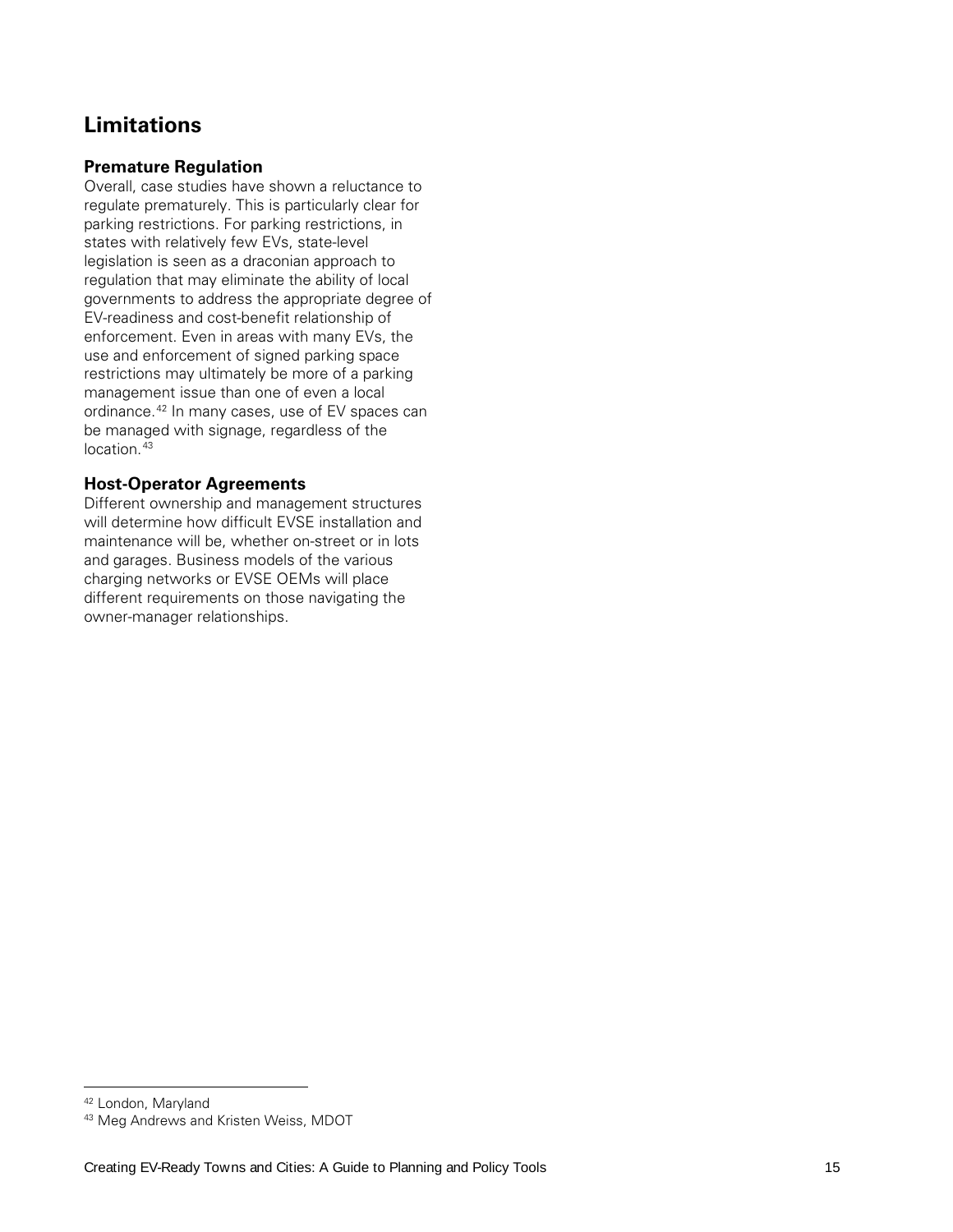## Limitations

### Premature Regulation

Overall, case studies have shown a reluctance to regulate prematurely. This is particularly clear for parking restrictions. For parking restrictions, in states with relatively few EVs, state-level legislation is seen as a draconian approach to regulation that may eliminate the ability of local governments to address the appropriate degree of EV-readiness and cost-benefit relationship of enforcement. Even in areas with many EVs, the use and enforcement of signed parking space restrictions may ultimately be more of a parking management issue than one of even a local ordinance.[42] In many cases, use of EV spaces can be managed with signage, regardless of the location.[43]

### Host-Operator Agreements

Different ownership and management structures will determine how difficult EVSE installation and maintenance will be, whether on-street or in lots and garages. Business models of the various charging networks or EVSE OEMs will place different requirements on those navigating the owner-manager relationships.

---

[42] London, Maryland

[43] Meg Andrews and Kristen Weiss, MDOT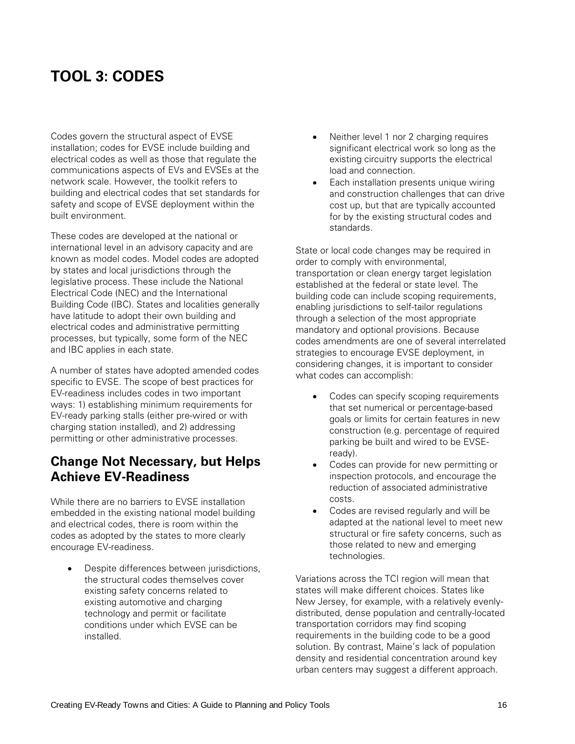# TOOL 3: CODES

Codes govern the structural aspect of EVSE installation; codes for EVSE include building and electrical codes as well as those that regulate the communications aspects of EVs and EVSEs at the network scale. However, the toolkit refers to building and electrical codes that set standards for safety and scope of EVSE deployment within the built environment.

These codes are developed at the national or international level in an advisory capacity and are known as model codes. Model codes are adopted by states and local jurisdictions through the legislative process. These include the National Electrical Code (NEC) and the International Building Code (IBC). States and localities generally have latitude to adopt their own building and electrical codes and administrative permitting processes, but typically, some form of the NEC and IBC applies in each state.

A number of states have adopted amended codes specific to EVSE. The scope of best practices for EV-readiness includes codes in two important ways: 1) establishing minimum requirements for EV-ready parking stalls (either pre-wired or with charging station installed), and 2) addressing permitting or other administrative processes.

## Change Not Necessary, but Helps Achieve EV-Readiness

While there are no barriers to EVSE installation embedded in the existing national model building and electrical codes, there is room within the codes as adopted by the states to more clearly encourage EV-readiness.

- Despite differences between jurisdictions, the structural codes themselves cover existing safety concerns related to existing automotive and charging technology and permit or facilitate conditions under which EVSE can be installed.
- Neither level 1 nor 2 charging requires significant electrical work so long as the existing circuitry supports the electrical load and connection.
- Each installation presents unique wiring and construction challenges that can drive cost up, but that are typically accounted for by the existing structural codes and standards.

State or local code changes may be required in order to comply with environmental, transportation or clean energy target legislation established at the federal or state level. The building code can include scoping requirements, enabling jurisdictions to self-tailor regulations through a selection of the most appropriate mandatory and optional provisions. Because codes amendments are one of several interrelated strategies to encourage EVSE deployment, in considering changes, it is important to consider what codes can accomplish:

- Codes can specify scoping requirements that set numerical or percentage-based goals or limits for certain features in new construction (e.g. percentage of required parking be built and wired to be EVSE-ready).
- Codes can provide for new permitting or inspection protocols, and encourage the reduction of associated administrative costs.
- Codes are revised regularly and will be adapted at the national level to meet new structural or fire safety concerns, such as those related to new and emerging technologies.

Variations across the TCI region will mean that states will make different choices. States like New Jersey, for example, with a relatively evenly-distributed, dense population and centrally-located transportation corridors may find scoping requirements in the building code to be a good solution. By contrast, Maine's lack of population density and residential concentration around key urban centers may suggest a different approach.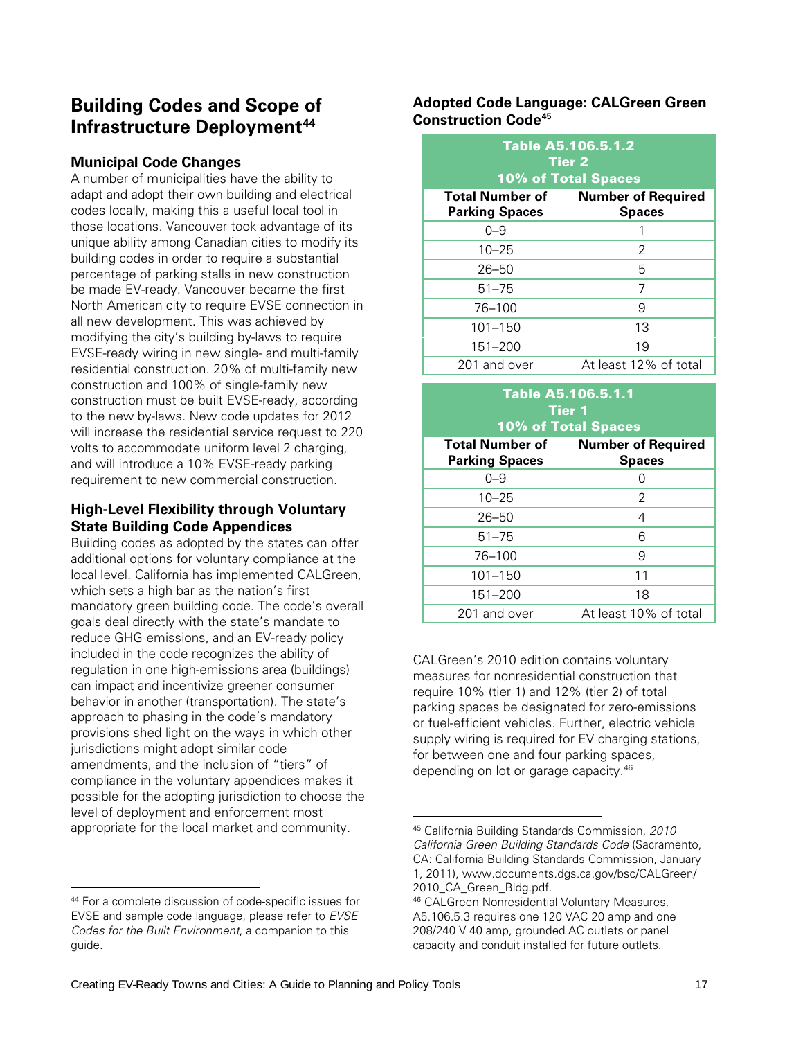## Building Codes and Scope of Infrastructure Deployment[44]

### Municipal Code Changes

A number of municipalities have the ability to adapt and adopt their own building and electrical codes locally, making this a useful local tool in those locations. Vancouver took advantage of its unique ability among Canadian cities to modify its building codes in order to require a substantial percentage of parking stalls in new construction be made EV-ready. Vancouver became the first North American city to require EVSE connection in all new development. This was achieved by modifying the city's building by-laws to require EVSE-ready wiring in new single- and multi-family residential construction. 20% of multi-family new construction and 100% of single-family new construction must be built EVSE-ready, according to the new by-laws. New code updates for 2012 will increase the residential service request to 220 volts to accommodate uniform level 2 charging, and will introduce a 10% EVSE-ready parking requirement to new commercial construction.

### High-Level Flexibility through Voluntary State Building Code Appendices

Building codes as adopted by the states can offer additional options for voluntary compliance at the local level. California has implemented CALGreen, which sets a high bar as the nation's first mandatory green building code. The code's overall goals deal directly with the state's mandate to reduce GHG emissions, and an EV-ready policy included in the code recognizes the ability of regulation in one high-emissions area (buildings) can impact and incentivize greener consumer behavior in another (transportation). The state's approach to phasing in the code's mandatory provisions shed light on the ways in which other jurisdictions might adopt similar code amendments, and the inclusion of "tiers" of compliance in the voluntary appendices makes it possible for the adopting jurisdiction to choose the level of deployment and enforcement most appropriate for the local market and community.

### Adopted Code Language: CALGreen Green Construction Code[45]

**Table A5.106.5.1.2**
**Tier 2**
**10% of Total Spaces**

| Total Number of Parking Spaces | Number of Required Spaces |
|---|---|
| 0–9 | 1 |
| 10–25 | 2 |
| 26–50 | 5 |
| 51–75 | 7 |
| 76–100 | 9 |
| 101–150 | 13 |
| 151–200 | 19 |
| 201 and over | At least 12% of total |

**Table A5.106.5.1.1**
**Tier 1**
**10% of Total Spaces**

| Total Number of Parking Spaces | Number of Required Spaces |
|---|---|
| 0–9 | 0 |
| 10–25 | 2 |
| 26–50 | 4 |
| 51–75 | 6 |
| 76–100 | 9 |
| 101–150 | 11 |
| 151–200 | 18 |
| 201 and over | At least 10% of total |

CALGreen's 2010 edition contains voluntary measures for nonresidential construction that require 10% (tier 1) and 12% (tier 2) of total parking spaces be designated for zero-emissions or fuel-efficient vehicles. Further, electric vehicle supply wiring is required for EV charging stations, for between one and four parking spaces, depending on lot or garage capacity.[46]

---

[44] For a complete discussion of code-specific issues for EVSE and sample code language, please refer to *EVSE Codes for the Built Environment*, a companion to this guide.

[45] California Building Standards Commission, *2010 California Green Building Standards Code* (Sacramento, CA: California Building Standards Commission, January 1, 2011), www.documents.dgs.ca.gov/bsc/CALGreen/2010_CA_Green_Bldg.pdf.

[46] CALGreen Nonresidential Voluntary Measures, A5.106.5.3 requires one 120 VAC 20 amp and one 208/240 V 40 amp, grounded AC outlets or panel capacity and conduit installed for future outlets.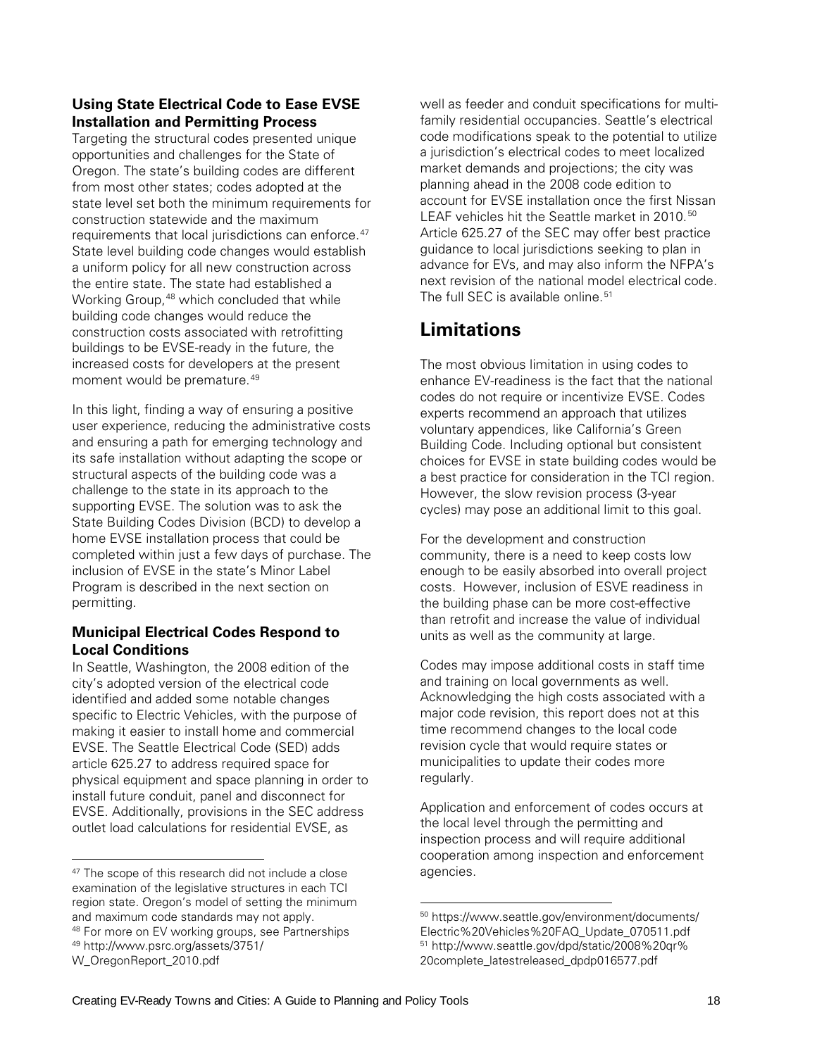### Using State Electrical Code to Ease EVSE Installation and Permitting Process

Targeting the structural codes presented unique opportunities and challenges for the State of Oregon. The state's building codes are different from most other states; codes adopted at the state level set both the minimum requirements for construction statewide and the maximum requirements that local jurisdictions can enforce.[47] State level building code changes would establish a uniform policy for all new construction across the entire state. The state had established a Working Group,[48] which concluded that while building code changes would reduce the construction costs associated with retrofitting buildings to be EVSE-ready in the future, the increased costs for developers at the present moment would be premature.[49]

In this light, finding a way of ensuring a positive user experience, reducing the administrative costs and ensuring a path for emerging technology and its safe installation without adapting the scope or structural aspects of the building code was a challenge to the state in its approach to the supporting EVSE. The solution was to ask the State Building Codes Division (BCD) to develop a home EVSE installation process that could be completed within just a few days of purchase. The inclusion of EVSE in the state's Minor Label Program is described in the next section on permitting.

### Municipal Electrical Codes Respond to Local Conditions

In Seattle, Washington, the 2008 edition of the city's adopted version of the electrical code identified and added some notable changes specific to Electric Vehicles, with the purpose of making it easier to install home and commercial EVSE. The Seattle Electrical Code (SED) adds article 625.27 to address required space for physical equipment and space planning in order to install future conduit, panel and disconnect for EVSE. Additionally, provisions in the SEC address outlet load calculations for residential EVSE, as well as feeder and conduit specifications for multi-family residential occupancies. Seattle's electrical code modifications speak to the potential to utilize a jurisdiction's electrical codes to meet localized market demands and projections; the city was planning ahead in the 2008 code edition to account for EVSE installation once the first Nissan LEAF vehicles hit the Seattle market in 2010.[50] Article 625.27 of the SEC may offer best practice guidance to local jurisdictions seeking to plan in advance for EVs, and may also inform the NFPA's next revision of the national model electrical code. The full SEC is available online.[51]

## Limitations

The most obvious limitation in using codes to enhance EV-readiness is the fact that the national codes do not require or incentivize EVSE. Codes experts recommend an approach that utilizes voluntary appendices, like California's Green Building Code. Including optional but consistent choices for EVSE in state building codes would be a best practice for consideration in the TCI region. However, the slow revision process (3-year cycles) may pose an additional limit to this goal.

For the development and construction community, there is a need to keep costs low enough to be easily absorbed into overall project costs. However, inclusion of ESVE readiness in the building phase can be more cost-effective than retrofit and increase the value of individual units as well as the community at large.

Codes may impose additional costs in staff time and training on local governments as well. Acknowledging the high costs associated with a major code revision, this report does not at this time recommend changes to the local code revision cycle that would require states or municipalities to update their codes more regularly.

Application and enforcement of codes occurs at the local level through the permitting and inspection process and will require additional cooperation among inspection and enforcement agencies.

---

[47] The scope of this research did not include a close examination of the legislative structures in each TCI region state. Oregon's model of setting the minimum and maximum code standards may not apply.

[48] For more on EV working groups, see Partnerships

[49] http://www.psrc.org/assets/3751/W_OregonReport_2010.pdf

[50] https://www.seattle.gov/environment/documents/Electric%20Vehicles%20FAQ_Update_070511.pdf

[51] http://www.seattle.gov/dpd/static/2008%20qr%20complete_latestreleased_dpdp016577.pdf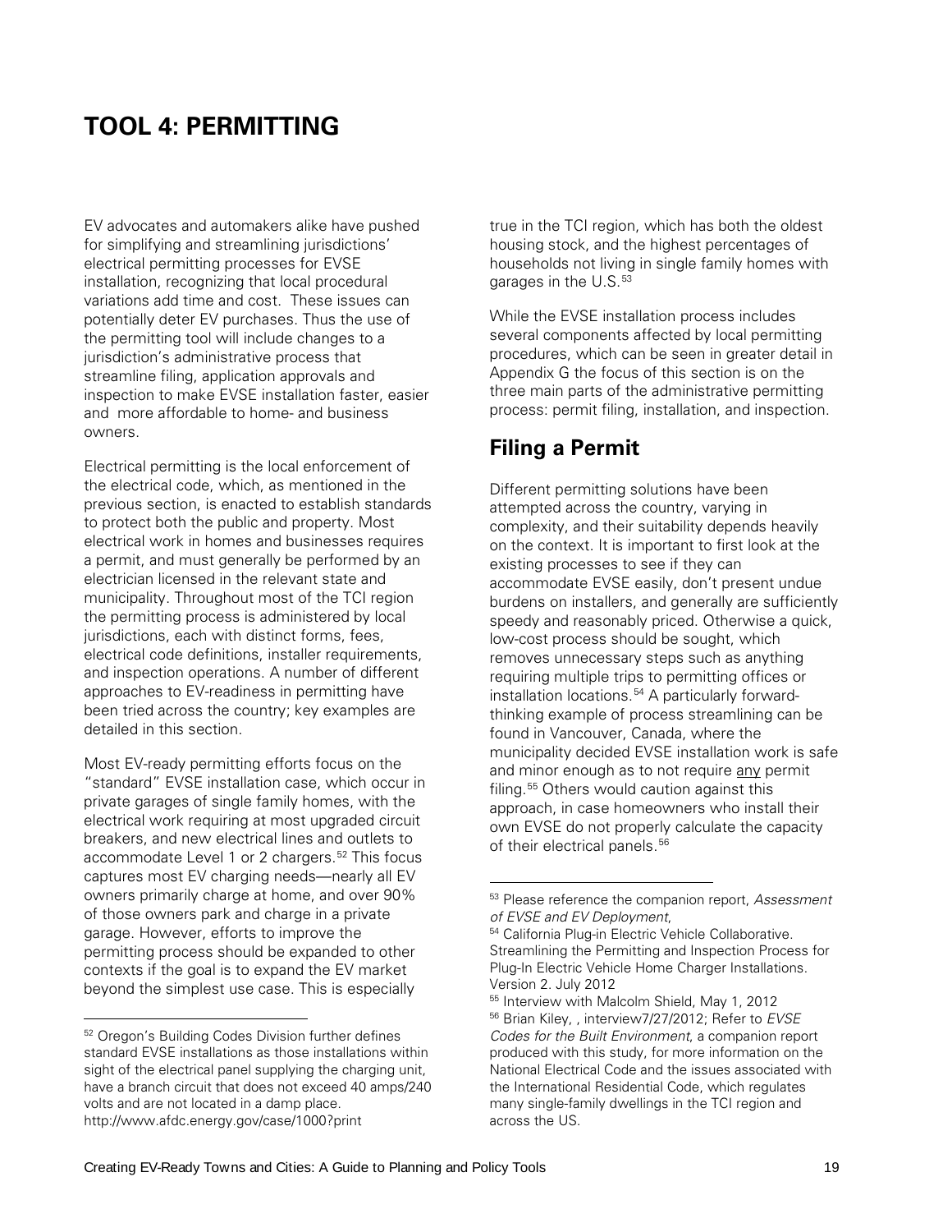# TOOL 4: PERMITTING

EV advocates and automakers alike have pushed for simplifying and streamlining jurisdictions' electrical permitting processes for EVSE installation, recognizing that local procedural variations add time and cost. These issues can potentially deter EV purchases. Thus the use of the permitting tool will include changes to a jurisdiction's administrative process that streamline filing, application approvals and inspection to make EVSE installation faster, easier and more affordable to home- and business owners.

Electrical permitting is the local enforcement of the electrical code, which, as mentioned in the previous section, is enacted to establish standards to protect both the public and property. Most electrical work in homes and businesses requires a permit, and must generally be performed by an electrician licensed in the relevant state and municipality. Throughout most of the TCI region the permitting process is administered by local jurisdictions, each with distinct forms, fees, electrical code definitions, installer requirements, and inspection operations. A number of different approaches to EV-readiness in permitting have been tried across the country; key examples are detailed in this section.

Most EV-ready permitting efforts focus on the "standard" EVSE installation case, which occur in private garages of single family homes, with the electrical work requiring at most upgraded circuit breakers, and new electrical lines and outlets to accommodate Level 1 or 2 chargers.[52] This focus captures most EV charging needs—nearly all EV owners primarily charge at home, and over 90% of those owners park and charge in a private garage. However, efforts to improve the permitting process should be expanded to other contexts if the goal is to expand the EV market beyond the simplest use case. This is especially true in the TCI region, which has both the oldest housing stock, and the highest percentages of households not living in single family homes with garages in the U.S.[53]

While the EVSE installation process includes several components affected by local permitting procedures, which can be seen in greater detail in Appendix G the focus of this section is on the three main parts of the administrative permitting process: permit filing, installation, and inspection.

## Filing a Permit

Different permitting solutions have been attempted across the country, varying in complexity, and their suitability depends heavily on the context. It is important to first look at the existing processes to see if they can accommodate EVSE easily, don't present undue burdens on installers, and generally are sufficiently speedy and reasonably priced. Otherwise a quick, low-cost process should be sought, which removes unnecessary steps such as anything requiring multiple trips to permitting offices or installation locations.[54] A particularly forward-thinking example of process streamlining can be found in Vancouver, Canada, where the municipality decided EVSE installation work is safe and minor enough as to not require <u>any</u> permit filing.[55] Others would caution against this approach, in case homeowners who install their own EVSE do not properly calculate the capacity of their electrical panels.[56]

---

[52] Oregon's Building Codes Division further defines standard EVSE installations as those installations within sight of the electrical panel supplying the charging unit, have a branch circuit that does not exceed 40 amps/240 volts and are not located in a damp place. http://www.afdc.energy.gov/case/1000?print

[53] Please reference the companion report, *Assessment of EVSE and EV Deployment*,

[54] California Plug-in Electric Vehicle Collaborative. Streamlining the Permitting and Inspection Process for Plug-In Electric Vehicle Home Charger Installations. Version 2. July 2012

[55] Interview with Malcolm Shield, May 1, 2012

[56] Brian Kiley, , interview7/27/2012; Refer to *EVSE Codes for the Built Environment*, a companion report produced with this study, for more information on the National Electrical Code and the issues associated with the International Residential Code, which regulates many single-family dwellings in the TCI region and across the US.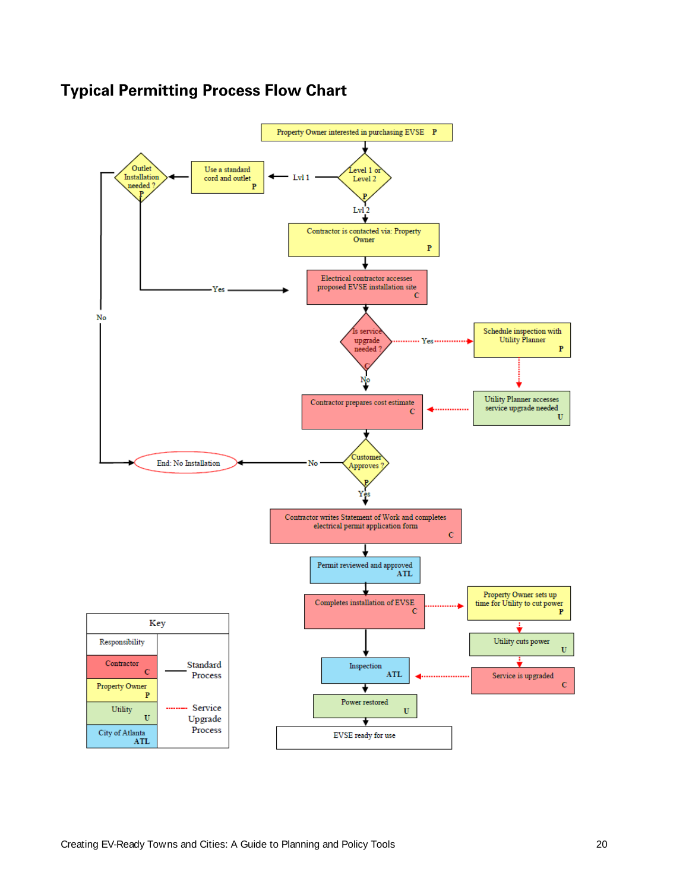## Typical Permitting Process Flow Chart

Property Owner interested in purchasing EVSE P

Level 1 or Level 2 P

Lvl 1

Use a standard cord and outlet P

Outlet Installation needed ? P

Lvl 2

Contractor is contacted via: Property Owner P

Yes

Electrical contractor accesses proposed EVSE installation site C

No

Is service upgrade needed ? C

Yes

Schedule inspection with Utility Planner P

Utility Planner accesses service upgrade needed U

No

Contractor prepares cost estimate C

Customer Approves ? P

No

End: No Installation

Yes

Contractor writes Statement of Work and completes electrical permit application form C

Permit reviewed and approved ATL

Completes installation of EVSE C

Property Owner sets up time for Utility to cut power P

Utility cuts power U

Service is upgraded C

Inspection ATL

Power restored U

EVSE ready for use

| Key | |
|---|---|
| Responsibility | |
| Contractor C | Standard Process |
| Property Owner P | |
| Utility U | Service Upgrade Process |
| City of Atlanta ATL | |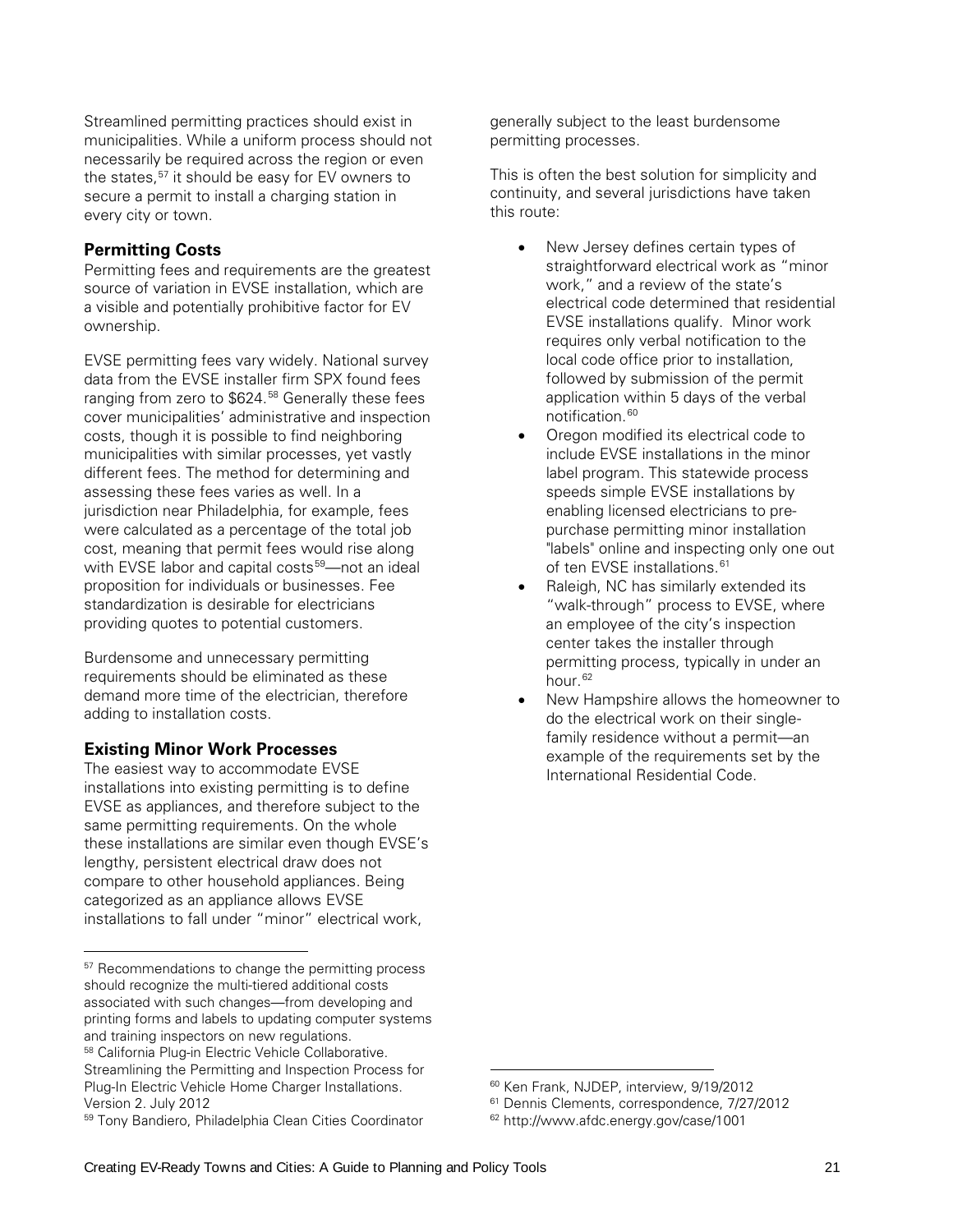Streamlined permitting practices should exist in municipalities. While a uniform process should not necessarily be required across the region or even the states,[57] it should be easy for EV owners to secure a permit to install a charging station in every city or town.

### Permitting Costs

Permitting fees and requirements are the greatest source of variation in EVSE installation, which are a visible and potentially prohibitive factor for EV ownership.

EVSE permitting fees vary widely. National survey data from the EVSE installer firm SPX found fees ranging from zero to $624.[58] Generally these fees cover municipalities' administrative and inspection costs, though it is possible to find neighboring municipalities with similar processes, yet vastly different fees. The method for determining and assessing these fees varies as well. In a jurisdiction near Philadelphia, for example, fees were calculated as a percentage of the total job cost, meaning that permit fees would rise along with EVSE labor and capital costs[59]—not an ideal proposition for individuals or businesses. Fee standardization is desirable for electricians providing quotes to potential customers.

Burdensome and unnecessary permitting requirements should be eliminated as these demand more time of the electrician, therefore adding to installation costs.

### Existing Minor Work Processes

The easiest way to accommodate EVSE installations into existing permitting is to define EVSE as appliances, and therefore subject to the same permitting requirements. On the whole these installations are similar even though EVSE's lengthy, persistent electrical draw does not compare to other household appliances. Being categorized as an appliance allows EVSE installations to fall under "minor" electrical work, generally subject to the least burdensome permitting processes.

This is often the best solution for simplicity and continuity, and several jurisdictions have taken this route:

- New Jersey defines certain types of straightforward electrical work as "minor work," and a review of the state's electrical code determined that residential EVSE installations qualify. Minor work requires only verbal notification to the local code office prior to installation, followed by submission of the permit application within 5 days of the verbal notification.[60]
- Oregon modified its electrical code to include EVSE installations in the minor label program. This statewide process speeds simple EVSE installations by enabling licensed electricians to pre-purchase permitting minor installation "labels" online and inspecting only one out of ten EVSE installations.[61]
- Raleigh, NC has similarly extended its "walk-through" process to EVSE, where an employee of the city's inspection center takes the installer through permitting process, typically in under an hour.[62]
- New Hampshire allows the homeowner to do the electrical work on their single-family residence without a permit—an example of the requirements set by the International Residential Code.

---

[57] Recommendations to change the permitting process should recognize the multi-tiered additional costs associated with such changes—from developing and printing forms and labels to updating computer systems and training inspectors on new regulations.

[58] California Plug-in Electric Vehicle Collaborative. Streamlining the Permitting and Inspection Process for Plug-In Electric Vehicle Home Charger Installations. Version 2. July 2012

[59] Tony Bandiero, Philadelphia Clean Cities Coordinator

[60] Ken Frank, NJDEP, interview, 9/19/2012

[61] Dennis Clements, correspondence, 7/27/2012

[62] http://www.afdc.energy.gov/case/1001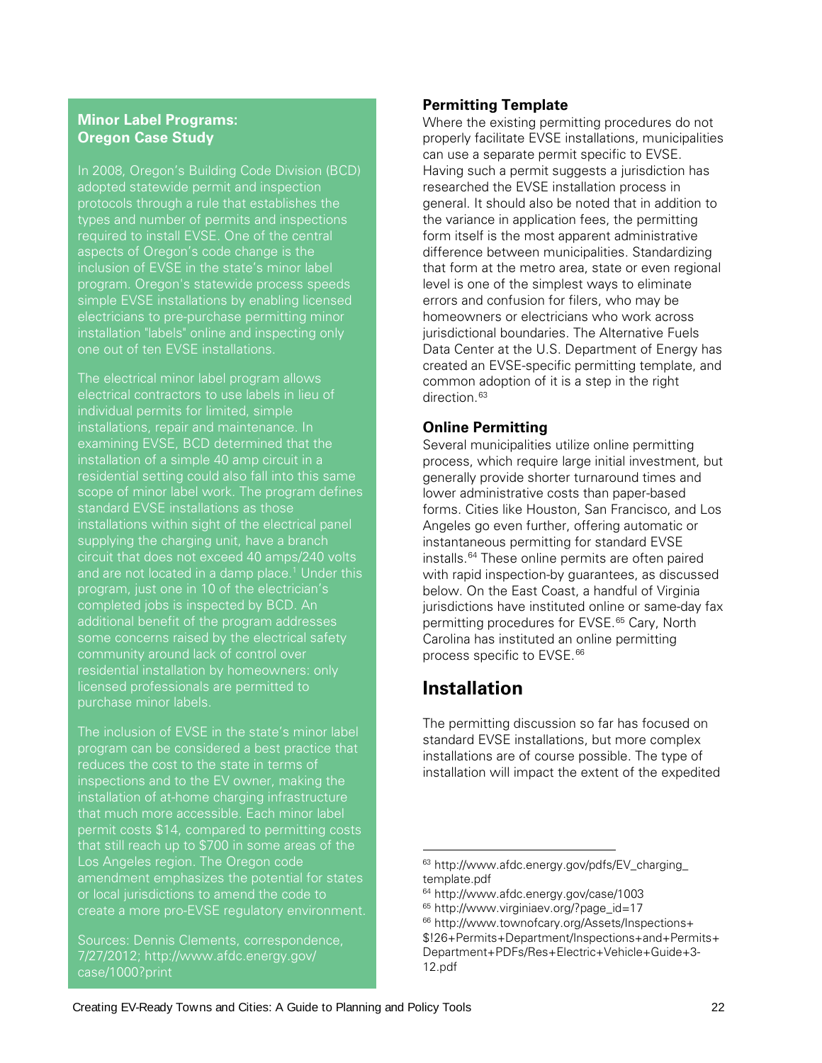### Minor Label Programs: Oregon Case Study

In 2008, Oregon's Building Code Division (BCD) adopted statewide permit and inspection protocols through a rule that establishes the types and number of permits and inspections required to install EVSE. One of the central aspects of Oregon's code change is the inclusion of EVSE in the state's minor label program. Oregon's statewide process speeds simple EVSE installations by enabling licensed electricians to pre-purchase permitting minor installation "labels" online and inspecting only one out of ten EVSE installations.

The electrical minor label program allows electrical contractors to use labels in lieu of individual permits for limited, simple installations, repair and maintenance. In examining EVSE, BCD determined that the installation of a simple 40 amp circuit in a residential setting could also fall into this same scope of minor label work. The program defines standard EVSE installations as those installations within sight of the electrical panel supplying the charging unit, have a branch circuit that does not exceed 40 amps/240 volts and are not located in a damp place.[1] Under this program, just one in 10 of the electrician's completed jobs is inspected by BCD. An additional benefit of the program addresses some concerns raised by the electrical safety community around lack of control over residential installation by homeowners: only licensed professionals are permitted to purchase minor labels.

The inclusion of EVSE in the state's minor label program can be considered a best practice that reduces the cost to the state in terms of inspections and to the EV owner, making the installation of at-home charging infrastructure that much more accessible. Each minor label permit costs $14, compared to permitting costs that still reach up to $700 in some areas of the Los Angeles region. The Oregon code amendment emphasizes the potential for states or local jurisdictions to amend the code to create a more pro-EVSE regulatory environment.

Sources: Dennis Clements, correspondence, 7/27/2012; http://www.afdc.energy.gov/case/1000?print

### Permitting Template

Where the existing permitting procedures do not properly facilitate EVSE installations, municipalities can use a separate permit specific to EVSE. Having such a permit suggests a jurisdiction has researched the EVSE installation process in general. It should also be noted that in addition to the variance in application fees, the permitting form itself is the most apparent administrative difference between municipalities. Standardizing that form at the metro area, state or even regional level is one of the simplest ways to eliminate errors and confusion for filers, who may be homeowners or electricians who work across jurisdictional boundaries. The Alternative Fuels Data Center at the U.S. Department of Energy has created an EVSE-specific permitting template, and common adoption of it is a step in the right direction.[63]

### Online Permitting

Several municipalities utilize online permitting process, which require large initial investment, but generally provide shorter turnaround times and lower administrative costs than paper-based forms. Cities like Houston, San Francisco, and Los Angeles go even further, offering automatic or instantaneous permitting for standard EVSE installs.[64] These online permits are often paired with rapid inspection-by guarantees, as discussed below. On the East Coast, a handful of Virginia jurisdictions have instituted online or same-day fax permitting procedures for EVSE.[65] Cary, North Carolina has instituted an online permitting process specific to EVSE.[66]

## Installation

The permitting discussion so far has focused on standard EVSE installations, but more complex installations are of course possible. The type of installation will impact the extent of the expedited

---

[63] http://www.afdc.energy.gov/pdfs/EV_charging_template.pdf

[64] http://www.afdc.energy.gov/case/1003

[65] http://www.virginiaev.org/?page_id=17

[66] http://www.townofcary.org/Assets/Inspections+$!26+Permits+Department/Inspections+and+Permits+Department+PDFs/Res+Electric+Vehicle+Guide+3-12.pdf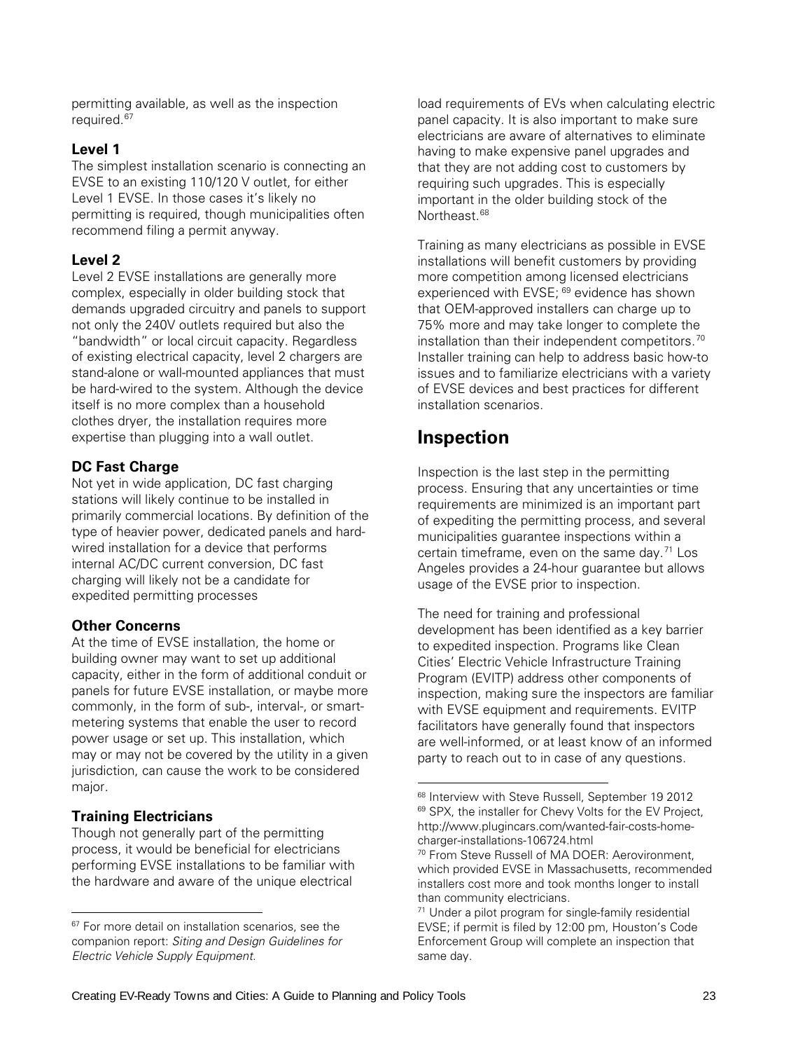permitting available, as well as the inspection required.[67]

### Level 1

The simplest installation scenario is connecting an EVSE to an existing 110/120 V outlet, for either Level 1 EVSE. In those cases it's likely no permitting is required, though municipalities often recommend filing a permit anyway.

### Level 2

Level 2 EVSE installations are generally more complex, especially in older building stock that demands upgraded circuitry and panels to support not only the 240V outlets required but also the "bandwidth" or local circuit capacity. Regardless of existing electrical capacity, level 2 chargers are stand-alone or wall-mounted appliances that must be hard-wired to the system. Although the device itself is no more complex than a household clothes dryer, the installation requires more expertise than plugging into a wall outlet.

### DC Fast Charge

Not yet in wide application, DC fast charging stations will likely continue to be installed in primarily commercial locations. By definition of the type of heavier power, dedicated panels and hard-wired installation for a device that performs internal AC/DC current conversion, DC fast charging will likely not be a candidate for expedited permitting processes

### Other Concerns

At the time of EVSE installation, the home or building owner may want to set up additional capacity, either in the form of additional conduit or panels for future EVSE installation, or maybe more commonly, in the form of sub-, interval-, or smart-metering systems that enable the user to record power usage or set up. This installation, which may or may not be covered by the utility in a given jurisdiction, can cause the work to be considered major.

### Training Electricians

Though not generally part of the permitting process, it would be beneficial for electricians performing EVSE installations to be familiar with the hardware and aware of the unique electrical load requirements of EVs when calculating electric panel capacity. It is also important to make sure electricians are aware of alternatives to eliminate having to make expensive panel upgrades and that they are not adding cost to customers by requiring such upgrades. This is especially important in the older building stock of the Northeast.[68]

Training as many electricians as possible in EVSE installations will benefit customers by providing more competition among licensed electricians experienced with EVSE; [69] evidence has shown that OEM-approved installers can charge up to 75% more and may take longer to complete the installation than their independent competitors.[70] Installer training can help to address basic how-to issues and to familiarize electricians with a variety of EVSE devices and best practices for different installation scenarios.

## Inspection

Inspection is the last step in the permitting process. Ensuring that any uncertainties or time requirements are minimized is an important part of expediting the permitting process, and several municipalities guarantee inspections within a certain timeframe, even on the same day.[71] Los Angeles provides a 24-hour guarantee but allows usage of the EVSE prior to inspection.

The need for training and professional development has been identified as a key barrier to expedited inspection. Programs like Clean Cities' Electric Vehicle Infrastructure Training Program (EVITP) address other components of inspection, making sure the inspectors are familiar with EVSE equipment and requirements. EVITP facilitators have generally found that inspectors are well-informed, or at least know of an informed party to reach out to in case of any questions.

---

[67] For more detail on installation scenarios, see the companion report: *Siting and Design Guidelines for Electric Vehicle Supply Equipment.*

[68] Interview with Steve Russell, September 19 2012

[69] SPX, the installer for Chevy Volts for the EV Project, http://www.plugincars.com/wanted-fair-costs-home-charger-installations-106724.html

[70] From Steve Russell of MA DOER: Aerovironment, which provided EVSE in Massachusetts, recommended installers cost more and took months longer to install than community electricians.

[71] Under a pilot program for single-family residential EVSE; if permit is filed by 12:00 pm, Houston's Code Enforcement Group will complete an inspection that same day.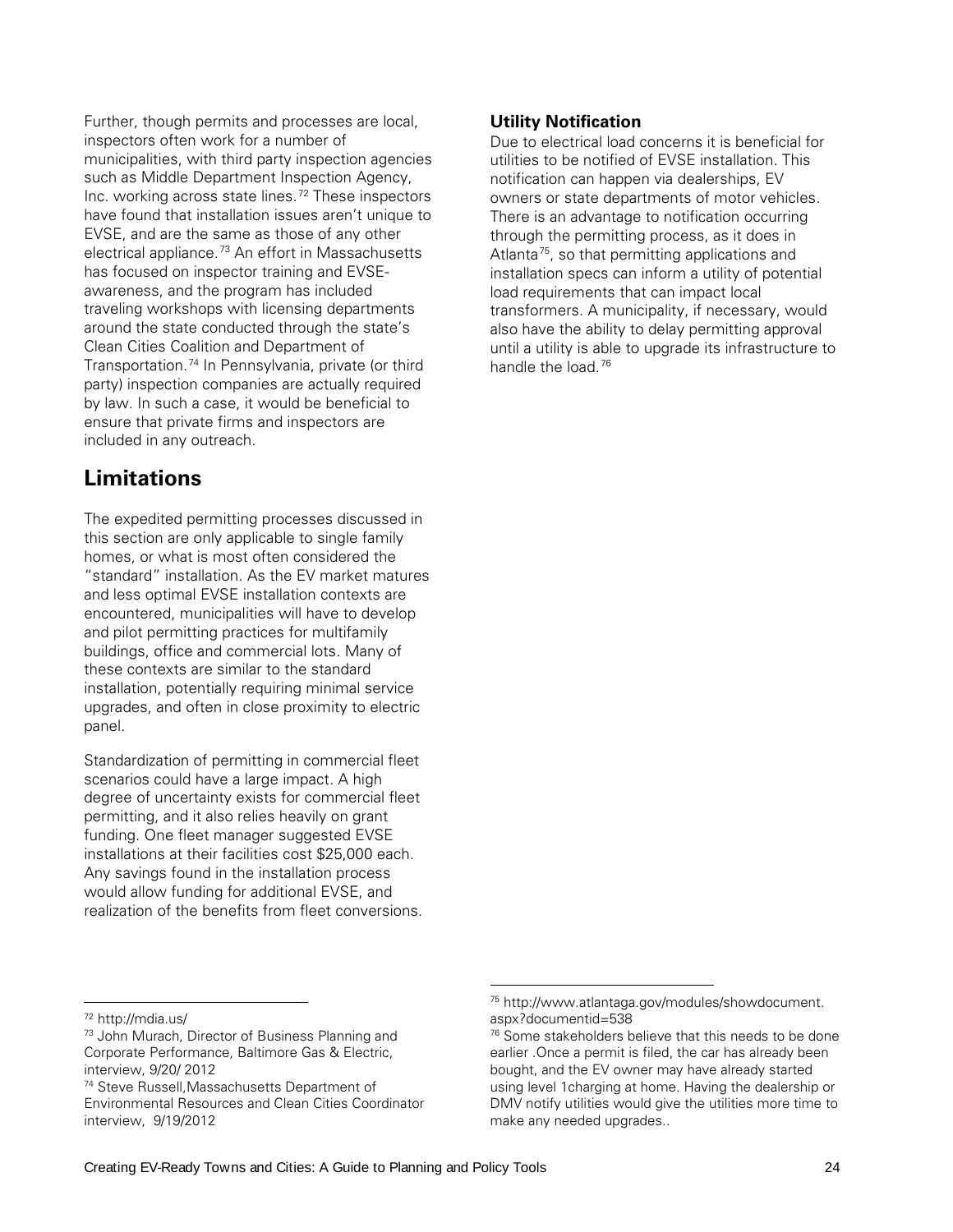Further, though permits and processes are local, inspectors often work for a number of municipalities, with third party inspection agencies such as Middle Department Inspection Agency, Inc. working across state lines.[72] These inspectors have found that installation issues aren't unique to EVSE, and are the same as those of any other electrical appliance.[73] An effort in Massachusetts has focused on inspector training and EVSE-awareness, and the program has included traveling workshops with licensing departments around the state conducted through the state's Clean Cities Coalition and Department of Transportation.[74] In Pennsylvania, private (or third party) inspection companies are actually required by law. In such a case, it would be beneficial to ensure that private firms and inspectors are included in any outreach.

## Limitations

The expedited permitting processes discussed in this section are only applicable to single family homes, or what is most often considered the "standard" installation. As the EV market matures and less optimal EVSE installation contexts are encountered, municipalities will have to develop and pilot permitting practices for multifamily buildings, office and commercial lots. Many of these contexts are similar to the standard installation, potentially requiring minimal service upgrades, and often in close proximity to electric panel.

Standardization of permitting in commercial fleet scenarios could have a large impact. A high degree of uncertainty exists for commercial fleet permitting, and it also relies heavily on grant funding. One fleet manager suggested EVSE installations at their facilities cost $25,000 each. Any savings found in the installation process would allow funding for additional EVSE, and realization of the benefits from fleet conversions.

### Utility Notification

Due to electrical load concerns it is beneficial for utilities to be notified of EVSE installation. This notification can happen via dealerships, EV owners or state departments of motor vehicles. There is an advantage to notification occurring through the permitting process, as it does in Atlanta[75], so that permitting applications and installation specs can inform a utility of potential load requirements that can impact local transformers. A municipality, if necessary, would also have the ability to delay permitting approval until a utility is able to upgrade its infrastructure to handle the load.[76]

---

[72] http://mdia.us/

[73] John Murach, Director of Business Planning and Corporate Performance, Baltimore Gas & Electric, interview, 9/20/ 2012

[74] Steve Russell,Massachusetts Department of Environmental Resources and Clean Cities Coordinator interview, 9/19/2012

[75] http://www.atlantaga.gov/modules/showdocument.aspx?documentid=538

[76] Some stakeholders believe that this needs to be done earlier .Once a permit is filed, the car has already been bought, and the EV owner may have already started using level 1charging at home. Having the dealership or DMV notify utilities would give the utilities more time to make any needed upgrades..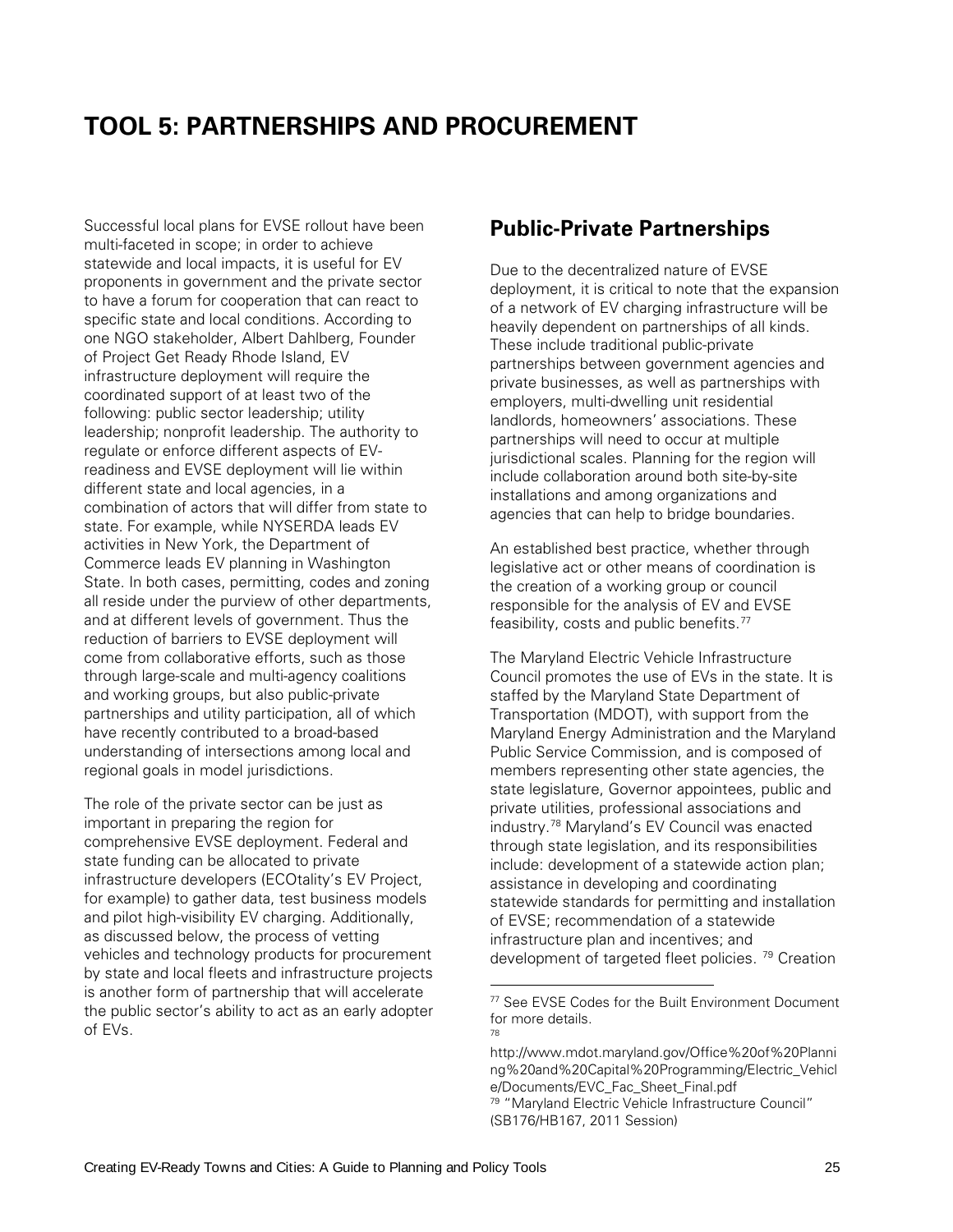# TOOL 5: PARTNERSHIPS AND PROCUREMENT

Successful local plans for EVSE rollout have been multi-faceted in scope; in order to achieve statewide and local impacts, it is useful for EV proponents in government and the private sector to have a forum for cooperation that can react to specific state and local conditions. According to one NGO stakeholder, Albert Dahlberg, Founder of Project Get Ready Rhode Island, EV infrastructure deployment will require the coordinated support of at least two of the following: public sector leadership; utility leadership; nonprofit leadership. The authority to regulate or enforce different aspects of EV-readiness and EVSE deployment will lie within different state and local agencies, in a combination of actors that will differ from state to state. For example, while NYSERDA leads EV activities in New York, the Department of Commerce leads EV planning in Washington State. In both cases, permitting, codes and zoning all reside under the purview of other departments, and at different levels of government. Thus the reduction of barriers to EVSE deployment will come from collaborative efforts, such as those through large-scale and multi-agency coalitions and working groups, but also public-private partnerships and utility participation, all of which have recently contributed to a broad-based understanding of intersections among local and regional goals in model jurisdictions.

The role of the private sector can be just as important in preparing the region for comprehensive EVSE deployment. Federal and state funding can be allocated to private infrastructure developers (ECOtality's EV Project, for example) to gather data, test business models and pilot high-visibility EV charging. Additionally, as discussed below, the process of vetting vehicles and technology products for procurement by state and local fleets and infrastructure projects is another form of partnership that will accelerate the public sector's ability to act as an early adopter of EVs.

## Public-Private Partnerships

Due to the decentralized nature of EVSE deployment, it is critical to note that the expansion of a network of EV charging infrastructure will be heavily dependent on partnerships of all kinds. These include traditional public-private partnerships between government agencies and private businesses, as well as partnerships with employers, multi-dwelling unit residential landlords, homeowners' associations. These partnerships will need to occur at multiple jurisdictional scales. Planning for the region will include collaboration around both site-by-site installations and among organizations and agencies that can help to bridge boundaries.

An established best practice, whether through legislative act or other means of coordination is the creation of a working group or council responsible for the analysis of EV and EVSE feasibility, costs and public benefits.[77]

The Maryland Electric Vehicle Infrastructure Council promotes the use of EVs in the state. It is staffed by the Maryland State Department of Transportation (MDOT), with support from the Maryland Energy Administration and the Maryland Public Service Commission, and is composed of members representing other state agencies, the state legislature, Governor appointees, public and private utilities, professional associations and industry.[78] Maryland's EV Council was enacted through state legislation, and its responsibilities include: development of a statewide action plan; assistance in developing and coordinating statewide standards for permitting and installation of EVSE; recommendation of a statewide infrastructure plan and incentives; and development of targeted fleet policies. [79] Creation

[77] See EVSE Codes for the Built Environment Document for more details.

[78] http://www.mdot.maryland.gov/Office%20of%20Planning%20and%20Capital%20Programming/Electric_Vehicle/Documents/EVC_Fac_Sheet_Final.pdf

[79] "Maryland Electric Vehicle Infrastructure Council" (SB176/HB167, 2011 Session)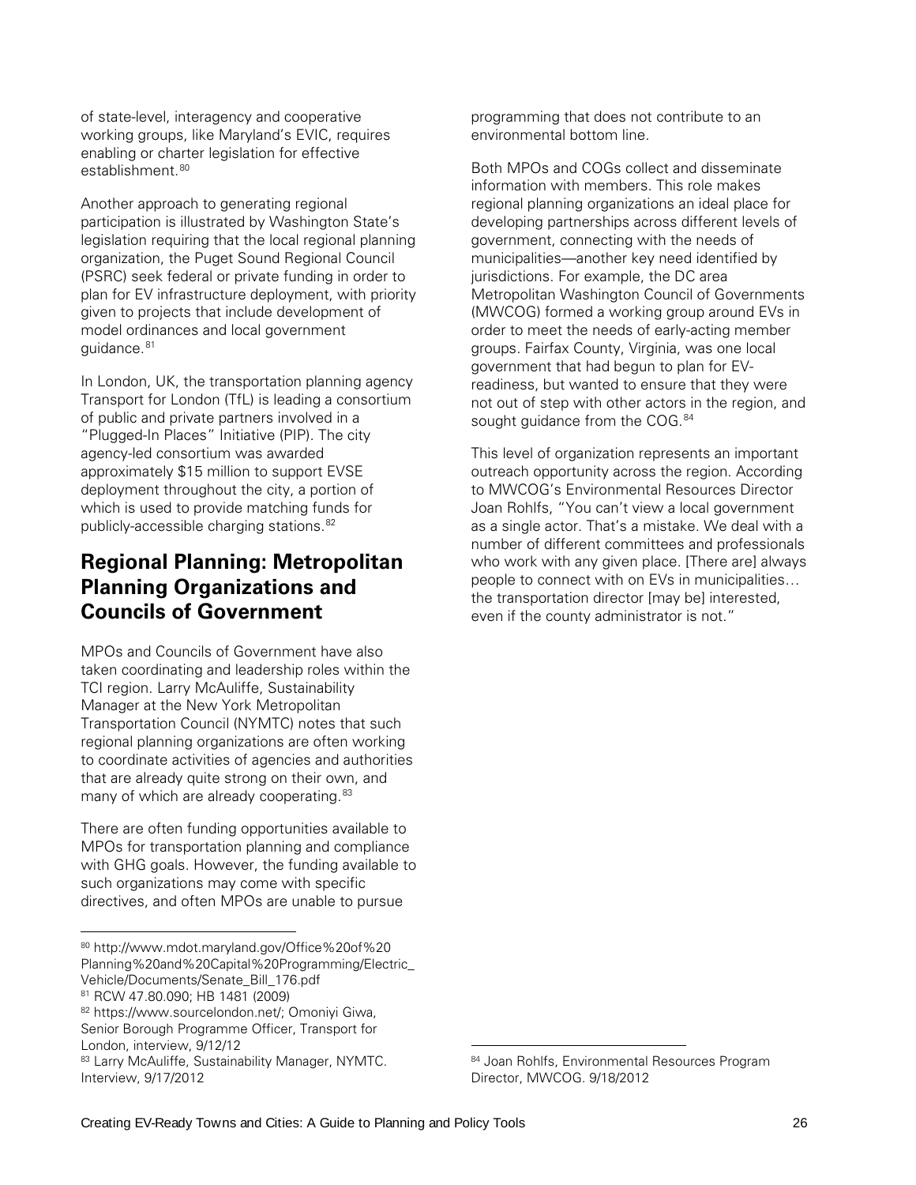of state-level, interagency and cooperative working groups, like Maryland's EVIC, requires enabling or charter legislation for effective establishment.[80]

Another approach to generating regional participation is illustrated by Washington State's legislation requiring that the local regional planning organization, the Puget Sound Regional Council (PSRC) seek federal or private funding in order to plan for EV infrastructure deployment, with priority given to projects that include development of model ordinances and local government guidance.[81]

In London, UK, the transportation planning agency Transport for London (TfL) is leading a consortium of public and private partners involved in a "Plugged-In Places" Initiative (PIP). The city agency-led consortium was awarded approximately $15 million to support EVSE deployment throughout the city, a portion of which is used to provide matching funds for publicly-accessible charging stations.[82]

## Regional Planning: Metropolitan Planning Organizations and Councils of Government

MPOs and Councils of Government have also taken coordinating and leadership roles within the TCI region. Larry McAuliffe, Sustainability Manager at the New York Metropolitan Transportation Council (NYMTC) notes that such regional planning organizations are often working to coordinate activities of agencies and authorities that are already quite strong on their own, and many of which are already cooperating.[83]

There are often funding opportunities available to MPOs for transportation planning and compliance with GHG goals. However, the funding available to such organizations may come with specific directives, and often MPOs are unable to pursue programming that does not contribute to an environmental bottom line.

Both MPOs and COGs collect and disseminate information with members. This role makes regional planning organizations an ideal place for developing partnerships across different levels of government, connecting with the needs of municipalities—another key need identified by jurisdictions. For example, the DC area Metropolitan Washington Council of Governments (MWCOG) formed a working group around EVs in order to meet the needs of early-acting member groups. Fairfax County, Virginia, was one local government that had begun to plan for EV-readiness, but wanted to ensure that they were not out of step with other actors in the region, and sought guidance from the COG.[84]

This level of organization represents an important outreach opportunity across the region. According to MWCOG's Environmental Resources Director Joan Rohlfs, "You can't view a local government as a single actor. That's a mistake. We deal with a number of different committees and professionals who work with any given place. [There are] always people to connect with on EVs in municipalities… the transportation director [may be] interested, even if the county administrator is not."

---

[80] http://www.mdot.maryland.gov/Office%20of%20Planning%20and%20Capital%20Programming/Electric_Vehicle/Documents/Senate_Bill_176.pdf

[81] RCW 47.80.090; HB 1481 (2009)

[82] https://www.sourcelondon.net/; Omoniyi Giwa, Senior Borough Programme Officer, Transport for London, interview, 9/12/12

[83] Larry McAuliffe, Sustainability Manager, NYMTC. Interview, 9/17/2012

[84] Joan Rohlfs, Environmental Resources Program Director, MWCOG. 9/18/2012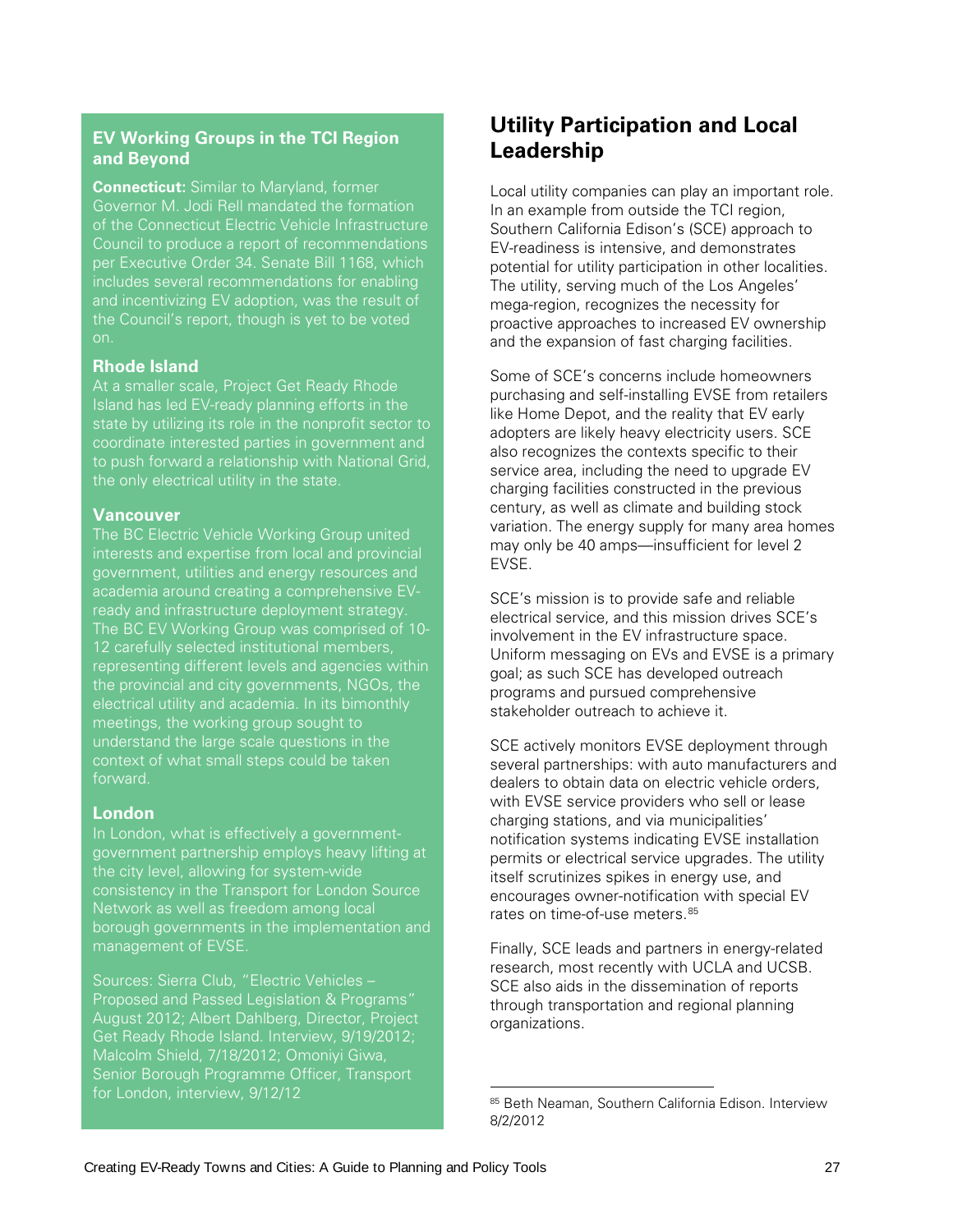### EV Working Groups in the TCI Region and Beyond

**Connecticut:** Similar to Maryland, former Governor M. Jodi Rell mandated the formation of the Connecticut Electric Vehicle Infrastructure Council to produce a report of recommendations per Executive Order 34. Senate Bill 1168, which includes several recommendations for enabling and incentivizing EV adoption, was the result of the Council's report, though is yet to be voted on.

**Rhode Island**

At a smaller scale, Project Get Ready Rhode Island has led EV-ready planning efforts in the state by utilizing its role in the nonprofit sector to coordinate interested parties in government and to push forward a relationship with National Grid, the only electrical utility in the state.

**Vancouver**

The BC Electric Vehicle Working Group united interests and expertise from local and provincial government, utilities and energy resources and academia around creating a comprehensive EV-ready and infrastructure deployment strategy. The BC EV Working Group was comprised of 10-12 carefully selected institutional members, representing different levels and agencies within the provincial and city governments, NGOs, the electrical utility and academia. In its bimonthly meetings, the working group sought to understand the large scale questions in the context of what small steps could be taken forward.

**London**

In London, what is effectively a government-government partnership employs heavy lifting at the city level, allowing for system-wide consistency in the Transport for London Source Network as well as freedom among local borough governments in the implementation and management of EVSE.

Sources: Sierra Club, "Electric Vehicles – Proposed and Passed Legislation & Programs" August 2012; Albert Dahlberg, Director, Project Get Ready Rhode Island. Interview, 9/19/2012; Malcolm Shield, 7/18/2012; Omoniyi Giwa, Senior Borough Programme Officer, Transport for London, interview, 9/12/12

## Utility Participation and Local Leadership

Local utility companies can play an important role. In an example from outside the TCI region, Southern California Edison's (SCE) approach to EV-readiness is intensive, and demonstrates potential for utility participation in other localities. The utility, serving much of the Los Angeles' mega-region, recognizes the necessity for proactive approaches to increased EV ownership and the expansion of fast charging facilities.

Some of SCE's concerns include homeowners purchasing and self-installing EVSE from retailers like Home Depot, and the reality that EV early adopters are likely heavy electricity users. SCE also recognizes the contexts specific to their service area, including the need to upgrade EV charging facilities constructed in the previous century, as well as climate and building stock variation. The energy supply for many area homes may only be 40 amps—insufficient for level 2 EVSE.

SCE's mission is to provide safe and reliable electrical service, and this mission drives SCE's involvement in the EV infrastructure space. Uniform messaging on EVs and EVSE is a primary goal; as such SCE has developed outreach programs and pursued comprehensive stakeholder outreach to achieve it.

SCE actively monitors EVSE deployment through several partnerships: with auto manufacturers and dealers to obtain data on electric vehicle orders, with EVSE service providers who sell or lease charging stations, and via municipalities' notification systems indicating EVSE installation permits or electrical service upgrades. The utility itself scrutinizes spikes in energy use, and encourages owner-notification with special EV rates on time-of-use meters.[85]

Finally, SCE leads and partners in energy-related research, most recently with UCLA and UCSB. SCE also aids in the dissemination of reports through transportation and regional planning organizations.

[85] Beth Neaman, Southern California Edison. Interview 8/2/2012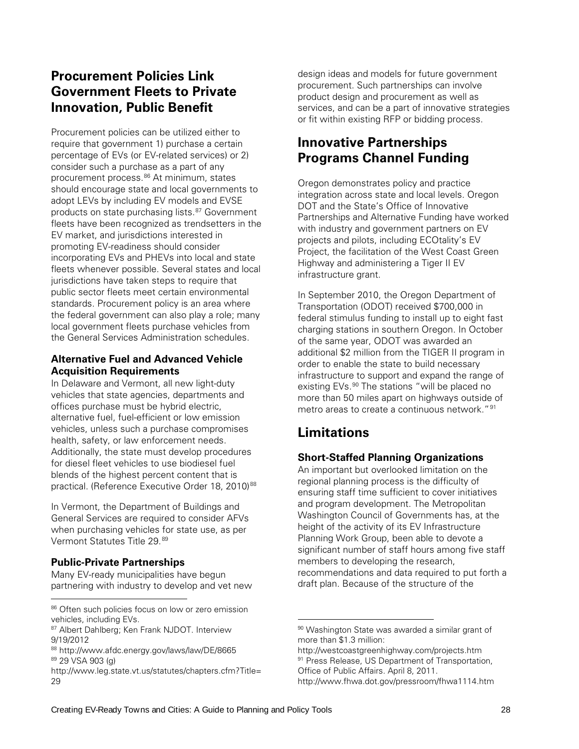## Procurement Policies Link Government Fleets to Private Innovation, Public Benefit

Procurement policies can be utilized either to require that government 1) purchase a certain percentage of EVs (or EV-related services) or 2) consider such a purchase as a part of any procurement process.[86] At minimum, states should encourage state and local governments to adopt LEVs by including EV models and EVSE products on state purchasing lists.[87] Government fleets have been recognized as trendsetters in the EV market, and jurisdictions interested in promoting EV-readiness should consider incorporating EVs and PHEVs into local and state fleets whenever possible. Several states and local jurisdictions have taken steps to require that public sector fleets meet certain environmental standards. Procurement policy is an area where the federal government can also play a role; many local government fleets purchase vehicles from the General Services Administration schedules.

### Alternative Fuel and Advanced Vehicle Acquisition Requirements

In Delaware and Vermont, all new light-duty vehicles that state agencies, departments and offices purchase must be hybrid electric, alternative fuel, fuel-efficient or low emission vehicles, unless such a purchase compromises health, safety, or law enforcement needs. Additionally, the state must develop procedures for diesel fleet vehicles to use biodiesel fuel blends of the highest percent content that is practical. (Reference Executive Order 18, 2010)[88]

In Vermont, the Department of Buildings and General Services are required to consider AFVs when purchasing vehicles for state use, as per Vermont Statutes Title 29.[89]

### Public-Private Partnerships

Many EV-ready municipalities have begun partnering with industry to develop and vet new design ideas and models for future government procurement. Such partnerships can involve product design and procurement as well as services, and can be a part of innovative strategies or fit within existing RFP or bidding process.

## Innovative Partnerships Programs Channel Funding

Oregon demonstrates policy and practice integration across state and local levels. Oregon DOT and the State's Office of Innovative Partnerships and Alternative Funding have worked with industry and government partners on EV projects and pilots, including ECOtality's EV Project, the facilitation of the West Coast Green Highway and administering a Tiger II EV infrastructure grant.

In September 2010, the Oregon Department of Transportation (ODOT) received $700,000 in federal stimulus funding to install up to eight fast charging stations in southern Oregon. In October of the same year, ODOT was awarded an additional $2 million from the TIGER II program in order to enable the state to build necessary infrastructure to support and expand the range of existing EVs.[90] The stations "will be placed no more than 50 miles apart on highways outside of metro areas to create a continuous network."[91]

## Limitations

### Short-Staffed Planning Organizations

An important but overlooked limitation on the regional planning process is the difficulty of ensuring staff time sufficient to cover initiatives and program development. The Metropolitan Washington Council of Governments has, at the height of the activity of its EV Infrastructure Planning Work Group, been able to devote a significant number of staff hours among five staff members to developing the research, recommendations and data required to put forth a draft plan. Because of the structure of the

---

[86] Often such policies focus on low or zero emission vehicles, including EVs.

[87] Albert Dahlberg; Ken Frank NJDOT. Interview 9/19/2012

[88] http://www.afdc.energy.gov/laws/law/DE/8665

[89] 29 VSA 903 (g) http://www.leg.state.vt.us/statutes/chapters.cfm?Title=29

[90] Washington State was awarded a similar grant of more than $1.3 million: http://westcoastgreenhighway.com/projects.htm

[91] Press Release, US Department of Transportation, Office of Public Affairs. April 8, 2011. http://www.fhwa.dot.gov/pressroom/fhwa1114.htm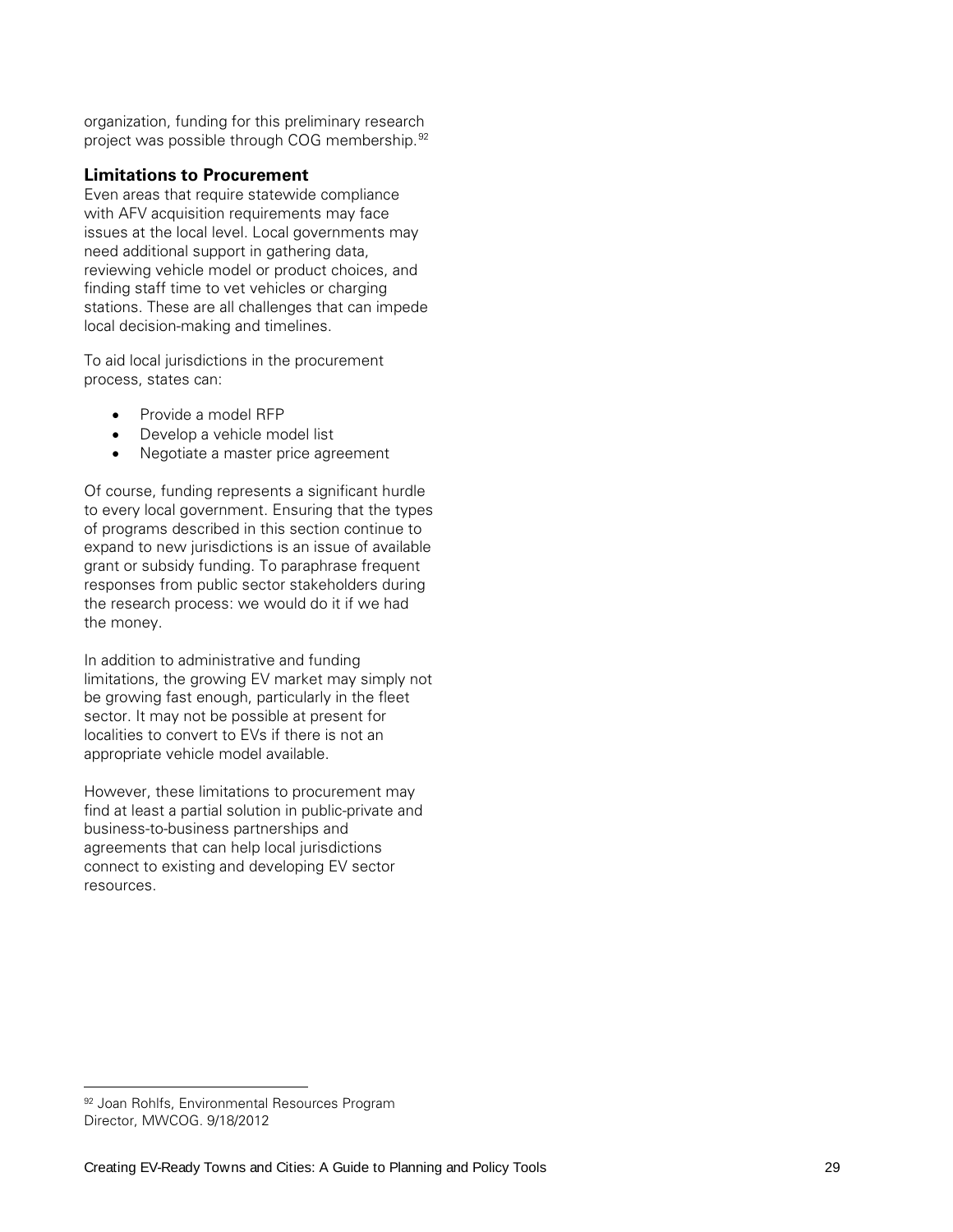organization, funding for this preliminary research project was possible through COG membership.[92]

### Limitations to Procurement

Even areas that require statewide compliance with AFV acquisition requirements may face issues at the local level. Local governments may need additional support in gathering data, reviewing vehicle model or product choices, and finding staff time to vet vehicles or charging stations. These are all challenges that can impede local decision-making and timelines.

To aid local jurisdictions in the procurement process, states can:

- Provide a model RFP
- Develop a vehicle model list
- Negotiate a master price agreement

Of course, funding represents a significant hurdle to every local government. Ensuring that the types of programs described in this section continue to expand to new jurisdictions is an issue of available grant or subsidy funding. To paraphrase frequent responses from public sector stakeholders during the research process: we would do it if we had the money.

In addition to administrative and funding limitations, the growing EV market may simply not be growing fast enough, particularly in the fleet sector. It may not be possible at present for localities to convert to EVs if there is not an appropriate vehicle model available.

However, these limitations to procurement may find at least a partial solution in public-private and business-to-business partnerships and agreements that can help local jurisdictions connect to existing and developing EV sector resources.

[92] Joan Rohlfs, Environmental Resources Program Director, MWCOG. 9/18/2012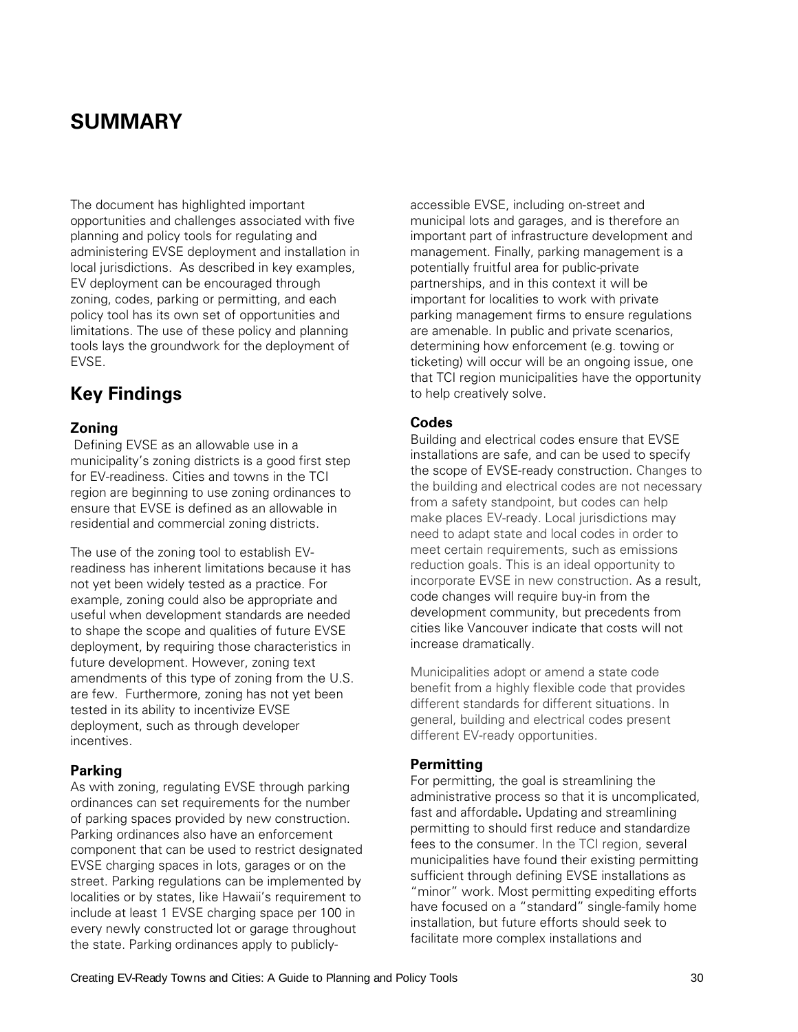# SUMMARY

The document has highlighted important opportunities and challenges associated with five planning and policy tools for regulating and administering EVSE deployment and installation in local jurisdictions. As described in key examples, EV deployment can be encouraged through zoning, codes, parking or permitting, and each policy tool has its own set of opportunities and limitations. The use of these policy and planning tools lays the groundwork for the deployment of EVSE.

## Key Findings

### Zoning

Defining EVSE as an allowable use in a municipality's zoning districts is a good first step for EV-readiness. Cities and towns in the TCI region are beginning to use zoning ordinances to ensure that EVSE is defined as an allowable in residential and commercial zoning districts.

The use of the zoning tool to establish EV-readiness has inherent limitations because it has not yet been widely tested as a practice. For example, zoning could also be appropriate and useful when development standards are needed to shape the scope and qualities of future EVSE deployment, by requiring those characteristics in future development. However, zoning text amendments of this type of zoning from the U.S. are few. Furthermore, zoning has not yet been tested in its ability to incentivize EVSE deployment, such as through developer incentives.

### Parking

As with zoning, regulating EVSE through parking ordinances can set requirements for the number of parking spaces provided by new construction. Parking ordinances also have an enforcement component that can be used to restrict designated EVSE charging spaces in lots, garages or on the street. Parking regulations can be implemented by localities or by states, like Hawaii's requirement to include at least 1 EVSE charging space per 100 in every newly constructed lot or garage throughout the state. Parking ordinances apply to publicly-accessible EVSE, including on-street and municipal lots and garages, and is therefore an important part of infrastructure development and management. Finally, parking management is a potentially fruitful area for public-private partnerships, and in this context it will be important for localities to work with private parking management firms to ensure regulations are amenable. In public and private scenarios, determining how enforcement (e.g. towing or ticketing) will occur will be an ongoing issue, one that TCI region municipalities have the opportunity to help creatively solve.

### Codes

Building and electrical codes ensure that EVSE installations are safe, and can be used to specify the scope of EVSE-ready construction. Changes to the building and electrical codes are not necessary from a safety standpoint, but codes can help make places EV-ready. Local jurisdictions may need to adapt state and local codes in order to meet certain requirements, such as emissions reduction goals. This is an ideal opportunity to incorporate EVSE in new construction. As a result, code changes will require buy-in from the development community, but precedents from cities like Vancouver indicate that costs will not increase dramatically.

Municipalities adopt or amend a state code benefit from a highly flexible code that provides different standards for different situations. In general, building and electrical codes present different EV-ready opportunities.

### Permitting

For permitting, the goal is streamlining the administrative process so that it is uncomplicated, fast and affordable**.** Updating and streamlining permitting to should first reduce and standardize fees to the consumer. In the TCI region, several municipalities have found their existing permitting sufficient through defining EVSE installations as "minor" work. Most permitting expediting efforts have focused on a "standard" single-family home installation, but future efforts should seek to facilitate more complex installations and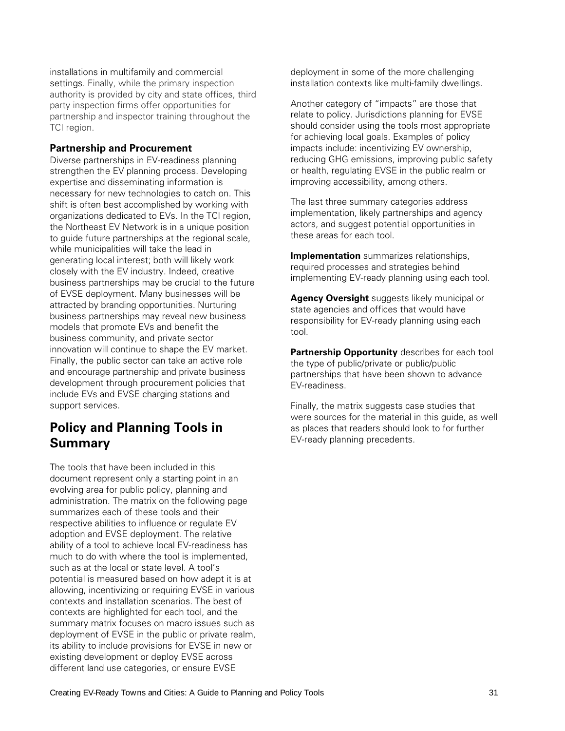installations in multifamily and commercial settings. Finally, while the primary inspection authority is provided by city and state offices, third party inspection firms offer opportunities for partnership and inspector training throughout the TCI region.

### Partnership and Procurement

Diverse partnerships in EV-readiness planning strengthen the EV planning process. Developing expertise and disseminating information is necessary for new technologies to catch on. This shift is often best accomplished by working with organizations dedicated to EVs. In the TCI region, the Northeast EV Network is in a unique position to guide future partnerships at the regional scale, while municipalities will take the lead in generating local interest; both will likely work closely with the EV industry. Indeed, creative business partnerships may be crucial to the future of EVSE deployment. Many businesses will be attracted by branding opportunities. Nurturing business partnerships may reveal new business models that promote EVs and benefit the business community, and private sector innovation will continue to shape the EV market. Finally, the public sector can take an active role and encourage partnership and private business development through procurement policies that include EVs and EVSE charging stations and support services.

## Policy and Planning Tools in Summary

The tools that have been included in this document represent only a starting point in an evolving area for public policy, planning and administration. The matrix on the following page summarizes each of these tools and their respective abilities to influence or regulate EV adoption and EVSE deployment. The relative ability of a tool to achieve local EV-readiness has much to do with where the tool is implemented, such as at the local or state level. A tool's potential is measured based on how adept it is at allowing, incentivizing or requiring EVSE in various contexts and installation scenarios. The best of contexts are highlighted for each tool, and the summary matrix focuses on macro issues such as deployment of EVSE in the public or private realm, its ability to include provisions for EVSE in new or existing development or deploy EVSE across different land use categories, or ensure EVSE deployment in some of the more challenging installation contexts like multi-family dwellings.

Another category of "impacts" are those that relate to policy. Jurisdictions planning for EVSE should consider using the tools most appropriate for achieving local goals. Examples of policy impacts include: incentivizing EV ownership, reducing GHG emissions, improving public safety or health, regulating EVSE in the public realm or improving accessibility, among others.

The last three summary categories address implementation, likely partnerships and agency actors, and suggest potential opportunities in these areas for each tool.

**Implementation** summarizes relationships, required processes and strategies behind implementing EV-ready planning using each tool.

**Agency Oversight** suggests likely municipal or state agencies and offices that would have responsibility for EV-ready planning using each tool.

**Partnership Opportunity** describes for each tool the type of public/private or public/public partnerships that have been shown to advance EV-readiness.

Finally, the matrix suggests case studies that were sources for the material in this guide, as well as places that readers should look to for further EV-ready planning precedents.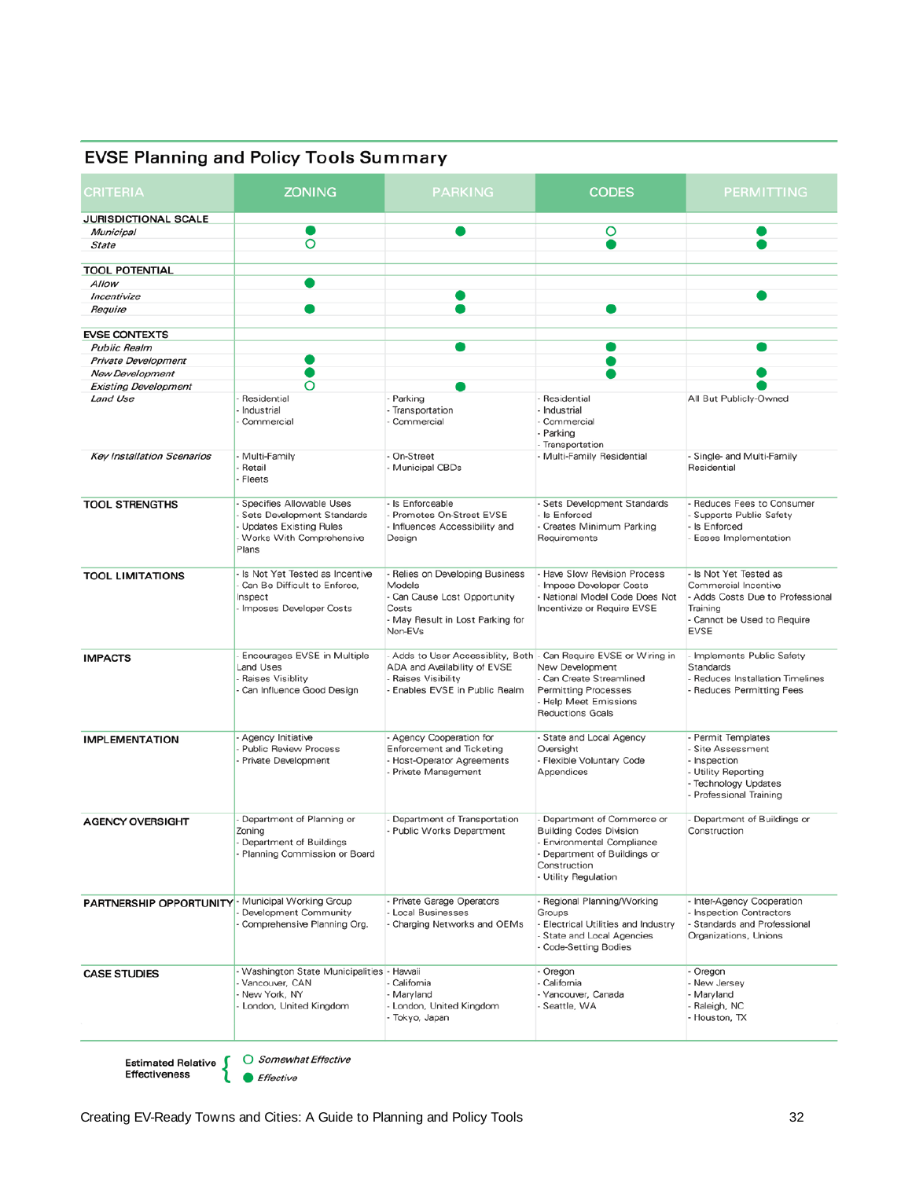## EVSE Planning and Policy Tools Summary

| CRITERIA | ZONING | PARKING | CODES | PERMITTING |
|---|---|---|---|---|
| **JURISDICTIONAL SCALE** | | | | |
| *Municipal* | ● | ● | ○ | ● |
| *State* | ○ | | ● | ● |
| **TOOL POTENTIAL** | | | | |
| *Allow* | ● | | | |
| *Incentivize* | | ● | | ● |
| *Require* | ● | ● | ● | |
| **EVSE CONTEXTS** | | | | |
| *Public Realm* | | ● | ● | ● |
| *Private Development* | ● | | ● | |
| *New Development* | ● | | ● | ● |
| *Existing Development* | ○ | ● | | ● |
| *Land Use* | - Residential<br>- Industrial<br>- Commercial | - Parking<br>- Transportation<br>- Commercial | - Residential<br>- Industrial<br>- Commercial<br>- Parking<br>- Transportation | All But Publicly-Owned |
| *Key Installation Scenarios* | - Multi-Family<br>- Retail<br>- Fleets | - On-Street<br>- Municipal CBDs | - Multi-Family Residential | - Single- and Multi-Family Residential |
| **TOOL STRENGTHS** | - Specifies Allowable Uses<br>- Sets Development Standards<br>- Updates Existing Rules<br>- Works With Comprehensive Plans | - Is Enforceable<br>- Promotes On-Street EVSE<br>- Influences Accessibility and Design | - Sets Development Standards<br>- Is Enforced<br>- Creates Minimum Parking Requirements | - Reduces Fees to Consumer<br>- Supports Public Safety<br>- Is Enforced<br>- Eases Implementation |
| **TOOL LIMITATIONS** | - Is Not Yet Tested as Incentive<br>- Can Be Difficult to Enforce, Inspect<br>- Imposes Developer Costs | - Relies on Developing Business Models<br>- Can Cause Lost Opportunity Costs<br>- May Result in Lost Parking for Non-EVs | - Have Slow Revision Process<br>- Impose Developer Costs<br>- National Model Code Does Not Incentivize or Require EVSE | - Is Not Yet Tested as Commercial Incentive<br>- Adds Costs Due to Professional Training<br>- Cannot be Used to Require EVSE |
| **IMPACTS** | - Encourages EVSE in Multiple Land Uses<br>- Raises Visiblity<br>- Can Influence Good Design | - Adds to User Accessiblity, Both ADA and Availability of EVSE<br>- Raises Visibility<br>- Enables EVSE in Public Realm | - Can Require EVSE or Wiring in New Development<br>- Can Create Streamlined Permitting Processes<br>- Help Meet Emissions Reductions Goals | - Implements Public Safety Standards<br>- Reduces Installation Timelines<br>- Reduces Permitting Fees |
| **IMPLEMENTATION** | - Agency Initiative<br>- Public Review Process<br>- Private Development | - Agency Cooperation for Enforcement and Ticketing<br>- Host-Operator Agreements<br>- Private Management | - State and Local Agency Oversight<br>- Flexible Voluntary Code Appendices | - Permit Templates<br>- Site Assessment<br>- Inspection<br>- Utility Reporting<br>- Technology Updates<br>- Professional Training |
| **AGENCY OVERSIGHT** | - Department of Planning or Zoning<br>- Department of Buildings<br>- Planning Commission or Board | - Department of Transportation<br>- Public Works Department | - Department of Commerce or Building Codes Division<br>- Environmental Compliance<br>- Department of Buildings or Construction<br>- Utility Regulation | - Department of Buildings or Construction |
| **PARTNERSHIP OPPORTUNITY** | - Municipal Working Group<br>- Development Community<br>- Comprehensive Planning Org. | - Private Garage Operators<br>- Local Businesses<br>- Charging Networks and OEMs | - Regional Planning/Working Groups<br>- Electrical Utilities and Industry<br>- State and Local Agencies<br>- Code-Setting Bodies | - Inter-Agency Cooperation<br>- Inspection Contractors<br>- Standards and Professional Organizations, Unions |
| **CASE STUDIES** | - Washington State Municipalities<br>- Vancouver, CAN<br>- New York, NY<br>- London, United Kingdom | - Hawaii<br>- California<br>- Maryland<br>- London, United Kingdom<br>- Tokyo, Japan | - Oregon<br>- California<br>- Vancouver, Canada<br>- Seattle, WA | - Oregon<br>- New Jersey<br>- Maryland<br>- Raleigh, NC<br>- Houston, TX |

**Estimated Relative Effectiveness**
- ○ *Somewhat Effective*
- ● *Effective*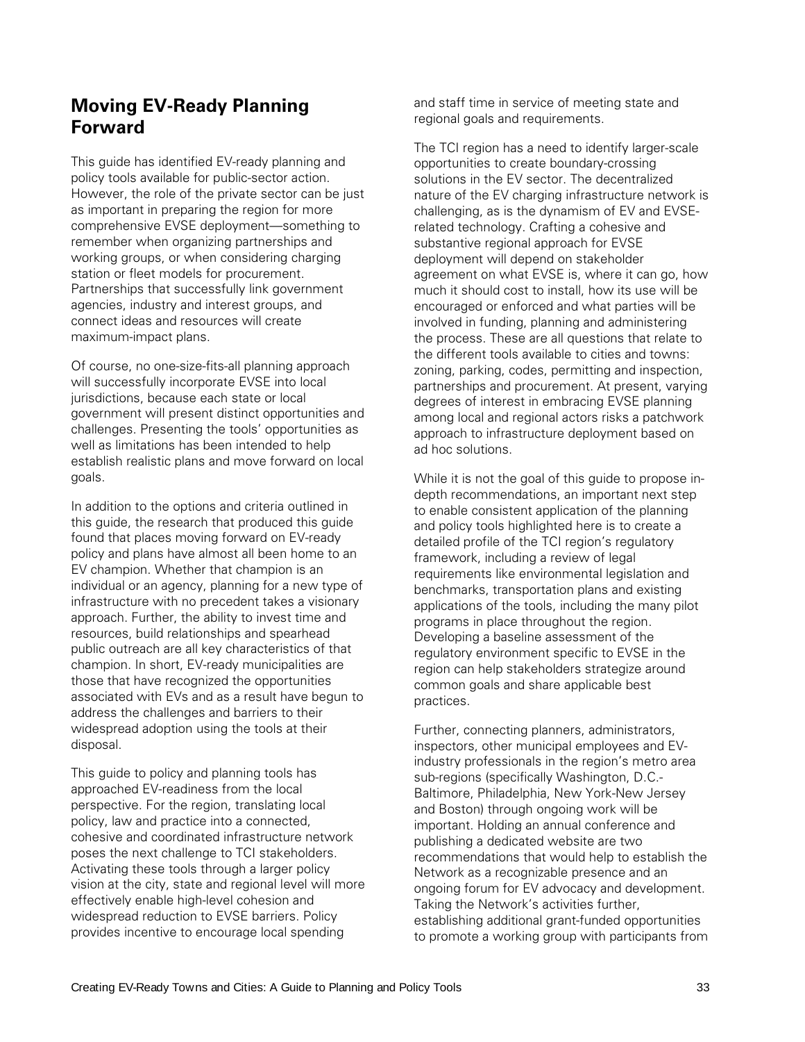## Moving EV-Ready Planning Forward

This guide has identified EV-ready planning and policy tools available for public-sector action. However, the role of the private sector can be just as important in preparing the region for more comprehensive EVSE deployment—something to remember when organizing partnerships and working groups, or when considering charging station or fleet models for procurement. Partnerships that successfully link government agencies, industry and interest groups, and connect ideas and resources will create maximum-impact plans.

Of course, no one-size-fits-all planning approach will successfully incorporate EVSE into local jurisdictions, because each state or local government will present distinct opportunities and challenges. Presenting the tools' opportunities as well as limitations has been intended to help establish realistic plans and move forward on local goals.

In addition to the options and criteria outlined in this guide, the research that produced this guide found that places moving forward on EV-ready policy and plans have almost all been home to an EV champion. Whether that champion is an individual or an agency, planning for a new type of infrastructure with no precedent takes a visionary approach. Further, the ability to invest time and resources, build relationships and spearhead public outreach are all key characteristics of that champion. In short, EV-ready municipalities are those that have recognized the opportunities associated with EVs and as a result have begun to address the challenges and barriers to their widespread adoption using the tools at their disposal.

This guide to policy and planning tools has approached EV-readiness from the local perspective. For the region, translating local policy, law and practice into a connected, cohesive and coordinated infrastructure network poses the next challenge to TCI stakeholders. Activating these tools through a larger policy vision at the city, state and regional level will more effectively enable high-level cohesion and widespread reduction to EVSE barriers. Policy provides incentive to encourage local spending and staff time in service of meeting state and regional goals and requirements.

The TCI region has a need to identify larger-scale opportunities to create boundary-crossing solutions in the EV sector. The decentralized nature of the EV charging infrastructure network is challenging, as is the dynamism of EV and EVSE-related technology. Crafting a cohesive and substantive regional approach for EVSE deployment will depend on stakeholder agreement on what EVSE is, where it can go, how much it should cost to install, how its use will be encouraged or enforced and what parties will be involved in funding, planning and administering the process. These are all questions that relate to the different tools available to cities and towns: zoning, parking, codes, permitting and inspection, partnerships and procurement. At present, varying degrees of interest in embracing EVSE planning among local and regional actors risks a patchwork approach to infrastructure deployment based on ad hoc solutions.

While it is not the goal of this guide to propose in-depth recommendations, an important next step to enable consistent application of the planning and policy tools highlighted here is to create a detailed profile of the TCI region's regulatory framework, including a review of legal requirements like environmental legislation and benchmarks, transportation plans and existing applications of the tools, including the many pilot programs in place throughout the region. Developing a baseline assessment of the regulatory environment specific to EVSE in the region can help stakeholders strategize around common goals and share applicable best practices.

Further, connecting planners, administrators, inspectors, other municipal employees and EV-industry professionals in the region's metro area sub-regions (specifically Washington, D.C.-Baltimore, Philadelphia, New York-New Jersey and Boston) through ongoing work will be important. Holding an annual conference and publishing a dedicated website are two recommendations that would help to establish the Network as a recognizable presence and an ongoing forum for EV advocacy and development. Taking the Network's activities further, establishing additional grant-funded opportunities to promote a working group with participants from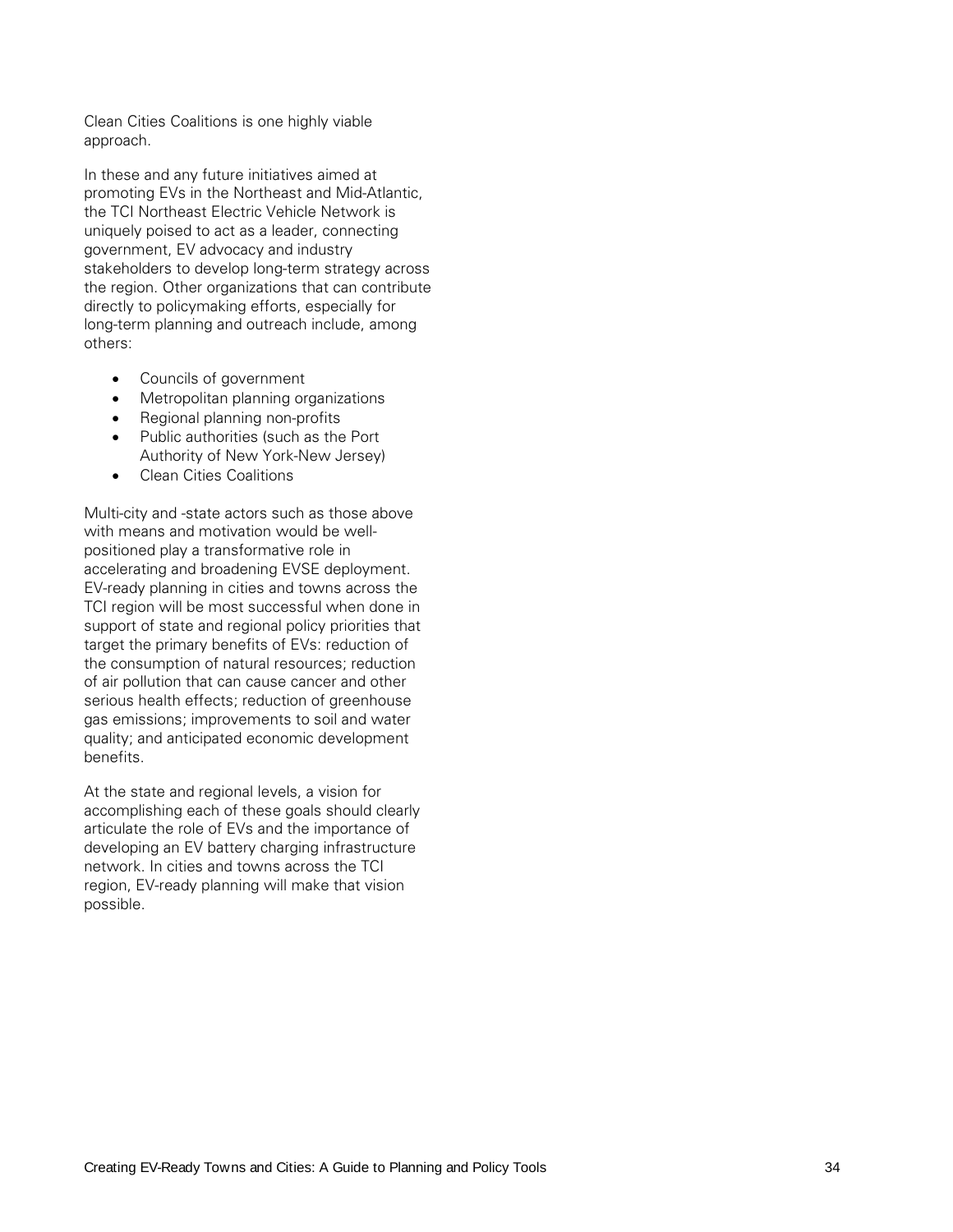Clean Cities Coalitions is one highly viable approach.

In these and any future initiatives aimed at promoting EVs in the Northeast and Mid-Atlantic, the TCI Northeast Electric Vehicle Network is uniquely poised to act as a leader, connecting government, EV advocacy and industry stakeholders to develop long-term strategy across the region. Other organizations that can contribute directly to policymaking efforts, especially for long-term planning and outreach include, among others:

- Councils of government
- Metropolitan planning organizations
- Regional planning non-profits
- Public authorities (such as the Port Authority of New York-New Jersey)
- Clean Cities Coalitions

Multi-city and -state actors such as those above with means and motivation would be well-positioned play a transformative role in accelerating and broadening EVSE deployment. EV-ready planning in cities and towns across the TCI region will be most successful when done in support of state and regional policy priorities that target the primary benefits of EVs: reduction of the consumption of natural resources; reduction of air pollution that can cause cancer and other serious health effects; reduction of greenhouse gas emissions; improvements to soil and water quality; and anticipated economic development benefits.

At the state and regional levels, a vision for accomplishing each of these goals should clearly articulate the role of EVs and the importance of developing an EV battery charging infrastructure network. In cities and towns across the TCI region, EV-ready planning will make that vision possible.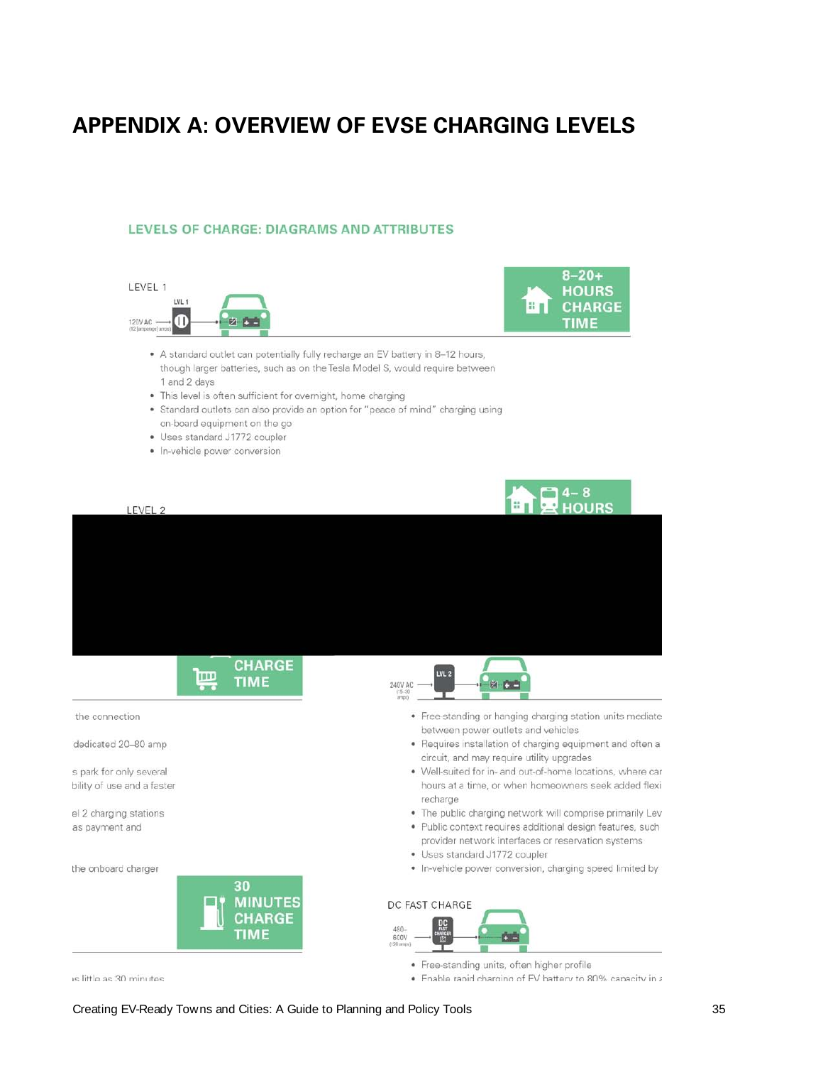# APPENDIX A: OVERVIEW OF EVSE CHARGING LEVELS

## LEVELS OF CHARGE: DIAGRAMS AND ATTRIBUTES

LEVEL 1

LVL 1

120V AC (12 [amperage] amps)

8–20+ HOURS CHARGE TIME

- A standard outlet can potentially fully recharge an EV battery in 8–12 hours, though larger batteries, such as on the Tesla Model S, would require between 1 and 2 days
- This level is often sufficient for overnight, home charging
- Standard outlets can also provide an option for "peace of mind" charging using on-board equipment on the go
- Uses standard J1772 coupler
- In-vehicle power conversion

LEVEL 2

4– 8 HOURS

CHARGE TIME

the connection

dedicated 20–80 amp

s park for only several

bility of use and a faster

el 2 charging stations

as payment and

the onboard charger

LVL 2

240V AC (15–30 amps)

- Free-standing or hanging charging station units mediate between power outlets and vehicles
- Requires installation of charging equipment and often a circuit, and may require utility upgrades
- Well-suited for in- and out-of-home locations, where car hours at a time, or when homeowners seek added flexi recharge
- The public charging network will comprise primarily Lev
- Public context requires additional design features, such provider network interfaces or reservation systems
- Uses standard J1772 coupler
- In-vehicle power conversion, charging speed limited by

30 MINUTES CHARGE TIME

DC FAST CHARGE

DC FAST CHARGER

480–600V (120 amps)

- Free-standing units, often higher profile
- Enable rapid charging of EV battery to 80% capacity in a

s little as 30 minutes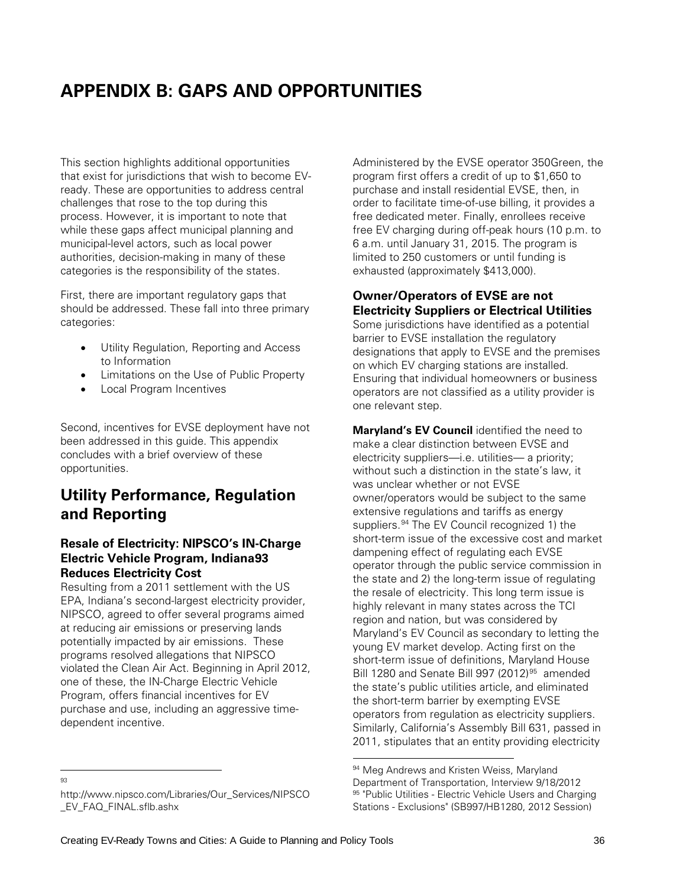# APPENDIX B: GAPS AND OPPORTUNITIES

This section highlights additional opportunities that exist for jurisdictions that wish to become EV-ready. These are opportunities to address central challenges that rose to the top during this process. However, it is important to note that while these gaps affect municipal planning and municipal-level actors, such as local power authorities, decision-making in many of these categories is the responsibility of the states.

First, there are important regulatory gaps that should be addressed. These fall into three primary categories:

- Utility Regulation, Reporting and Access to Information
- Limitations on the Use of Public Property
- Local Program Incentives

Second, incentives for EVSE deployment have not been addressed in this guide. This appendix concludes with a brief overview of these opportunities.

## Utility Performance, Regulation and Reporting

### Resale of Electricity: NIPSCO's IN-Charge Electric Vehicle Program, Indiana[93] Reduces Electricity Cost

Resulting from a 2011 settlement with the US EPA, Indiana's second-largest electricity provider, NIPSCO, agreed to offer several programs aimed at reducing air emissions or preserving lands potentially impacted by air emissions. These programs resolved allegations that NIPSCO violated the Clean Air Act. Beginning in April 2012, one of these, the IN-Charge Electric Vehicle Program, offers financial incentives for EV purchase and use, including an aggressive time-dependent incentive.

Administered by the EVSE operator 350Green, the program first offers a credit of up to $1,650 to purchase and install residential EVSE, then, in order to facilitate time-of-use billing, it provides a free dedicated meter. Finally, enrollees receive free EV charging during off-peak hours (10 p.m. to 6 a.m. until January 31, 2015. The program is limited to 250 customers or until funding is exhausted (approximately $413,000).

### Owner/Operators of EVSE are not Electricity Suppliers or Electrical Utilities

Some jurisdictions have identified as a potential barrier to EVSE installation the regulatory designations that apply to EVSE and the premises on which EV charging stations are installed. Ensuring that individual homeowners or business operators are not classified as a utility provider is one relevant step.

**Maryland's EV Council** identified the need to make a clear distinction between EVSE and electricity suppliers—i.e. utilities— a priority; without such a distinction in the state's law, it was unclear whether or not EVSE owner/operators would be subject to the same extensive regulations and tariffs as energy suppliers.[94] The EV Council recognized 1) the short-term issue of the excessive cost and market dampening effect of regulating each EVSE operator through the public service commission in the state and 2) the long-term issue of regulating the resale of electricity. This long term issue is highly relevant in many states across the TCI region and nation, but was considered by Maryland's EV Council as secondary to letting the young EV market develop. Acting first on the short-term issue of definitions, Maryland House Bill 1280 and Senate Bill 997 (2012)[95] amended the state's public utilities article, and eliminated the short-term barrier by exempting EVSE operators from regulation as electricity suppliers. Similarly, California's Assembly Bill 631, passed in 2011, stipulates that an entity providing electricity

[93] http://www.nipsco.com/Libraries/Our_Services/NIPSCO_EV_FAQ_FINAL.sflb.ashx

[94] Meg Andrews and Kristen Weiss, Maryland Department of Transportation, Interview 9/18/2012

[95] "Public Utilities - Electric Vehicle Users and Charging Stations - Exclusions" (SB997/HB1280, 2012 Session)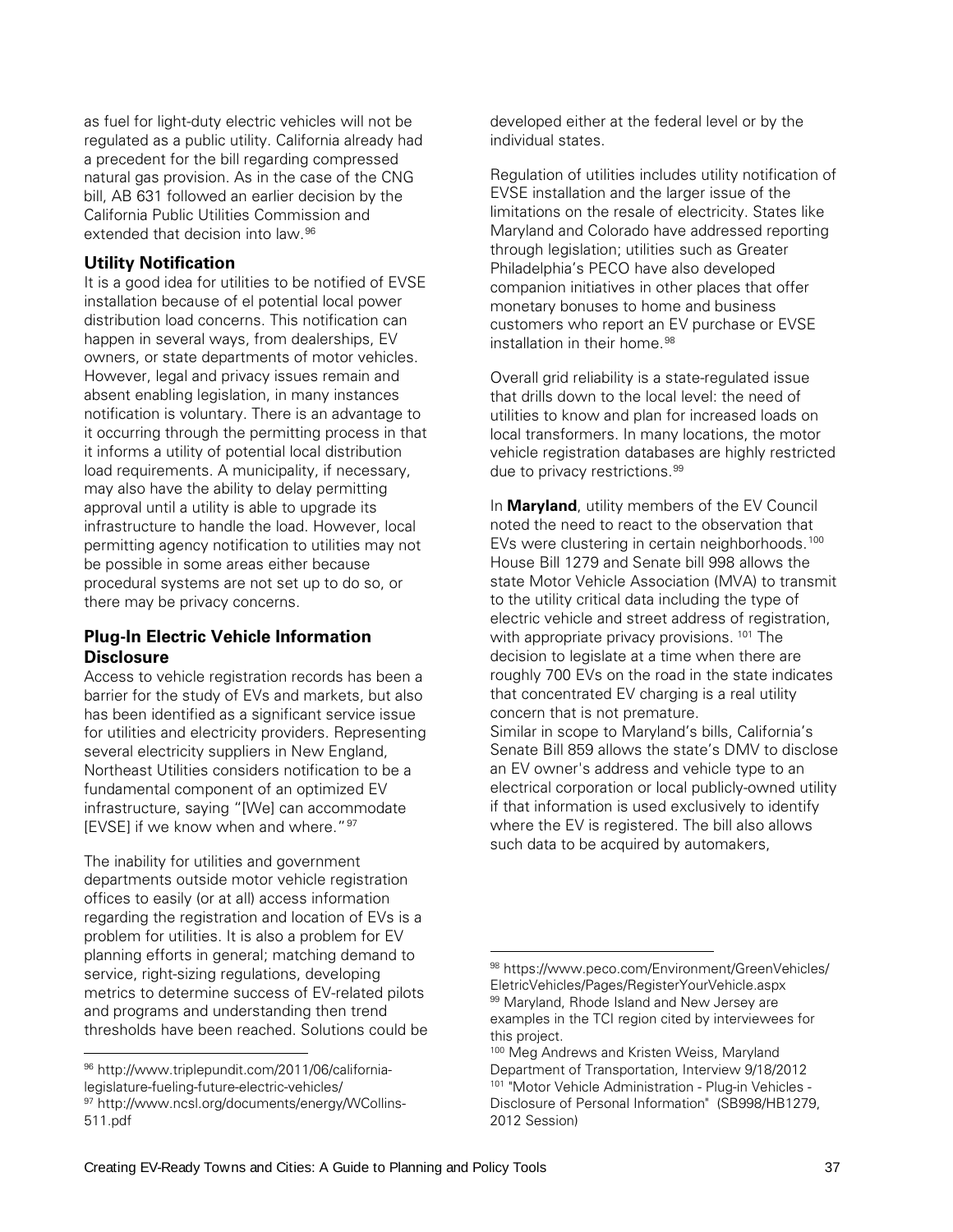as fuel for light-duty electric vehicles will not be regulated as a public utility. California already had a precedent for the bill regarding compressed natural gas provision. As in the case of the CNG bill, AB 631 followed an earlier decision by the California Public Utilities Commission and extended that decision into law.[96]

### Utility Notification

It is a good idea for utilities to be notified of EVSE installation because of el potential local power distribution load concerns. This notification can happen in several ways, from dealerships, EV owners, or state departments of motor vehicles. However, legal and privacy issues remain and absent enabling legislation, in many instances notification is voluntary. There is an advantage to it occurring through the permitting process in that it informs a utility of potential local distribution load requirements. A municipality, if necessary, may also have the ability to delay permitting approval until a utility is able to upgrade its infrastructure to handle the load. However, local permitting agency notification to utilities may not be possible in some areas either because procedural systems are not set up to do so, or there may be privacy concerns.

### Plug-In Electric Vehicle Information Disclosure

Access to vehicle registration records has been a barrier for the study of EVs and markets, but also has been identified as a significant service issue for utilities and electricity providers. Representing several electricity suppliers in New England, Northeast Utilities considers notification to be a fundamental component of an optimized EV infrastructure, saying "[We] can accommodate [EVSE] if we know when and where."[97]

The inability for utilities and government departments outside motor vehicle registration offices to easily (or at all) access information regarding the registration and location of EVs is a problem for utilities. It is also a problem for EV planning efforts in general; matching demand to service, right-sizing regulations, developing metrics to determine success of EV-related pilots and programs and understanding then trend thresholds have been reached. Solutions could be developed either at the federal level or by the individual states.

Regulation of utilities includes utility notification of EVSE installation and the larger issue of the limitations on the resale of electricity. States like Maryland and Colorado have addressed reporting through legislation; utilities such as Greater Philadelphia's PECO have also developed companion initiatives in other places that offer monetary bonuses to home and business customers who report an EV purchase or EVSE installation in their home.[98]

Overall grid reliability is a state-regulated issue that drills down to the local level: the need of utilities to know and plan for increased loads on local transformers. In many locations, the motor vehicle registration databases are highly restricted due to privacy restrictions.[99]

In **Maryland**, utility members of the EV Council noted the need to react to the observation that EVs were clustering in certain neighborhoods.[100] House Bill 1279 and Senate bill 998 allows the state Motor Vehicle Association (MVA) to transmit to the utility critical data including the type of electric vehicle and street address of registration, with appropriate privacy provisions. [101] The decision to legislate at a time when there are roughly 700 EVs on the road in the state indicates that concentrated EV charging is a real utility concern that is not premature.

Similar in scope to Maryland's bills, California's Senate Bill 859 allows the state's DMV to disclose an EV owner's address and vehicle type to an electrical corporation or local publicly-owned utility if that information is used exclusively to identify where the EV is registered. The bill also allows such data to be acquired by automakers,

---

[96] http://www.triplepundit.com/2011/06/california-legislature-fueling-future-electric-vehicles/

[97] http://www.ncsl.org/documents/energy/WCollins-511.pdf

[98] https://www.peco.com/Environment/GreenVehicles/EletricVehicles/Pages/RegisterYourVehicle.aspx

[99] Maryland, Rhode Island and New Jersey are examples in the TCI region cited by interviewees for this project.

[100] Meg Andrews and Kristen Weiss, Maryland Department of Transportation, Interview 9/18/2012

[101] "Motor Vehicle Administration - Plug-in Vehicles - Disclosure of Personal Information" (SB998/HB1279, 2012 Session)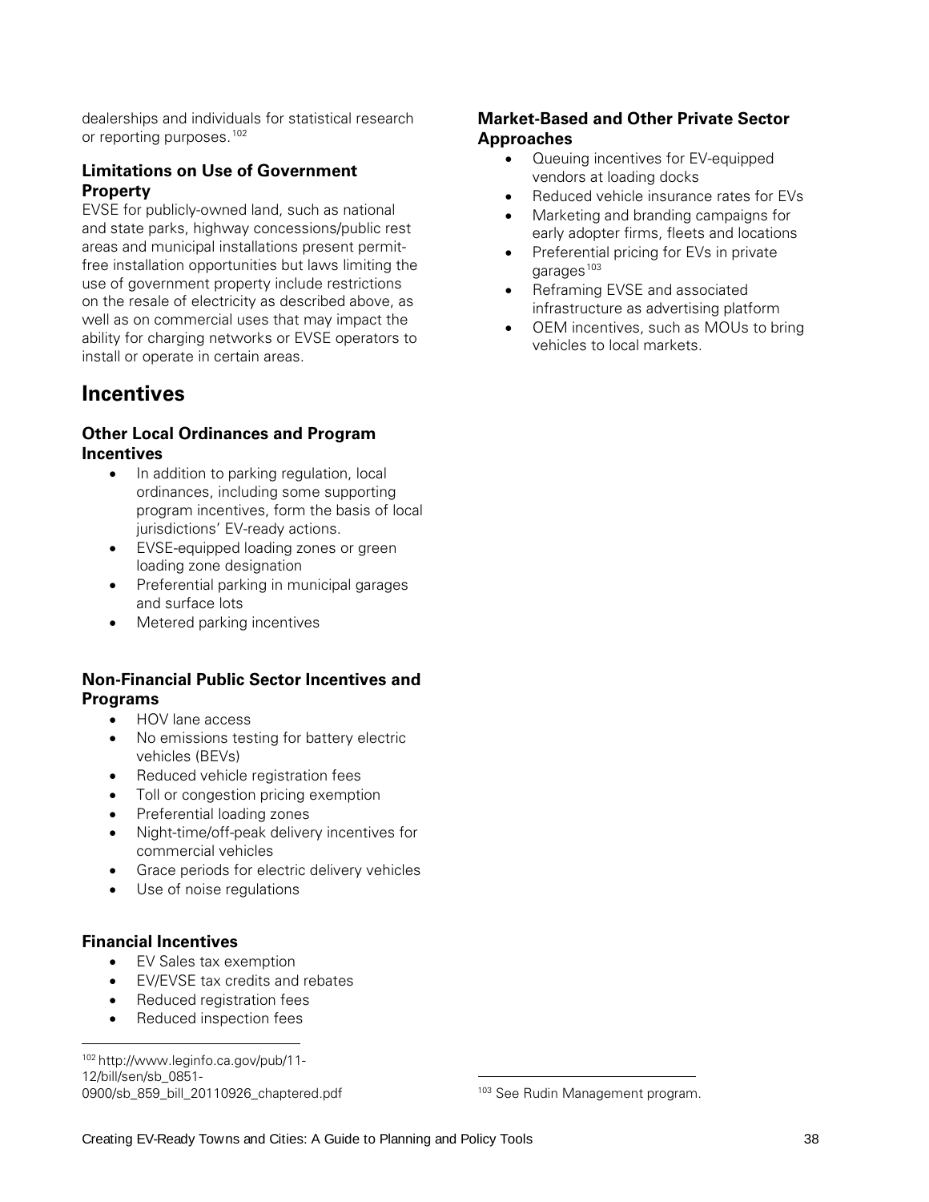dealerships and individuals for statistical research or reporting purposes.[102]

### Limitations on Use of Government Property

EVSE for publicly-owned land, such as national and state parks, highway concessions/public rest areas and municipal installations present permit-free installation opportunities but laws limiting the use of government property include restrictions on the resale of electricity as described above, as well as on commercial uses that may impact the ability for charging networks or EVSE operators to install or operate in certain areas.

## Incentives

### Other Local Ordinances and Program Incentives

- In addition to parking regulation, local ordinances, including some supporting program incentives, form the basis of local jurisdictions' EV-ready actions.
- EVSE-equipped loading zones or green loading zone designation
- Preferential parking in municipal garages and surface lots
- Metered parking incentives

### Non-Financial Public Sector Incentives and Programs

- HOV lane access
- No emissions testing for battery electric vehicles (BEVs)
- Reduced vehicle registration fees
- Toll or congestion pricing exemption
- Preferential loading zones
- Night-time/off-peak delivery incentives for commercial vehicles
- Grace periods for electric delivery vehicles
- Use of noise regulations

### Financial Incentives

- EV Sales tax exemption
- EV/EVSE tax credits and rebates
- Reduced registration fees
- Reduced inspection fees

### Market-Based and Other Private Sector Approaches

- Queuing incentives for EV-equipped vendors at loading docks
- Reduced vehicle insurance rates for EVs
- Marketing and branding campaigns for early adopter firms, fleets and locations
- Preferential pricing for EVs in private garages[103]
- Reframing EVSE and associated infrastructure as advertising platform
- OEM incentives, such as MOUs to bring vehicles to local markets.

---

[102] http://www.leginfo.ca.gov/pub/11-12/bill/sen/sb_0851-0900/sb_859_bill_20110926_chaptered.pdf

[103] See Rudin Management program.